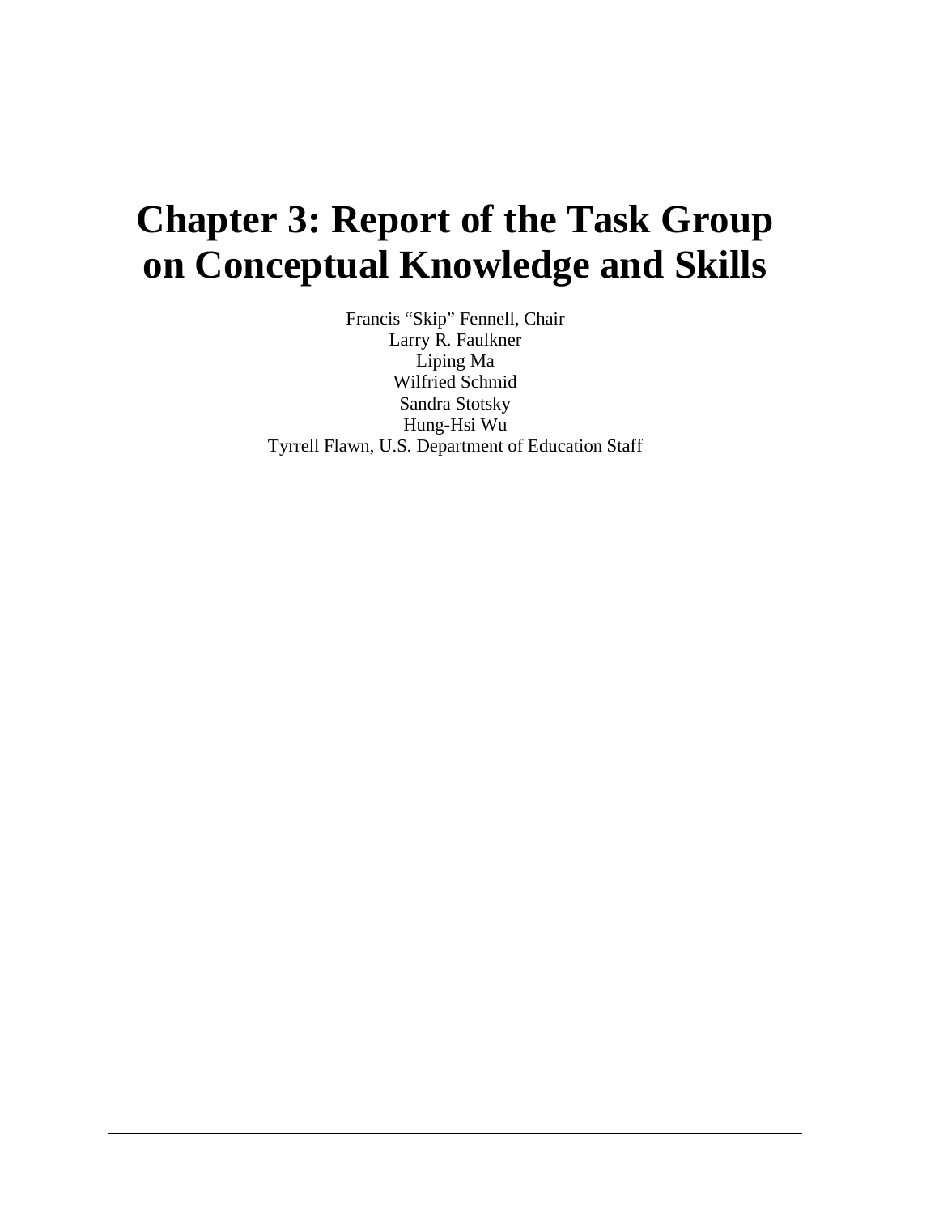# Chapter 3: Report of the Task Group on Conceptual Knowledge and Skills

Francis "Skip" Fennell, Chair
Larry R. Faulkner
Liping Ma
Wilfried Schmid
Sandra Stotsky
Hung-Hsi Wu
Tyrrell Flawn, U.S. Department of Education Staff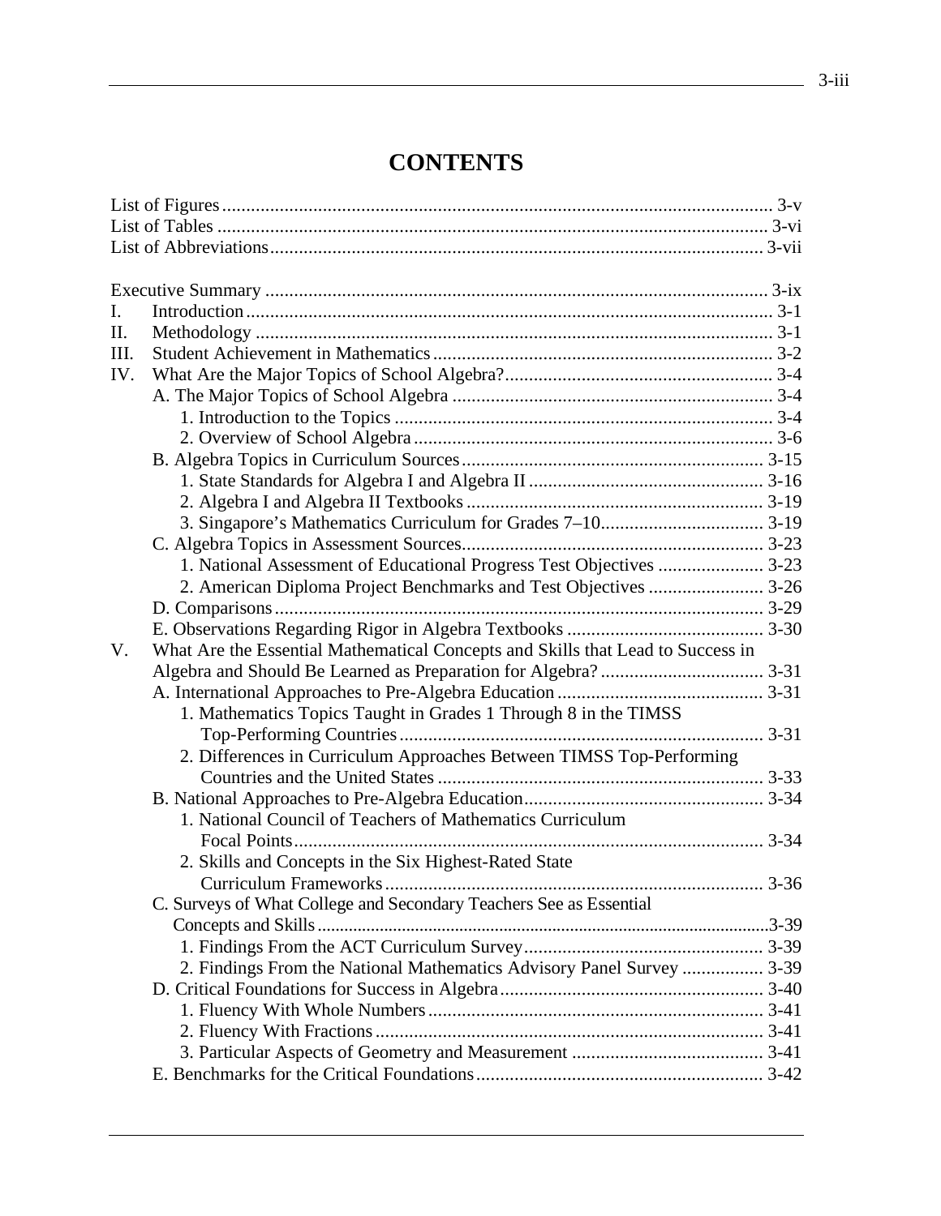# CONTENTS

List of Figures ........ 3-v
List of Tables ........ 3-vi
List of Abbreviations ........ 3-vii

Executive Summary ........ 3-ix

I. Introduction ........ 3-1

II. Methodology ........ 3-1

III. Student Achievement in Mathematics ........ 3-2

IV. What Are the Major Topics of School Algebra? ........ 3-4
- A. The Major Topics of School Algebra ........ 3-4
  - 1. Introduction to the Topics ........ 3-4
  - 2. Overview of School Algebra ........ 3-6
- B. Algebra Topics in Curriculum Sources ........ 3-15
  - 1. State Standards for Algebra I and Algebra II ........ 3-16
  - 2. Algebra I and Algebra II Textbooks ........ 3-19
  - 3. Singapore's Mathematics Curriculum for Grades 7–10 ........ 3-19
- C. Algebra Topics in Assessment Sources ........ 3-23
  - 1. National Assessment of Educational Progress Test Objectives ........ 3-23
  - 2. American Diploma Project Benchmarks and Test Objectives ........ 3-26
- D. Comparisons ........ 3-29
- E. Observations Regarding Rigor in Algebra Textbooks ........ 3-30

V. What Are the Essential Mathematical Concepts and Skills that Lead to Success in Algebra and Should Be Learned as Preparation for Algebra? ........ 3-31
- A. International Approaches to Pre-Algebra Education ........ 3-31
  - 1. Mathematics Topics Taught in Grades 1 Through 8 in the TIMSS Top-Performing Countries ........ 3-31
  - 2. Differences in Curriculum Approaches Between TIMSS Top-Performing Countries and the United States ........ 3-33
- B. National Approaches to Pre-Algebra Education ........ 3-34
  - 1. National Council of Teachers of Mathematics Curriculum Focal Points ........ 3-34
  - 2. Skills and Concepts in the Six Highest-Rated State Curriculum Frameworks ........ 3-36
- C. Surveys of What College and Secondary Teachers See as Essential Concepts and Skills ........ 3-39
  - 1. Findings From the ACT Curriculum Survey ........ 3-39
  - 2. Findings From the National Mathematics Advisory Panel Survey ........ 3-39
- D. Critical Foundations for Success in Algebra ........ 3-40
  - 1. Fluency With Whole Numbers ........ 3-41
  - 2. Fluency With Fractions ........ 3-41
  - 3. Particular Aspects of Geometry and Measurement ........ 3-41
- E. Benchmarks for the Critical Foundations ........ 3-42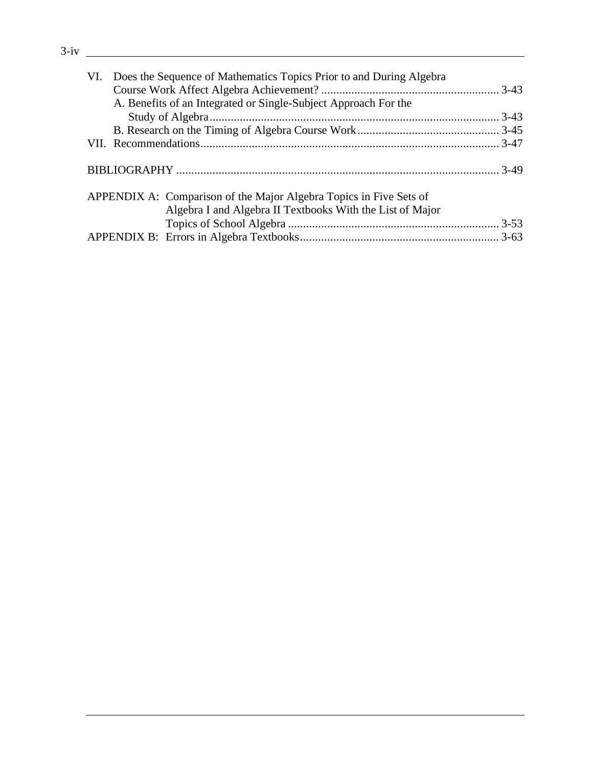VI. Does the Sequence of Mathematics Topics Prior to and During Algebra Course Work Affect Algebra Achievement? ........................................................... 3-43

- A. Benefits of an Integrated or Single-Subject Approach For the Study of Algebra................................................................................................ 3-43
- B. Research on the Timing of Algebra Course Work............................................... 3-45

VII. Recommendations.................................................................................................. 3-47

BIBLIOGRAPHY .......................................................................................................... 3-49

APPENDIX A: Comparison of the Major Algebra Topics in Five Sets of Algebra I and Algebra II Textbooks With the List of Major Topics of School Algebra ...................................................................... 3-53

APPENDIX B: Errors in Algebra Textbooks................................................................. 3-63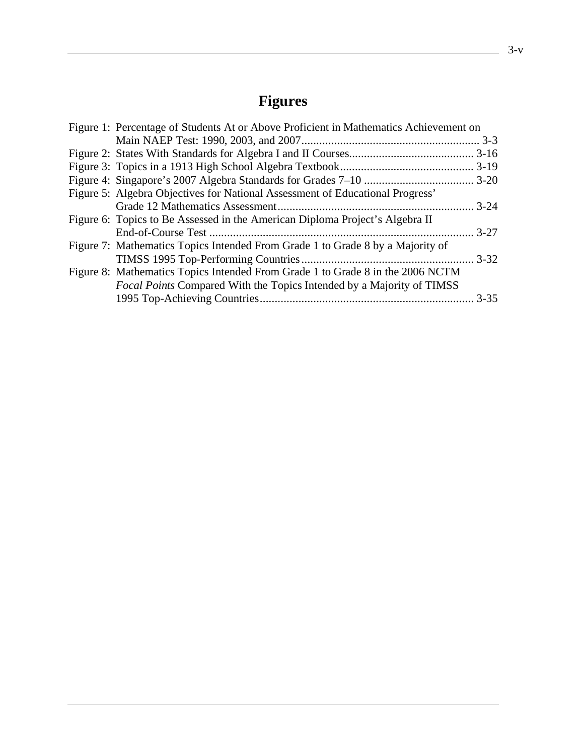# Figures

Figure 1: Percentage of Students At or Above Proficient in Mathematics Achievement on Main NAEP Test: 1990, 2003, and 2007 ............ 3-3

Figure 2: States With Standards for Algebra I and II Courses ............ 3-16

Figure 3: Topics in a 1913 High School Algebra Textbook ............ 3-19

Figure 4: Singapore's 2007 Algebra Standards for Grades 7–10 ............ 3-20

Figure 5: Algebra Objectives for National Assessment of Educational Progress' Grade 12 Mathematics Assessment ............ 3-24

Figure 6: Topics to Be Assessed in the American Diploma Project's Algebra II End-of-Course Test ............ 3-27

Figure 7: Mathematics Topics Intended From Grade 1 to Grade 8 by a Majority of TIMSS 1995 Top-Performing Countries ............ 3-32

Figure 8: Mathematics Topics Intended From Grade 1 to Grade 8 in the 2006 NCTM *Focal Points* Compared With the Topics Intended by a Majority of TIMSS 1995 Top-Achieving Countries ............ 3-35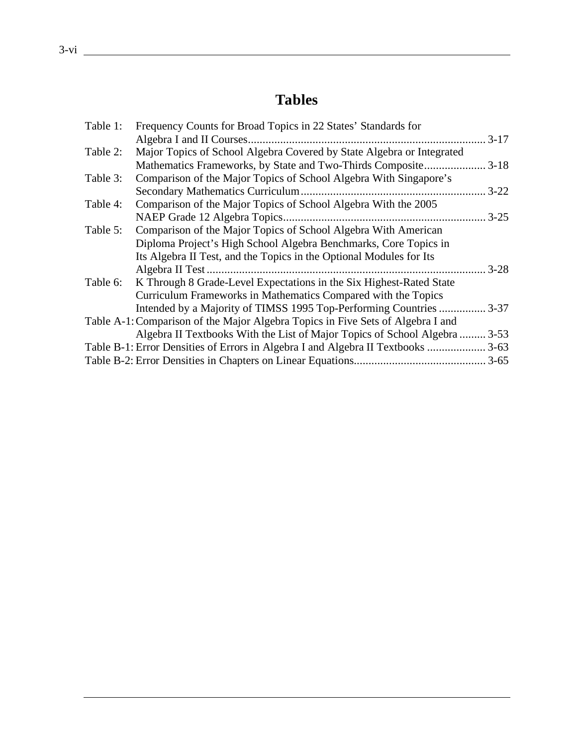# Tables

| | | |
|---|---|---|
| Table 1: | Frequency Counts for Broad Topics in 22 States' Standards for Algebra I and II Courses | 3-17 |
| Table 2: | Major Topics of School Algebra Covered by State Algebra or Integrated Mathematics Frameworks, by State and Two-Thirds Composite | 3-18 |
| Table 3: | Comparison of the Major Topics of School Algebra With Singapore's Secondary Mathematics Curriculum | 3-22 |
| Table 4: | Comparison of the Major Topics of School Algebra With the 2005 NAEP Grade 12 Algebra Topics | 3-25 |
| Table 5: | Comparison of the Major Topics of School Algebra With American Diploma Project's High School Algebra Benchmarks, Core Topics in Its Algebra II Test, and the Topics in the Optional Modules for Its Algebra II Test | 3-28 |
| Table 6: | K Through 8 Grade-Level Expectations in the Six Highest-Rated State Curriculum Frameworks in Mathematics Compared with the Topics Intended by a Majority of TIMSS 1995 Top-Performing Countries | 3-37 |
| Table A-1: | Comparison of the Major Algebra Topics in Five Sets of Algebra I and Algebra II Textbooks With the List of Major Topics of School Algebra | 3-53 |
| Table B-1: | Error Densities of Errors in Algebra I and Algebra II Textbooks | 3-63 |
| Table B-2: | Error Densities in Chapters on Linear Equations | 3-65 |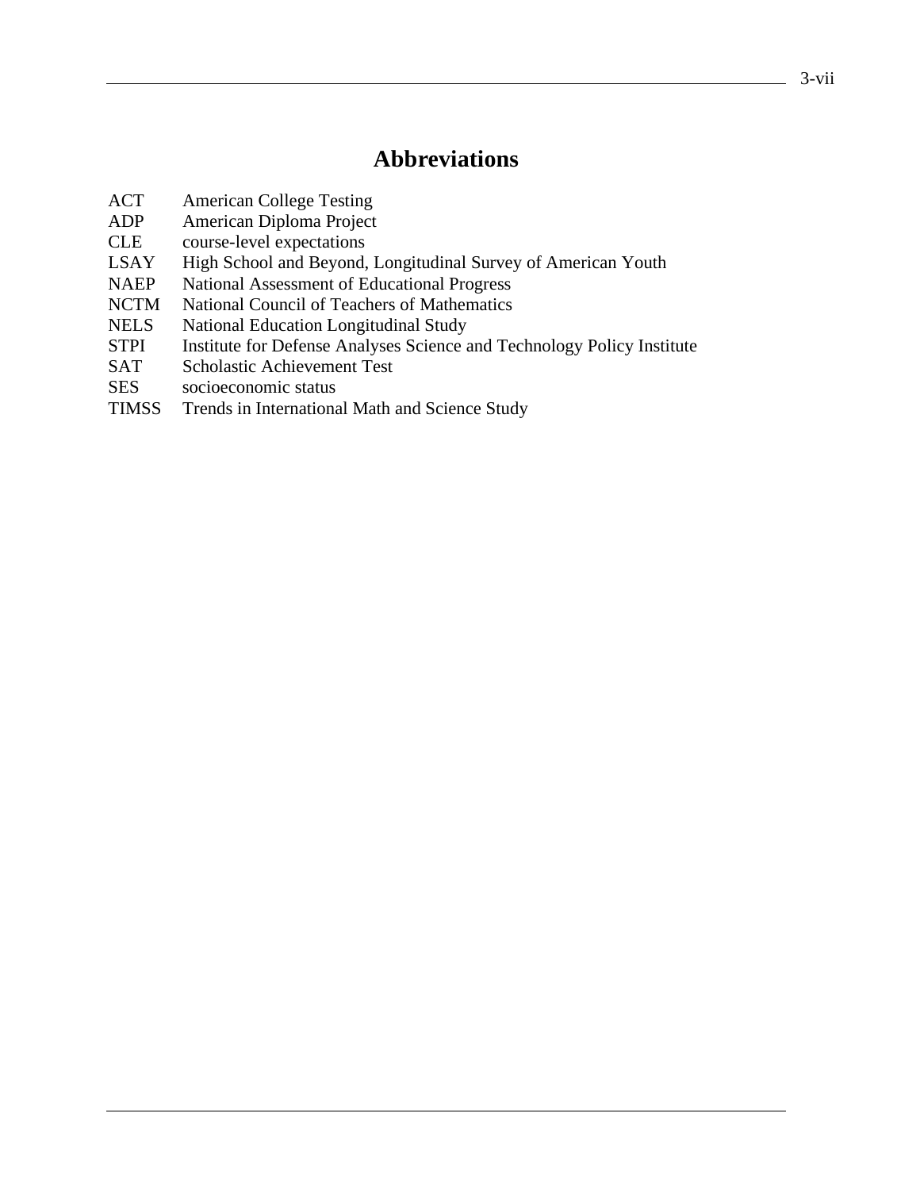# Abbreviations

| | |
|---|---|
| ACT | American College Testing |
| ADP | American Diploma Project |
| CLE | course-level expectations |
| LSAY | High School and Beyond, Longitudinal Survey of American Youth |
| NAEP | National Assessment of Educational Progress |
| NCTM | National Council of Teachers of Mathematics |
| NELS | National Education Longitudinal Study |
| STPI | Institute for Defense Analyses Science and Technology Policy Institute |
| SAT | Scholastic Achievement Test |
| SES | socioeconomic status |
| TIMSS | Trends in International Math and Science Study |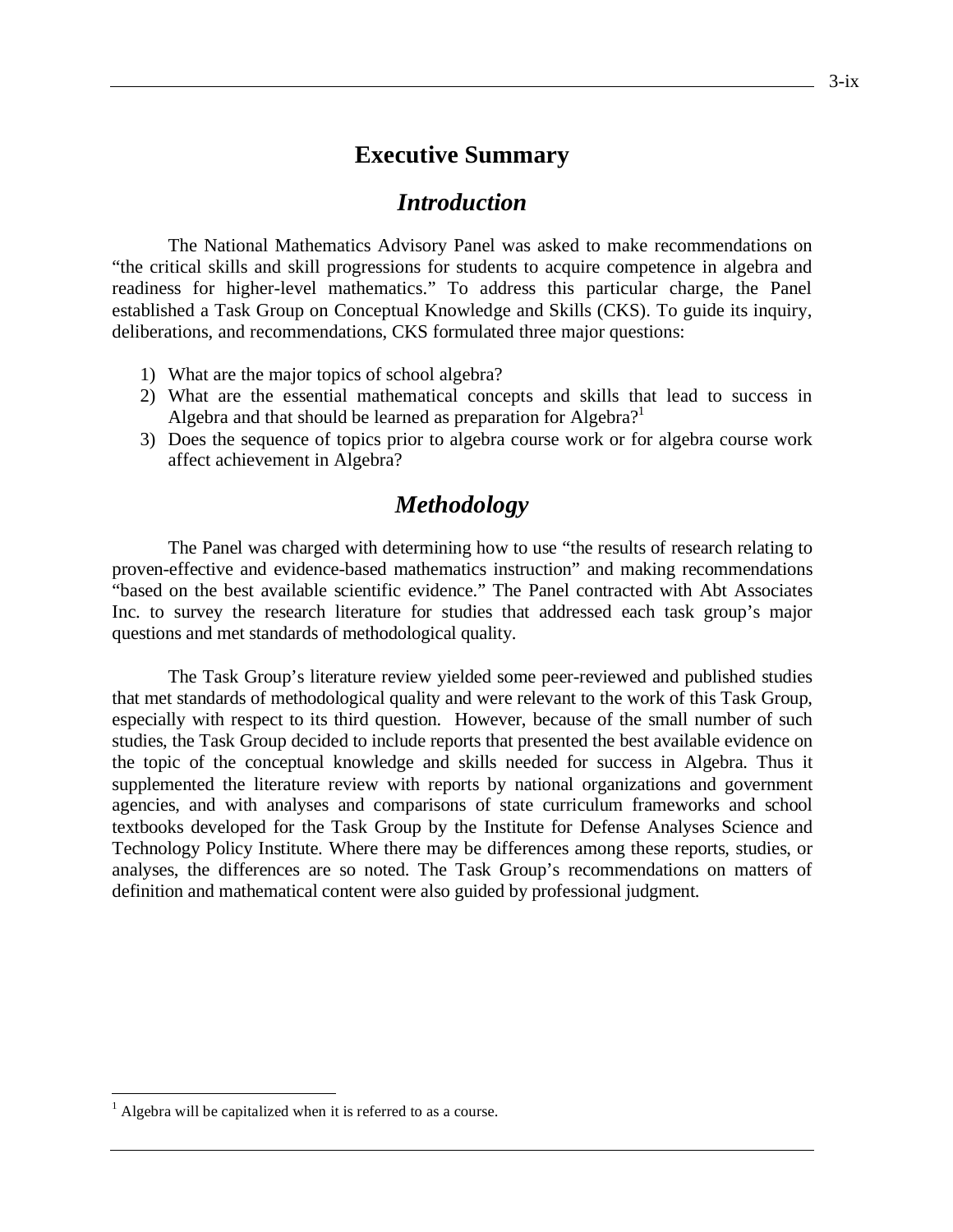# Executive Summary

## *Introduction*

The National Mathematics Advisory Panel was asked to make recommendations on "the critical skills and skill progressions for students to acquire competence in algebra and readiness for higher-level mathematics." To address this particular charge, the Panel established a Task Group on Conceptual Knowledge and Skills (CKS). To guide its inquiry, deliberations, and recommendations, CKS formulated three major questions:

1) What are the major topics of school algebra?
2) What are the essential mathematical concepts and skills that lead to success in Algebra and that should be learned as preparation for Algebra?[1]
3) Does the sequence of topics prior to algebra course work or for algebra course work affect achievement in Algebra?

## *Methodology*

The Panel was charged with determining how to use "the results of research relating to proven-effective and evidence-based mathematics instruction" and making recommendations "based on the best available scientific evidence." The Panel contracted with Abt Associates Inc. to survey the research literature for studies that addressed each task group's major questions and met standards of methodological quality.

The Task Group's literature review yielded some peer-reviewed and published studies that met standards of methodological quality and were relevant to the work of this Task Group, especially with respect to its third question. However, because of the small number of such studies, the Task Group decided to include reports that presented the best available evidence on the topic of the conceptual knowledge and skills needed for success in Algebra. Thus it supplemented the literature review with reports by national organizations and government agencies, and with analyses and comparisons of state curriculum frameworks and school textbooks developed for the Task Group by the Institute for Defense Analyses Science and Technology Policy Institute. Where there may be differences among these reports, studies, or analyses, the differences are so noted. The Task Group's recommendations on matters of definition and mathematical content were also guided by professional judgment.

[1] Algebra will be capitalized when it is referred to as a course.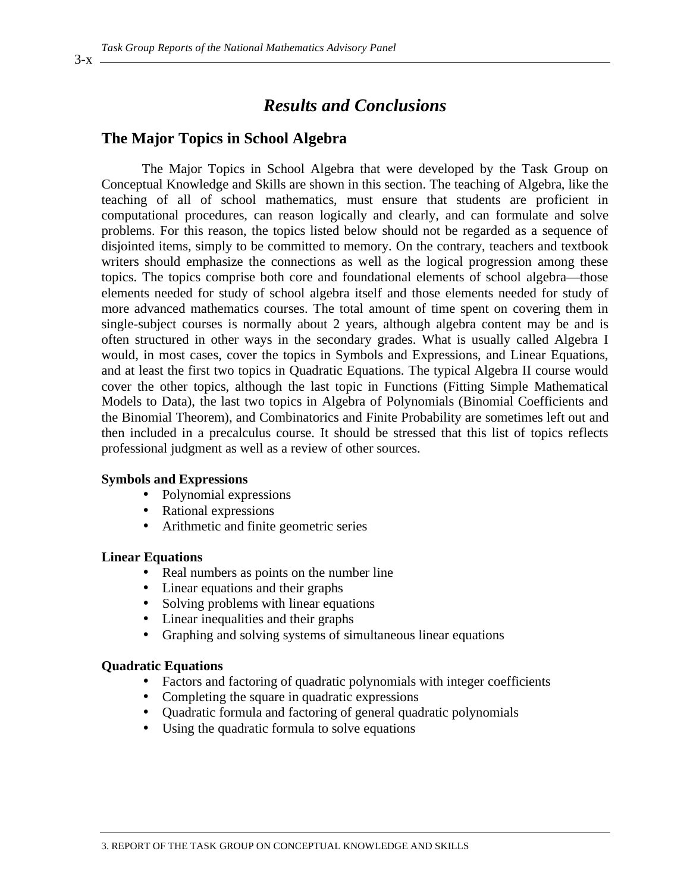# *Results and Conclusions*

## The Major Topics in School Algebra

The Major Topics in School Algebra that were developed by the Task Group on Conceptual Knowledge and Skills are shown in this section. The teaching of Algebra, like the teaching of all of school mathematics, must ensure that students are proficient in computational procedures, can reason logically and clearly, and can formulate and solve problems. For this reason, the topics listed below should not be regarded as a sequence of disjointed items, simply to be committed to memory. On the contrary, teachers and textbook writers should emphasize the connections as well as the logical progression among these topics. The topics comprise both core and foundational elements of school algebra—those elements needed for study of school algebra itself and those elements needed for study of more advanced mathematics courses. The total amount of time spent on covering them in single-subject courses is normally about 2 years, although algebra content may be and is often structured in other ways in the secondary grades. What is usually called Algebra I would, in most cases, cover the topics in Symbols and Expressions, and Linear Equations, and at least the first two topics in Quadratic Equations. The typical Algebra II course would cover the other topics, although the last topic in Functions (Fitting Simple Mathematical Models to Data), the last two topics in Algebra of Polynomials (Binomial Coefficients and the Binomial Theorem), and Combinatorics and Finite Probability are sometimes left out and then included in a precalculus course. It should be stressed that this list of topics reflects professional judgment as well as a review of other sources.

**Symbols and Expressions**

- Polynomial expressions
- Rational expressions
- Arithmetic and finite geometric series

**Linear Equations**

- Real numbers as points on the number line
- Linear equations and their graphs
- Solving problems with linear equations
- Linear inequalities and their graphs
- Graphing and solving systems of simultaneous linear equations

**Quadratic Equations**

- Factors and factoring of quadratic polynomials with integer coefficients
- Completing the square in quadratic expressions
- Quadratic formula and factoring of general quadratic polynomials
- Using the quadratic formula to solve equations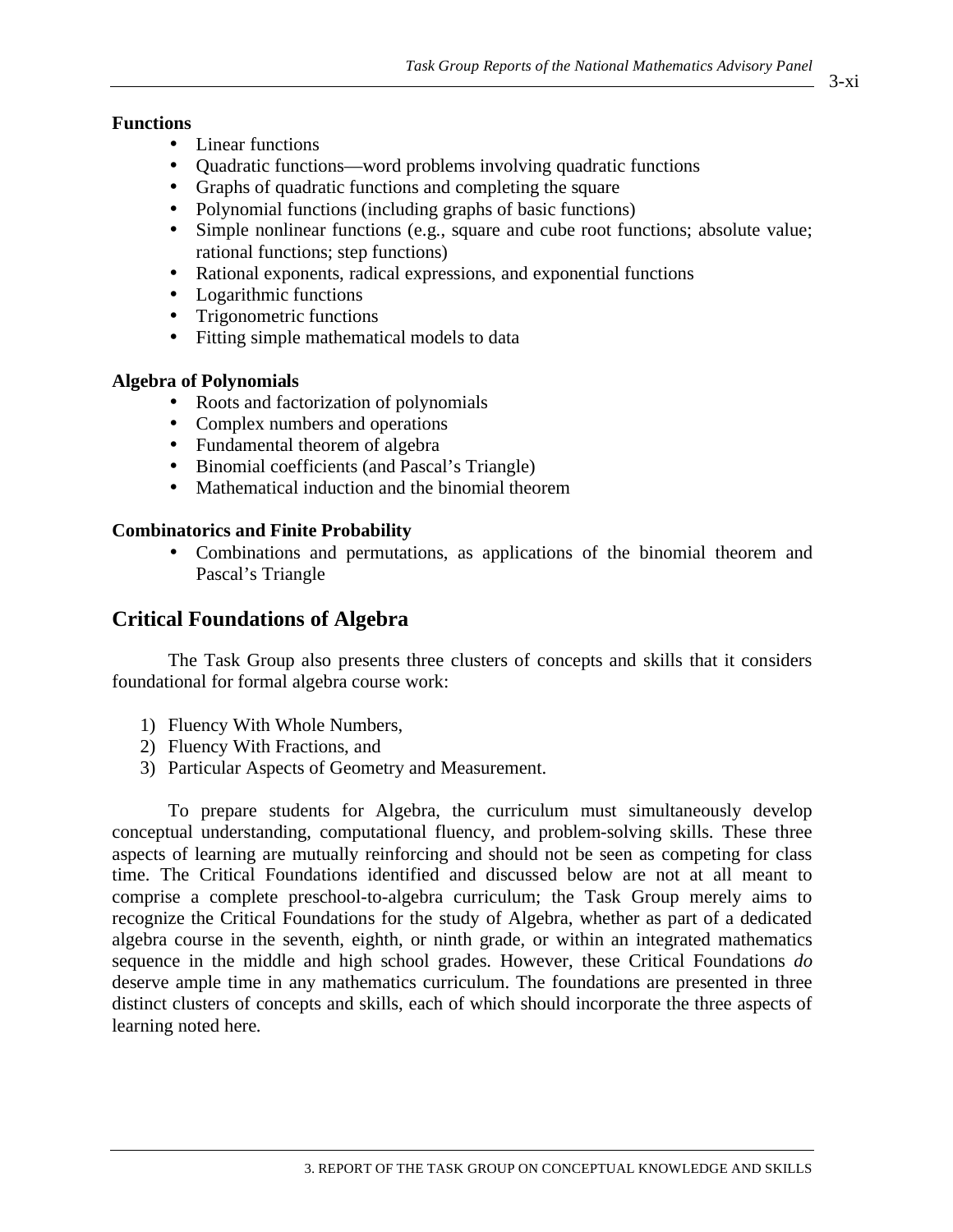**Functions**

- Linear functions
- Quadratic functions—word problems involving quadratic functions
- Graphs of quadratic functions and completing the square
- Polynomial functions (including graphs of basic functions)
- Simple nonlinear functions (e.g., square and cube root functions; absolute value; rational functions; step functions)
- Rational exponents, radical expressions, and exponential functions
- Logarithmic functions
- Trigonometric functions
- Fitting simple mathematical models to data

**Algebra of Polynomials**

- Roots and factorization of polynomials
- Complex numbers and operations
- Fundamental theorem of algebra
- Binomial coefficients (and Pascal's Triangle)
- Mathematical induction and the binomial theorem

**Combinatorics and Finite Probability**

- Combinations and permutations, as applications of the binomial theorem and Pascal's Triangle

## Critical Foundations of Algebra

The Task Group also presents three clusters of concepts and skills that it considers foundational for formal algebra course work:

1) Fluency With Whole Numbers,
2) Fluency With Fractions, and
3) Particular Aspects of Geometry and Measurement.

To prepare students for Algebra, the curriculum must simultaneously develop conceptual understanding, computational fluency, and problem-solving skills. These three aspects of learning are mutually reinforcing and should not be seen as competing for class time. The Critical Foundations identified and discussed below are not at all meant to comprise a complete preschool-to-algebra curriculum; the Task Group merely aims to recognize the Critical Foundations for the study of Algebra, whether as part of a dedicated algebra course in the seventh, eighth, or ninth grade, or within an integrated mathematics sequence in the middle and high school grades. However, these Critical Foundations *do* deserve ample time in any mathematics curriculum. The foundations are presented in three distinct clusters of concepts and skills, each of which should incorporate the three aspects of learning noted here.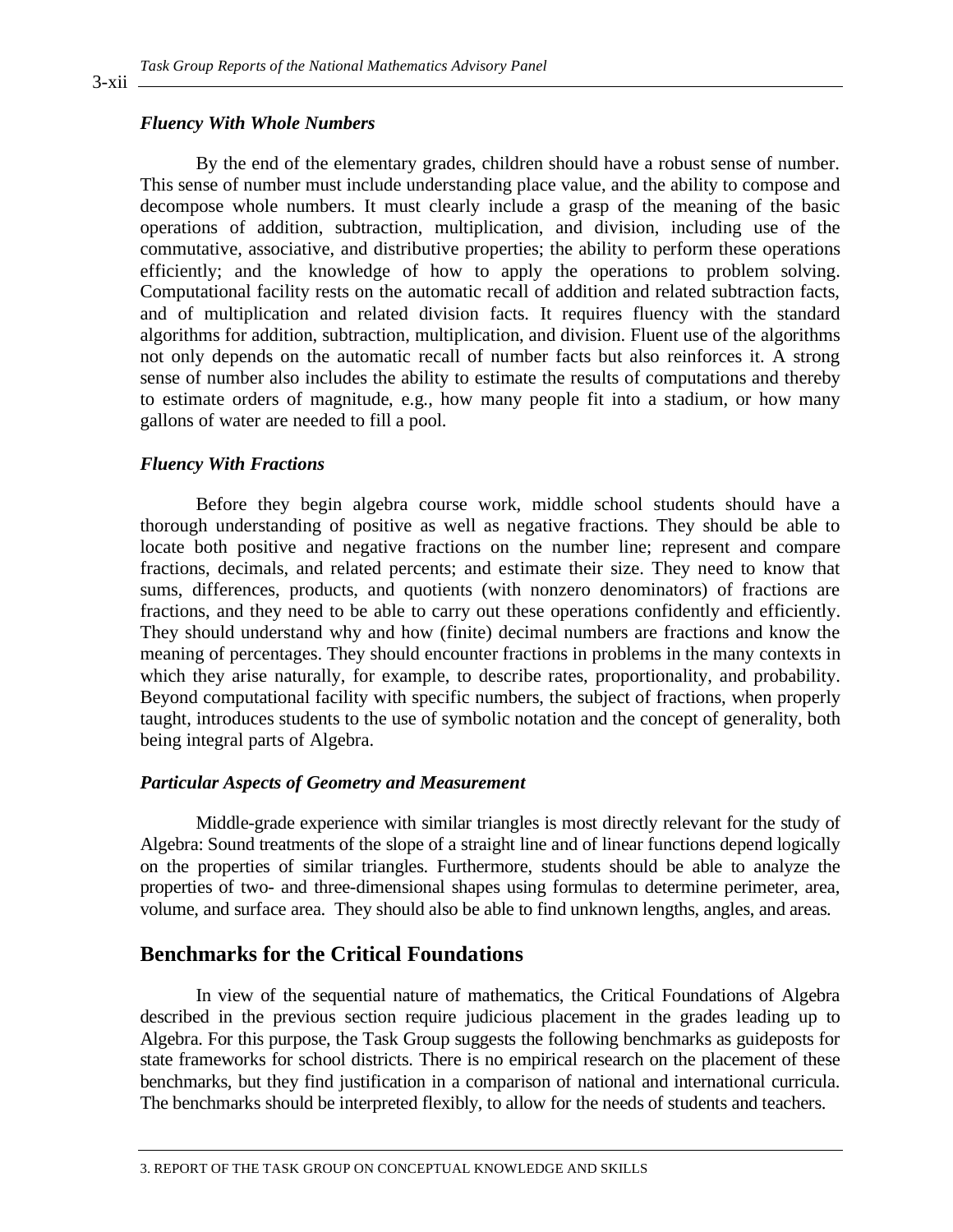### *Fluency With Whole Numbers*

By the end of the elementary grades, children should have a robust sense of number. This sense of number must include understanding place value, and the ability to compose and decompose whole numbers. It must clearly include a grasp of the meaning of the basic operations of addition, subtraction, multiplication, and division, including use of the commutative, associative, and distributive properties; the ability to perform these operations efficiently; and the knowledge of how to apply the operations to problem solving. Computational facility rests on the automatic recall of addition and related subtraction facts, and of multiplication and related division facts. It requires fluency with the standard algorithms for addition, subtraction, multiplication, and division. Fluent use of the algorithms not only depends on the automatic recall of number facts but also reinforces it. A strong sense of number also includes the ability to estimate the results of computations and thereby to estimate orders of magnitude, e.g., how many people fit into a stadium, or how many gallons of water are needed to fill a pool.

### *Fluency With Fractions*

Before they begin algebra course work, middle school students should have a thorough understanding of positive as well as negative fractions. They should be able to locate both positive and negative fractions on the number line; represent and compare fractions, decimals, and related percents; and estimate their size. They need to know that sums, differences, products, and quotients (with nonzero denominators) of fractions are fractions, and they need to be able to carry out these operations confidently and efficiently. They should understand why and how (finite) decimal numbers are fractions and know the meaning of percentages. They should encounter fractions in problems in the many contexts in which they arise naturally, for example, to describe rates, proportionality, and probability. Beyond computational facility with specific numbers, the subject of fractions, when properly taught, introduces students to the use of symbolic notation and the concept of generality, both being integral parts of Algebra.

### *Particular Aspects of Geometry and Measurement*

Middle-grade experience with similar triangles is most directly relevant for the study of Algebra: Sound treatments of the slope of a straight line and of linear functions depend logically on the properties of similar triangles. Furthermore, students should be able to analyze the properties of two- and three-dimensional shapes using formulas to determine perimeter, area, volume, and surface area. They should also be able to find unknown lengths, angles, and areas.

## Benchmarks for the Critical Foundations

In view of the sequential nature of mathematics, the Critical Foundations of Algebra described in the previous section require judicious placement in the grades leading up to Algebra. For this purpose, the Task Group suggests the following benchmarks as guideposts for state frameworks for school districts. There is no empirical research on the placement of these benchmarks, but they find justification in a comparison of national and international curricula. The benchmarks should be interpreted flexibly, to allow for the needs of students and teachers.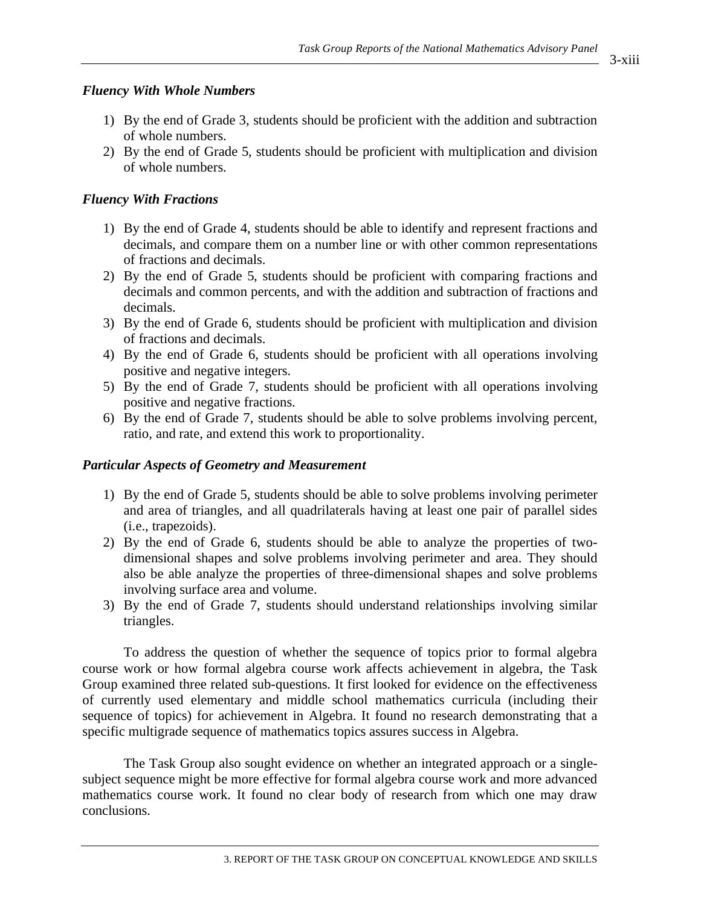### *Fluency With Whole Numbers*

1) By the end of Grade 3, students should be proficient with the addition and subtraction of whole numbers.
2) By the end of Grade 5, students should be proficient with multiplication and division of whole numbers.

### *Fluency With Fractions*

1) By the end of Grade 4, students should be able to identify and represent fractions and decimals, and compare them on a number line or with other common representations of fractions and decimals.
2) By the end of Grade 5, students should be proficient with comparing fractions and decimals and common percents, and with the addition and subtraction of fractions and decimals.
3) By the end of Grade 6, students should be proficient with multiplication and division of fractions and decimals.
4) By the end of Grade 6, students should be proficient with all operations involving positive and negative integers.
5) By the end of Grade 7, students should be proficient with all operations involving positive and negative fractions.
6) By the end of Grade 7, students should be able to solve problems involving percent, ratio, and rate, and extend this work to proportionality.

### *Particular Aspects of Geometry and Measurement*

1) By the end of Grade 5, students should be able to solve problems involving perimeter and area of triangles, and all quadrilaterals having at least one pair of parallel sides (i.e., trapezoids).
2) By the end of Grade 6, students should be able to analyze the properties of two-dimensional shapes and solve problems involving perimeter and area. They should also be able analyze the properties of three-dimensional shapes and solve problems involving surface area and volume.
3) By the end of Grade 7, students should understand relationships involving similar triangles.

To address the question of whether the sequence of topics prior to formal algebra course work or how formal algebra course work affects achievement in algebra, the Task Group examined three related sub-questions. It first looked for evidence on the effectiveness of currently used elementary and middle school mathematics curricula (including their sequence of topics) for achievement in Algebra. It found no research demonstrating that a specific multigrade sequence of mathematics topics assures success in Algebra.

The Task Group also sought evidence on whether an integrated approach or a single-subject sequence might be more effective for formal algebra course work and more advanced mathematics course work. It found no clear body of research from which one may draw conclusions.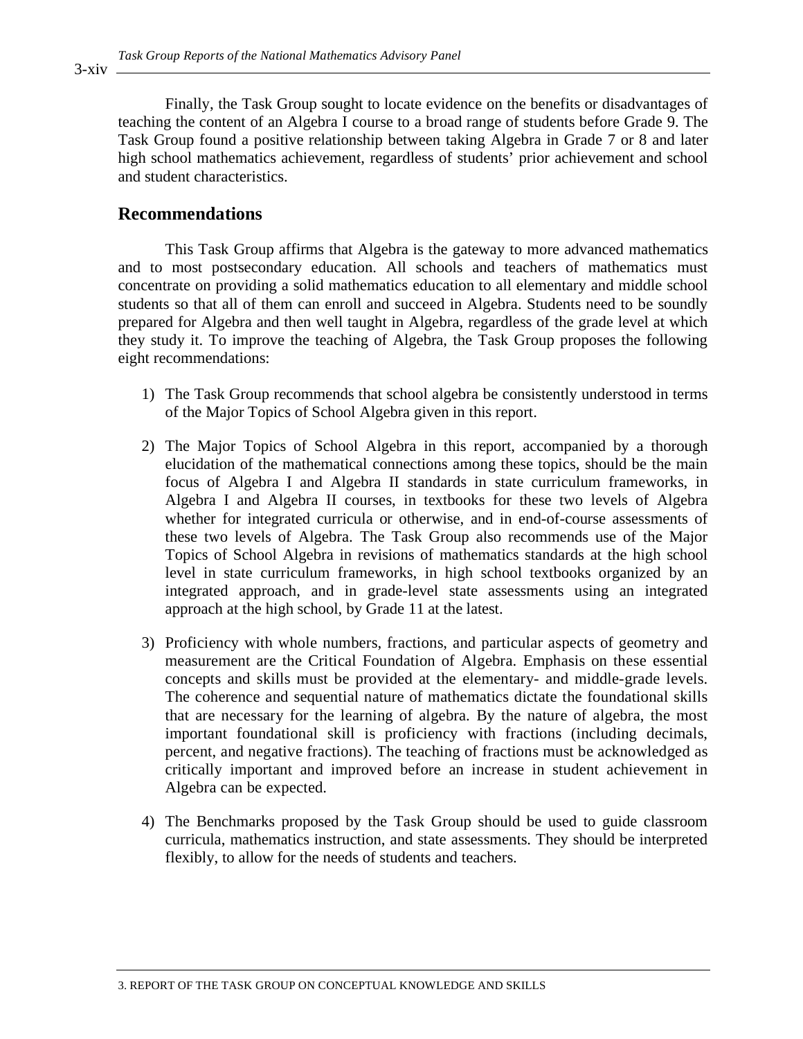Finally, the Task Group sought to locate evidence on the benefits or disadvantages of teaching the content of an Algebra I course to a broad range of students before Grade 9. The Task Group found a positive relationship between taking Algebra in Grade 7 or 8 and later high school mathematics achievement, regardless of students' prior achievement and school and student characteristics.

## Recommendations

This Task Group affirms that Algebra is the gateway to more advanced mathematics and to most postsecondary education. All schools and teachers of mathematics must concentrate on providing a solid mathematics education to all elementary and middle school students so that all of them can enroll and succeed in Algebra. Students need to be soundly prepared for Algebra and then well taught in Algebra, regardless of the grade level at which they study it. To improve the teaching of Algebra, the Task Group proposes the following eight recommendations:

1) The Task Group recommends that school algebra be consistently understood in terms of the Major Topics of School Algebra given in this report.

2) The Major Topics of School Algebra in this report, accompanied by a thorough elucidation of the mathematical connections among these topics, should be the main focus of Algebra I and Algebra II standards in state curriculum frameworks, in Algebra I and Algebra II courses, in textbooks for these two levels of Algebra whether for integrated curricula or otherwise, and in end-of-course assessments of these two levels of Algebra. The Task Group also recommends use of the Major Topics of School Algebra in revisions of mathematics standards at the high school level in state curriculum frameworks, in high school textbooks organized by an integrated approach, and in grade-level state assessments using an integrated approach at the high school, by Grade 11 at the latest.

3) Proficiency with whole numbers, fractions, and particular aspects of geometry and measurement are the Critical Foundation of Algebra. Emphasis on these essential concepts and skills must be provided at the elementary- and middle-grade levels. The coherence and sequential nature of mathematics dictate the foundational skills that are necessary for the learning of algebra. By the nature of algebra, the most important foundational skill is proficiency with fractions (including decimals, percent, and negative fractions). The teaching of fractions must be acknowledged as critically important and improved before an increase in student achievement in Algebra can be expected.

4) The Benchmarks proposed by the Task Group should be used to guide classroom curricula, mathematics instruction, and state assessments. They should be interpreted flexibly, to allow for the needs of students and teachers.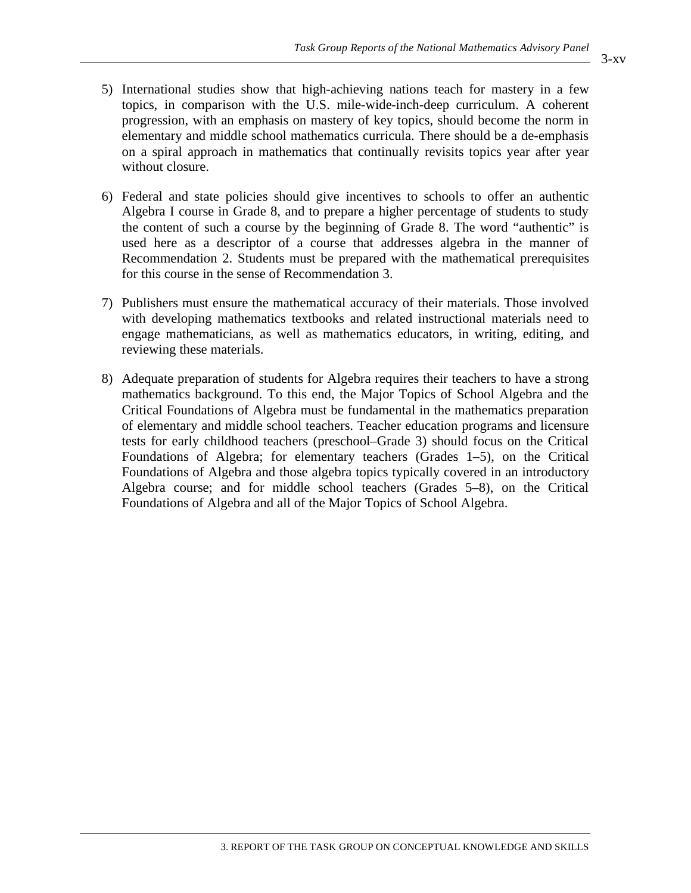5) International studies show that high-achieving nations teach for mastery in a few topics, in comparison with the U.S. mile-wide-inch-deep curriculum. A coherent progression, with an emphasis on mastery of key topics, should become the norm in elementary and middle school mathematics curricula. There should be a de-emphasis on a spiral approach in mathematics that continually revisits topics year after year without closure.

6) Federal and state policies should give incentives to schools to offer an authentic Algebra I course in Grade 8, and to prepare a higher percentage of students to study the content of such a course by the beginning of Grade 8. The word "authentic" is used here as a descriptor of a course that addresses algebra in the manner of Recommendation 2. Students must be prepared with the mathematical prerequisites for this course in the sense of Recommendation 3.

7) Publishers must ensure the mathematical accuracy of their materials. Those involved with developing mathematics textbooks and related instructional materials need to engage mathematicians, as well as mathematics educators, in writing, editing, and reviewing these materials.

8) Adequate preparation of students for Algebra requires their teachers to have a strong mathematics background. To this end, the Major Topics of School Algebra and the Critical Foundations of Algebra must be fundamental in the mathematics preparation of elementary and middle school teachers. Teacher education programs and licensure tests for early childhood teachers (preschool–Grade 3) should focus on the Critical Foundations of Algebra; for elementary teachers (Grades 1–5), on the Critical Foundations of Algebra and those algebra topics typically covered in an introductory Algebra course; and for middle school teachers (Grades 5–8), on the Critical Foundations of Algebra and all of the Major Topics of School Algebra.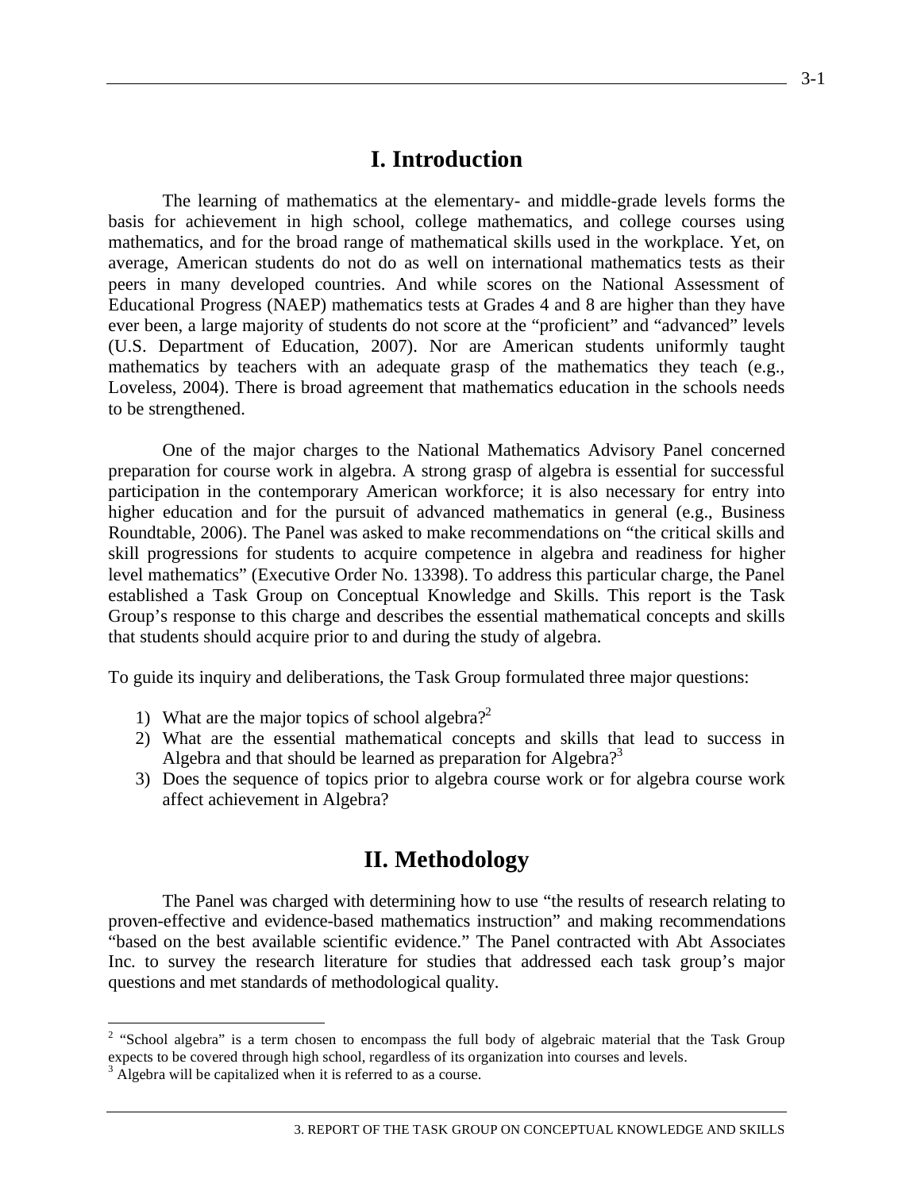# I. Introduction

The learning of mathematics at the elementary- and middle-grade levels forms the basis for achievement in high school, college mathematics, and college courses using mathematics, and for the broad range of mathematical skills used in the workplace. Yet, on average, American students do not do as well on international mathematics tests as their peers in many developed countries. And while scores on the National Assessment of Educational Progress (NAEP) mathematics tests at Grades 4 and 8 are higher than they have ever been, a large majority of students do not score at the "proficient" and "advanced" levels (U.S. Department of Education, 2007). Nor are American students uniformly taught mathematics by teachers with an adequate grasp of the mathematics they teach (e.g., Loveless, 2004). There is broad agreement that mathematics education in the schools needs to be strengthened.

One of the major charges to the National Mathematics Advisory Panel concerned preparation for course work in algebra. A strong grasp of algebra is essential for successful participation in the contemporary American workforce; it is also necessary for entry into higher education and for the pursuit of advanced mathematics in general (e.g., Business Roundtable, 2006). The Panel was asked to make recommendations on "the critical skills and skill progressions for students to acquire competence in algebra and readiness for higher level mathematics" (Executive Order No. 13398). To address this particular charge, the Panel established a Task Group on Conceptual Knowledge and Skills. This report is the Task Group's response to this charge and describes the essential mathematical concepts and skills that students should acquire prior to and during the study of algebra.

To guide its inquiry and deliberations, the Task Group formulated three major questions:

1) What are the major topics of school algebra?[2]
2) What are the essential mathematical concepts and skills that lead to success in Algebra and that should be learned as preparation for Algebra?[3]
3) Does the sequence of topics prior to algebra course work or for algebra course work affect achievement in Algebra?

# II. Methodology

The Panel was charged with determining how to use "the results of research relating to proven-effective and evidence-based mathematics instruction" and making recommendations "based on the best available scientific evidence." The Panel contracted with Abt Associates Inc. to survey the research literature for studies that addressed each task group's major questions and met standards of methodological quality.

[2] "School algebra" is a term chosen to encompass the full body of algebraic material that the Task Group expects to be covered through high school, regardless of its organization into courses and levels.

[3] Algebra will be capitalized when it is referred to as a course.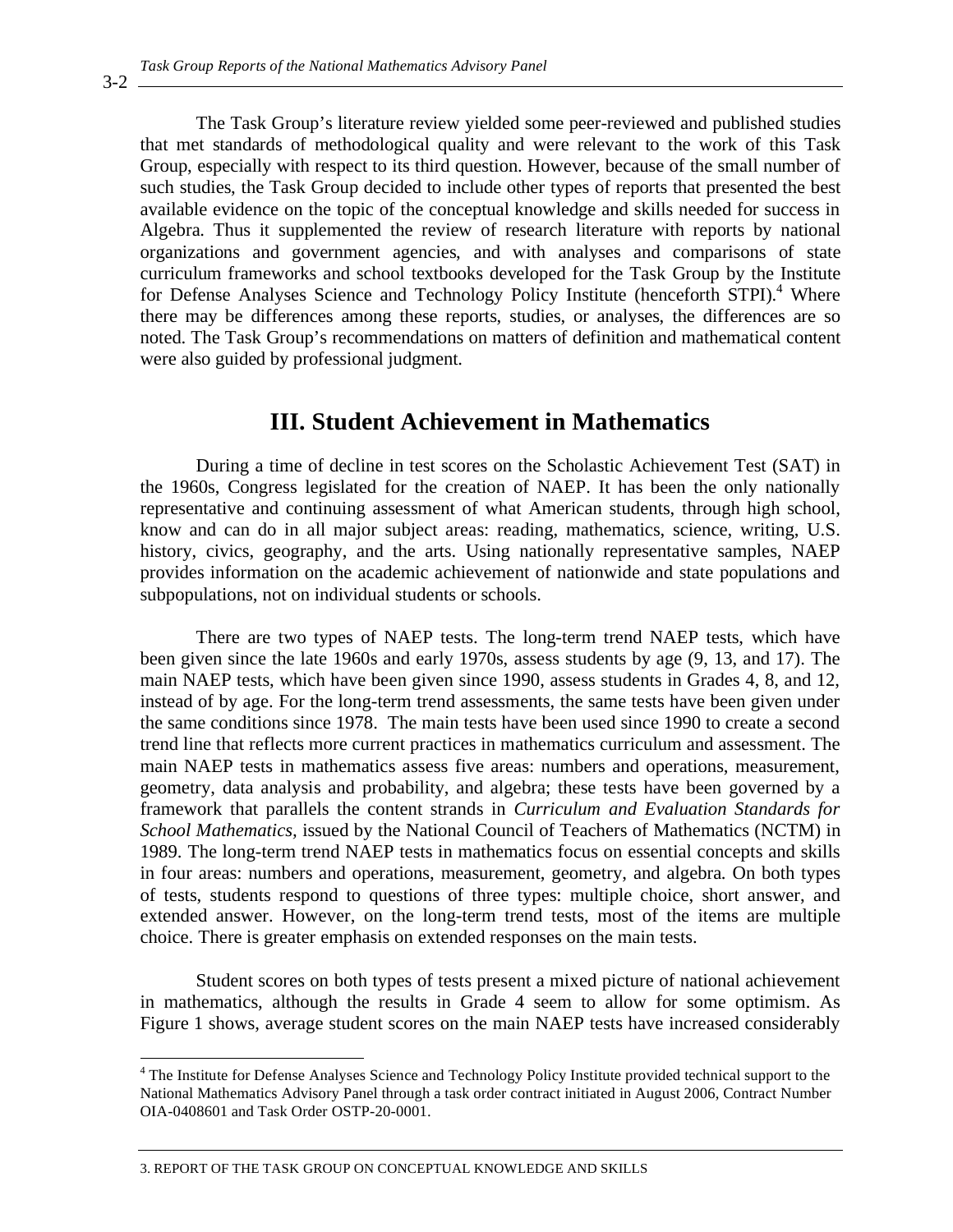The Task Group's literature review yielded some peer-reviewed and published studies that met standards of methodological quality and were relevant to the work of this Task Group, especially with respect to its third question. However, because of the small number of such studies, the Task Group decided to include other types of reports that presented the best available evidence on the topic of the conceptual knowledge and skills needed for success in Algebra. Thus it supplemented the review of research literature with reports by national organizations and government agencies, and with analyses and comparisons of state curriculum frameworks and school textbooks developed for the Task Group by the Institute for Defense Analyses Science and Technology Policy Institute (henceforth STPI).[4] Where there may be differences among these reports, studies, or analyses, the differences are so noted. The Task Group's recommendations on matters of definition and mathematical content were also guided by professional judgment.

## III. Student Achievement in Mathematics

During a time of decline in test scores on the Scholastic Achievement Test (SAT) in the 1960s, Congress legislated for the creation of NAEP. It has been the only nationally representative and continuing assessment of what American students, through high school, know and can do in all major subject areas: reading, mathematics, science, writing, U.S. history, civics, geography, and the arts. Using nationally representative samples, NAEP provides information on the academic achievement of nationwide and state populations and subpopulations, not on individual students or schools.

There are two types of NAEP tests. The long-term trend NAEP tests, which have been given since the late 1960s and early 1970s, assess students by age (9, 13, and 17). The main NAEP tests, which have been given since 1990, assess students in Grades 4, 8, and 12, instead of by age. For the long-term trend assessments, the same tests have been given under the same conditions since 1978. The main tests have been used since 1990 to create a second trend line that reflects more current practices in mathematics curriculum and assessment. The main NAEP tests in mathematics assess five areas: numbers and operations, measurement, geometry, data analysis and probability, and algebra; these tests have been governed by a framework that parallels the content strands in *Curriculum and Evaluation Standards for School Mathematics,* issued by the National Council of Teachers of Mathematics (NCTM) in 1989. The long-term trend NAEP tests in mathematics focus on essential concepts and skills in four areas: numbers and operations, measurement, geometry, and algebra. On both types of tests, students respond to questions of three types: multiple choice, short answer, and extended answer. However, on the long-term trend tests, most of the items are multiple choice. There is greater emphasis on extended responses on the main tests.

Student scores on both types of tests present a mixed picture of national achievement in mathematics, although the results in Grade 4 seem to allow for some optimism. As Figure 1 shows, average student scores on the main NAEP tests have increased considerably

---

[4] The Institute for Defense Analyses Science and Technology Policy Institute provided technical support to the National Mathematics Advisory Panel through a task order contract initiated in August 2006, Contract Number OIA-0408601 and Task Order OSTP-20-0001.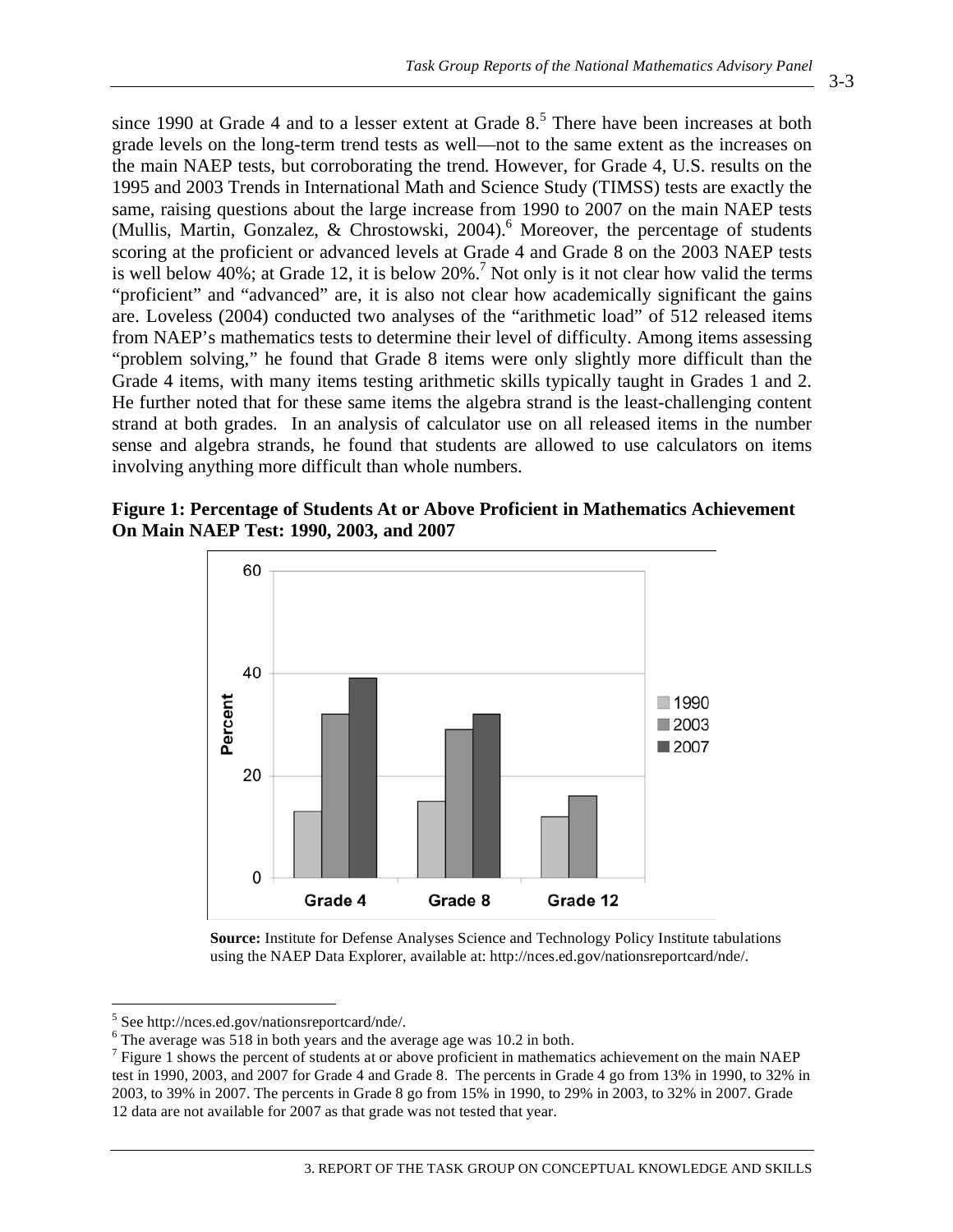since 1990 at Grade 4 and to a lesser extent at Grade 8.[5] There have been increases at both grade levels on the long-term trend tests as well—not to the same extent as the increases on the main NAEP tests, but corroborating the trend. However, for Grade 4, U.S. results on the 1995 and 2003 Trends in International Math and Science Study (TIMSS) tests are exactly the same, raising questions about the large increase from 1990 to 2007 on the main NAEP tests (Mullis, Martin, Gonzalez, & Chrostowski, 2004).[6] Moreover, the percentage of students scoring at the proficient or advanced levels at Grade 4 and Grade 8 on the 2003 NAEP tests is well below 40%; at Grade 12, it is below 20%.[7] Not only is it not clear how valid the terms "proficient" and "advanced" are, it is also not clear how academically significant the gains are. Loveless (2004) conducted two analyses of the "arithmetic load" of 512 released items from NAEP's mathematics tests to determine their level of difficulty. Among items assessing "problem solving," he found that Grade 8 items were only slightly more difficult than the Grade 4 items, with many items testing arithmetic skills typically taught in Grades 1 and 2. He further noted that for these same items the algebra strand is the least-challenging content strand at both grades. In an analysis of calculator use on all released items in the number sense and algebra strands, he found that students are allowed to use calculators on items involving anything more difficult than whole numbers.

**Figure 1: Percentage of Students At or Above Proficient in Mathematics Achievement On Main NAEP Test: 1990, 2003, and 2007**

**Source:** Institute for Defense Analyses Science and Technology Policy Institute tabulations using the NAEP Data Explorer, available at: http://nces.ed.gov/nationsreportcard/nde/.

---

[5] See http://nces.ed.gov/nationsreportcard/nde/.

[6] The average was 518 in both years and the average age was 10.2 in both.

[7] Figure 1 shows the percent of students at or above proficient in mathematics achievement on the main NAEP test in 1990, 2003, and 2007 for Grade 4 and Grade 8. The percents in Grade 4 go from 13% in 1990, to 32% in 2003, to 39% in 2007. The percents in Grade 8 go from 15% in 1990, to 29% in 2003, to 32% in 2007. Grade 12 data are not available for 2007 as that grade was not tested that year.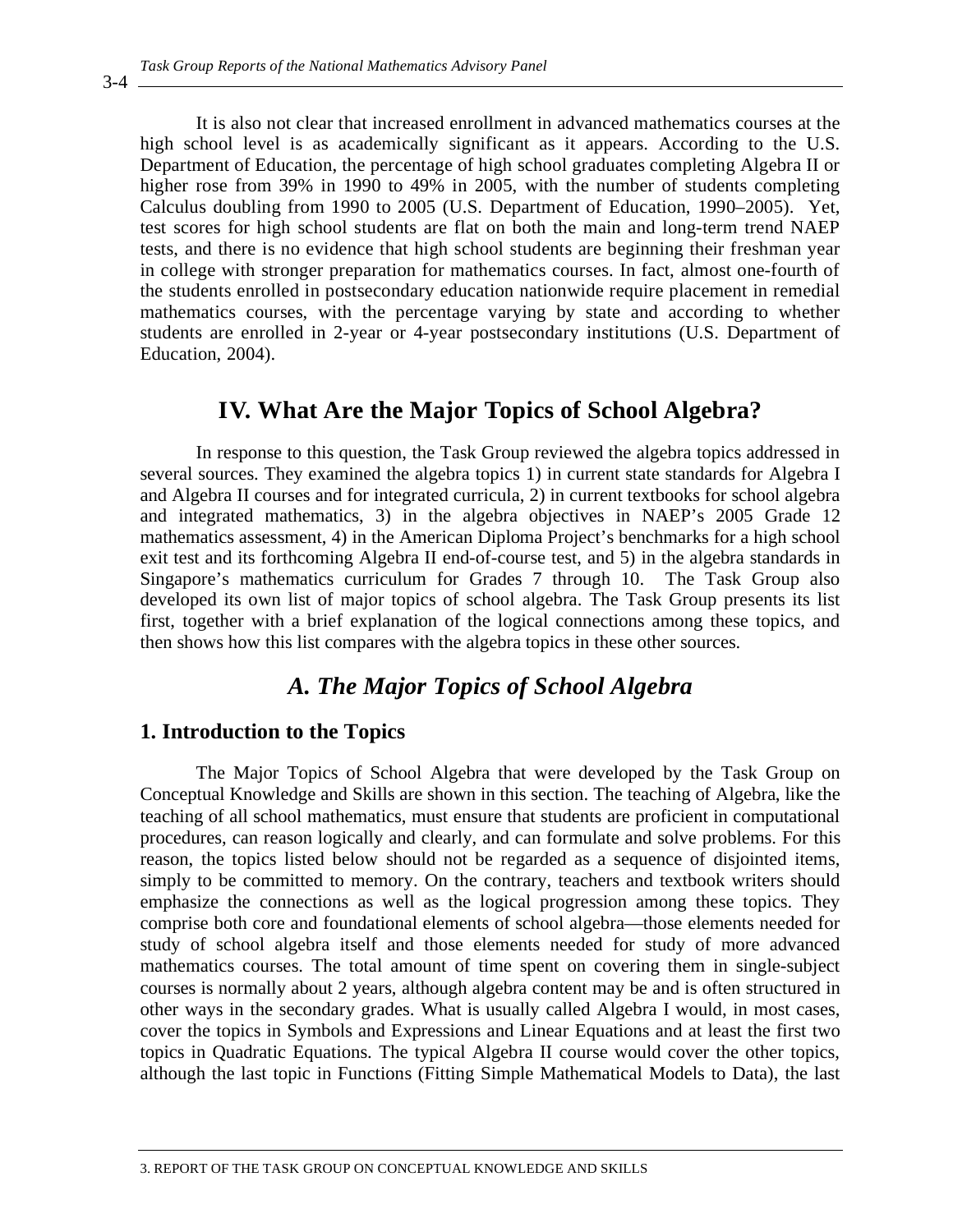It is also not clear that increased enrollment in advanced mathematics courses at the high school level is as academically significant as it appears. According to the U.S. Department of Education, the percentage of high school graduates completing Algebra II or higher rose from 39% in 1990 to 49% in 2005, with the number of students completing Calculus doubling from 1990 to 2005 (U.S. Department of Education, 1990–2005). Yet, test scores for high school students are flat on both the main and long-term trend NAEP tests, and there is no evidence that high school students are beginning their freshman year in college with stronger preparation for mathematics courses. In fact, almost one-fourth of the students enrolled in postsecondary education nationwide require placement in remedial mathematics courses, with the percentage varying by state and according to whether students are enrolled in 2-year or 4-year postsecondary institutions (U.S. Department of Education, 2004).

## IV. What Are the Major Topics of School Algebra?

In response to this question, the Task Group reviewed the algebra topics addressed in several sources. They examined the algebra topics 1) in current state standards for Algebra I and Algebra II courses and for integrated curricula, 2) in current textbooks for school algebra and integrated mathematics, 3) in the algebra objectives in NAEP's 2005 Grade 12 mathematics assessment, 4) in the American Diploma Project's benchmarks for a high school exit test and its forthcoming Algebra II end-of-course test, and 5) in the algebra standards in Singapore's mathematics curriculum for Grades 7 through 10. The Task Group also developed its own list of major topics of school algebra. The Task Group presents its list first, together with a brief explanation of the logical connections among these topics, and then shows how this list compares with the algebra topics in these other sources.

### *A. The Major Topics of School Algebra*

#### 1. Introduction to the Topics

The Major Topics of School Algebra that were developed by the Task Group on Conceptual Knowledge and Skills are shown in this section. The teaching of Algebra, like the teaching of all school mathematics, must ensure that students are proficient in computational procedures, can reason logically and clearly, and can formulate and solve problems. For this reason, the topics listed below should not be regarded as a sequence of disjointed items, simply to be committed to memory. On the contrary, teachers and textbook writers should emphasize the connections as well as the logical progression among these topics. They comprise both core and foundational elements of school algebra—those elements needed for study of school algebra itself and those elements needed for study of more advanced mathematics courses. The total amount of time spent on covering them in single-subject courses is normally about 2 years, although algebra content may be and is often structured in other ways in the secondary grades. What is usually called Algebra I would, in most cases, cover the topics in Symbols and Expressions and Linear Equations and at least the first two topics in Quadratic Equations. The typical Algebra II course would cover the other topics, although the last topic in Functions (Fitting Simple Mathematical Models to Data), the last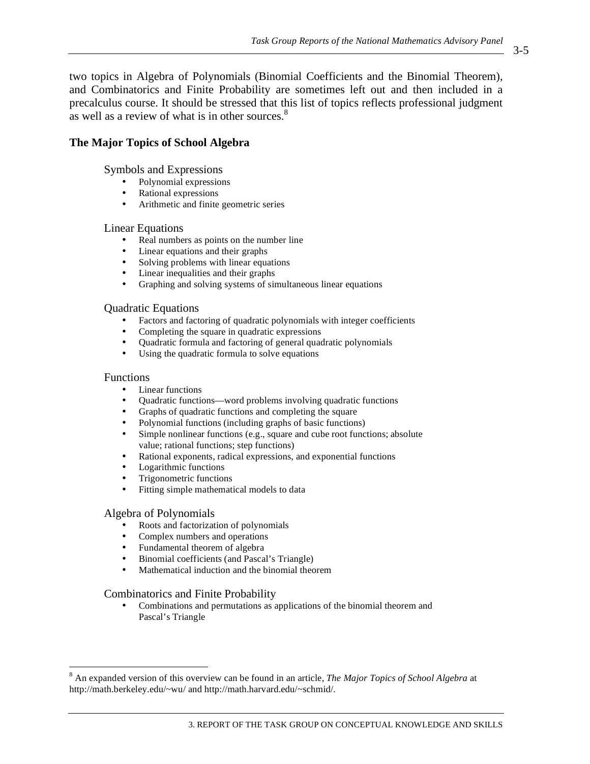two topics in Algebra of Polynomials (Binomial Coefficients and the Binomial Theorem), and Combinatorics and Finite Probability are sometimes left out and then included in a precalculus course. It should be stressed that this list of topics reflects professional judgment as well as a review of what is in other sources.[8]

### The Major Topics of School Algebra

Symbols and Expressions

- Polynomial expressions
- Rational expressions
- Arithmetic and finite geometric series

Linear Equations

- Real numbers as points on the number line
- Linear equations and their graphs
- Solving problems with linear equations
- Linear inequalities and their graphs
- Graphing and solving systems of simultaneous linear equations

Quadratic Equations

- Factors and factoring of quadratic polynomials with integer coefficients
- Completing the square in quadratic expressions
- Quadratic formula and factoring of general quadratic polynomials
- Using the quadratic formula to solve equations

Functions

- Linear functions
- Quadratic functions—word problems involving quadratic functions
- Graphs of quadratic functions and completing the square
- Polynomial functions (including graphs of basic functions)
- Simple nonlinear functions (e.g., square and cube root functions; absolute value; rational functions; step functions)
- Rational exponents, radical expressions, and exponential functions
- Logarithmic functions
- Trigonometric functions
- Fitting simple mathematical models to data

Algebra of Polynomials

- Roots and factorization of polynomials
- Complex numbers and operations
- Fundamental theorem of algebra
- Binomial coefficients (and Pascal's Triangle)
- Mathematical induction and the binomial theorem

Combinatorics and Finite Probability

- Combinations and permutations as applications of the binomial theorem and Pascal's Triangle

---

[8] An expanded version of this overview can be found in an article, *The Major Topics of School Algebra* at http://math.berkeley.edu/~wu/ and http://math.harvard.edu/~schmid/.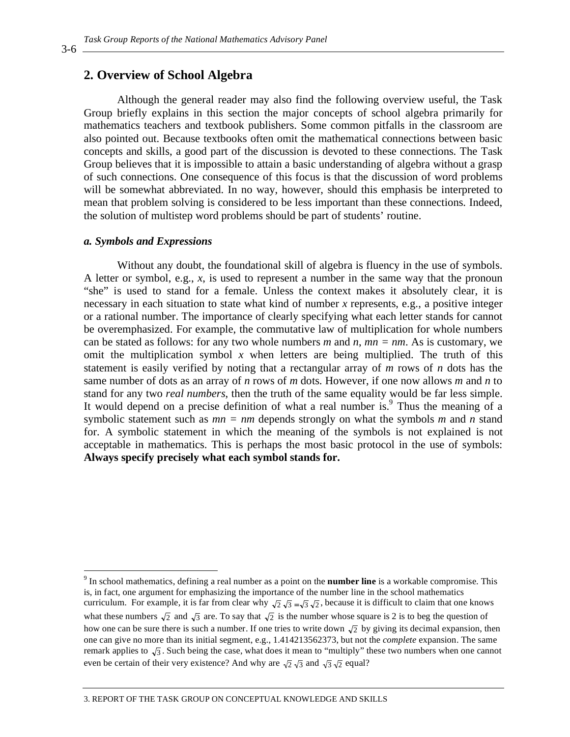## 2. Overview of School Algebra

Although the general reader may also find the following overview useful, the Task Group briefly explains in this section the major concepts of school algebra primarily for mathematics teachers and textbook publishers. Some common pitfalls in the classroom are also pointed out. Because textbooks often omit the mathematical connections between basic concepts and skills, a good part of the discussion is devoted to these connections. The Task Group believes that it is impossible to attain a basic understanding of algebra without a grasp of such connections. One consequence of this focus is that the discussion of word problems will be somewhat abbreviated. In no way, however, should this emphasis be interpreted to mean that problem solving is considered to be less important than these connections. Indeed, the solution of multistep word problems should be part of students' routine.

### *a. Symbols and Expressions*

Without any doubt, the foundational skill of algebra is fluency in the use of symbols. A letter or symbol, e.g., $x$, is used to represent a number in the same way that the pronoun "she" is used to stand for a female. Unless the context makes it absolutely clear, it is necessary in each situation to state what kind of number $x$ represents, e.g., a positive integer or a rational number. The importance of clearly specifying what each letter stands for cannot be overemphasized. For example, the commutative law of multiplication for whole numbers can be stated as follows: for any two whole numbers $m$ and $n$, $mn = nm$. As is customary, we omit the multiplication symbol $x$ when letters are being multiplied. The truth of this statement is easily verified by noting that a rectangular array of $m$ rows of $n$ dots has the same number of dots as an array of $n$ rows of $m$ dots. However, if one now allows $m$ and $n$ to stand for any two *real numbers*, then the truth of the same equality would be far less simple. It would depend on a precise definition of what a real number is.[9] Thus the meaning of a symbolic statement such as $mn = nm$ depends strongly on what the symbols $m$ and $n$ stand for. A symbolic statement in which the meaning of the symbols is not explained is not acceptable in mathematics. This is perhaps the most basic protocol in the use of symbols: **Always specify precisely what each symbol stands for.**

---

[9] In school mathematics, defining a real number as a point on the **number line** is a workable compromise. This is, in fact, one argument for emphasizing the importance of the number line in the school mathematics curriculum. For example, it is far from clear why $\sqrt{2}\,\sqrt{3} = \sqrt{3}\,\sqrt{2}$, because it is difficult to claim that one knows what these numbers $\sqrt{2}$ and $\sqrt{3}$ are. To say that $\sqrt{2}$ is the number whose square is 2 is to beg the question of how one can be sure there is such a number. If one tries to write down $\sqrt{2}$ by giving its decimal expansion, then one can give no more than its initial segment, e.g., 1.414213562373, but not the *complete* expansion. The same remark applies to $\sqrt{3}$. Such being the case, what does it mean to "multiply" these two numbers when one cannot even be certain of their very existence? And why are $\sqrt{2}\,\sqrt{3}$ and $\sqrt{3}\,\sqrt{2}$ equal?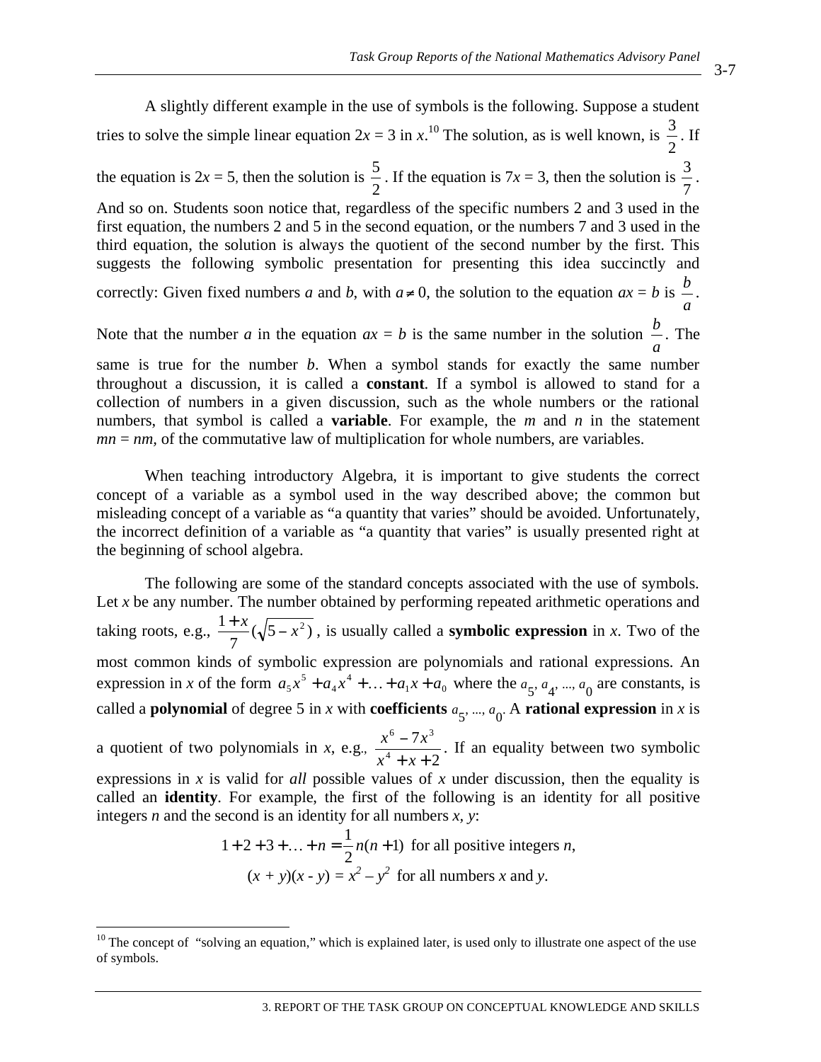A slightly different example in the use of symbols is the following. Suppose a student tries to solve the simple linear equation $2x = 3$ in $x$.[10] The solution, as is well known, is $\frac{3}{2}$. If the equation is $2x = 5$, then the solution is $\frac{5}{2}$. If the equation is $7x = 3$, then the solution is $\frac{3}{7}$. And so on. Students soon notice that, regardless of the specific numbers 2 and 3 used in the first equation, the numbers 2 and 5 in the second equation, or the numbers 7 and 3 used in the third equation, the solution is always the quotient of the second number by the first. This suggests the following symbolic presentation for presenting this idea succinctly and correctly: Given fixed numbers $a$ and $b$, with $a \neq 0$, the solution to the equation $ax = b$ is $\frac{b}{a}$. Note that the number $a$ in the equation $ax = b$ is the same number in the solution $\frac{b}{a}$. The same is true for the number $b$. When a symbol stands for exactly the same number throughout a discussion, it is called a **constant**. If a symbol is allowed to stand for a collection of numbers in a given discussion, such as the whole numbers or the rational numbers, that symbol is called a **variable**. For example, the $m$ and $n$ in the statement $mn = nm$, of the commutative law of multiplication for whole numbers, are variables.

When teaching introductory Algebra, it is important to give students the correct concept of a variable as a symbol used in the way described above; the common but misleading concept of a variable as "a quantity that varies" should be avoided. Unfortunately, the incorrect definition of a variable as "a quantity that varies" is usually presented right at the beginning of school algebra.

The following are some of the standard concepts associated with the use of symbols. Let $x$ be any number. The number obtained by performing repeated arithmetic operations and taking roots, e.g., $\frac{1+x}{7}(\sqrt{5-x^2})$, is usually called a **symbolic expression** in $x$. Two of the most common kinds of symbolic expression are polynomials and rational expressions. An expression in $x$ of the form $a_5x^5 + a_4x^4 + \ldots + a_1x + a_0$ where the $a_5, a_4, \ldots, a_0$ are constants, is called a **polynomial** of degree 5 in $x$ with **coefficients** $a_5, \ldots, a_0$. A **rational expression** in $x$ is a quotient of two polynomials in $x$, e.g., $\frac{x^6 - 7x^3}{x^4 + x + 2}$. If an equality between two symbolic expressions in $x$ is valid for *all* possible values of $x$ under discussion, then the equality is called an **identity**. For example, the first of the following is an identity for all positive integers $n$ and the second is an identity for all numbers $x$, $y$:

$$1 + 2 + 3 + \ldots + n = \frac{1}{2}n(n+1) \text{ for all positive integers } n,$$

$$(x + y)(x - y) = x^2 - y^2 \text{ for all numbers } x \text{ and } y.$$

[10] The concept of "solving an equation," which is explained later, is used only to illustrate one aspect of the use of symbols.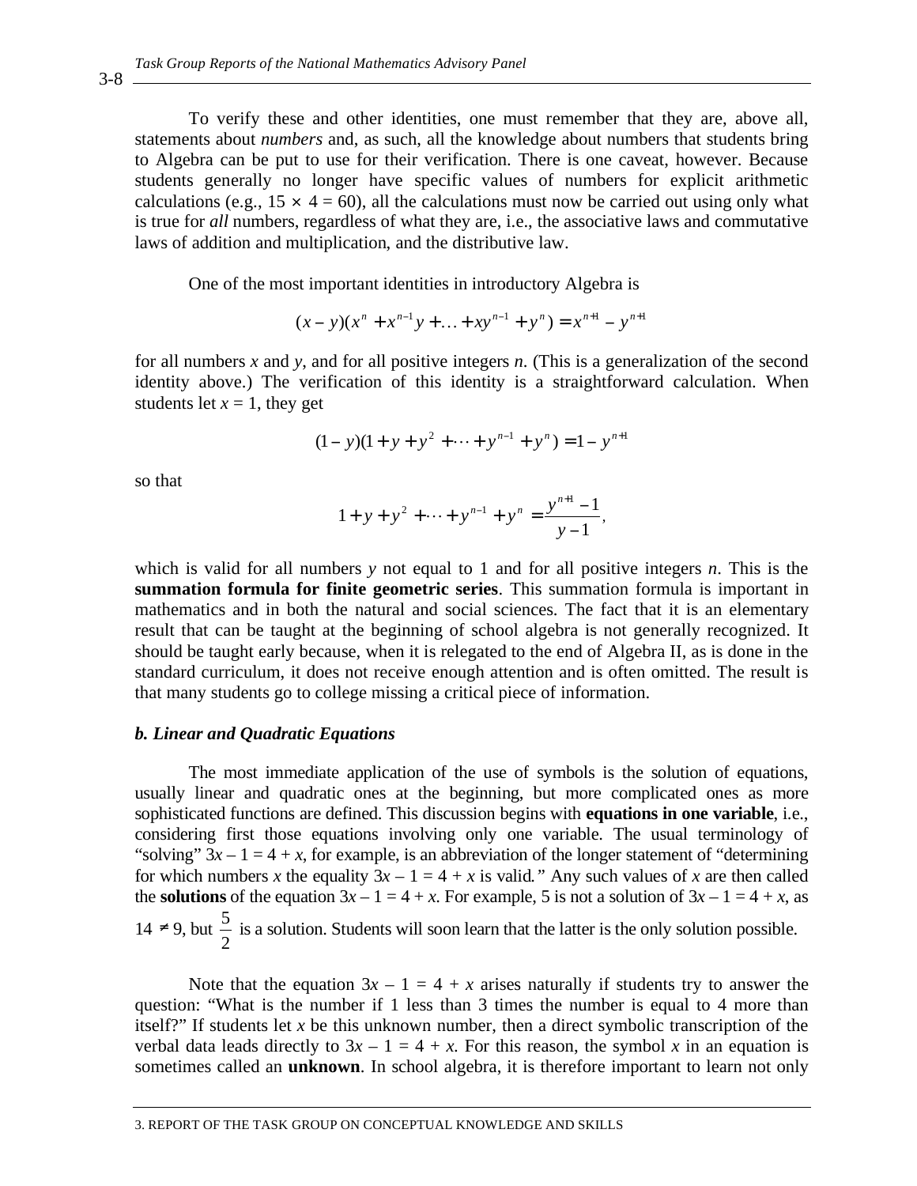To verify these and other identities, one must remember that they are, above all, statements about *numbers* and, as such, all the knowledge about numbers that students bring to Algebra can be put to use for their verification. There is one caveat, however. Because students generally no longer have specific values of numbers for explicit arithmetic calculations (e.g., $15 \times 4 = 60$), all the calculations must now be carried out using only what is true for *all* numbers, regardless of what they are, i.e., the associative laws and commutative laws of addition and multiplication, and the distributive law.

One of the most important identities in introductory Algebra is

$$(x - y)(x^n + x^{n-1}y + \ldots + xy^{n-1} + y^n) = x^{n+1} - y^{n+1}$$

for all numbers $x$ and $y$, and for all positive integers $n$. (This is a generalization of the second identity above.) The verification of this identity is a straightforward calculation. When students let $x = 1$, they get

$$(1 - y)(1 + y + y^2 + \cdots + y^{n-1} + y^n) = 1 - y^{n+1}$$

so that

$$1 + y + y^2 + \cdots + y^{n-1} + y^n = \frac{y^{n+1} - 1}{y - 1},$$

which is valid for all numbers $y$ not equal to 1 and for all positive integers $n$. This is the **summation formula for finite geometric series**. This summation formula is important in mathematics and in both the natural and social sciences. The fact that it is an elementary result that can be taught at the beginning of school algebra is not generally recognized. It should be taught early because, when it is relegated to the end of Algebra II, as is done in the standard curriculum, it does not receive enough attention and is often omitted. The result is that many students go to college missing a critical piece of information.

### *b. Linear and Quadratic Equations*

The most immediate application of the use of symbols is the solution of equations, usually linear and quadratic ones at the beginning, but more complicated ones as more sophisticated functions are defined. This discussion begins with **equations in one variable**, i.e., considering first those equations involving only one variable. The usual terminology of "solving" $3x - 1 = 4 + x$, for example, is an abbreviation of the longer statement of "determining for which numbers $x$ the equality $3x - 1 = 4 + x$ is valid." Any such values of $x$ are then called the **solutions** of the equation $3x - 1 = 4 + x$. For example, 5 is not a solution of $3x - 1 = 4 + x$, as $14 \neq 9$, but $\frac{5}{2}$ is a solution. Students will soon learn that the latter is the only solution possible.

Note that the equation $3x - 1 = 4 + x$ arises naturally if students try to answer the question: "What is the number if 1 less than 3 times the number is equal to 4 more than itself?" If students let $x$ be this unknown number, then a direct symbolic transcription of the verbal data leads directly to $3x - 1 = 4 + x$. For this reason, the symbol $x$ in an equation is sometimes called an **unknown**. In school algebra, it is therefore important to learn not only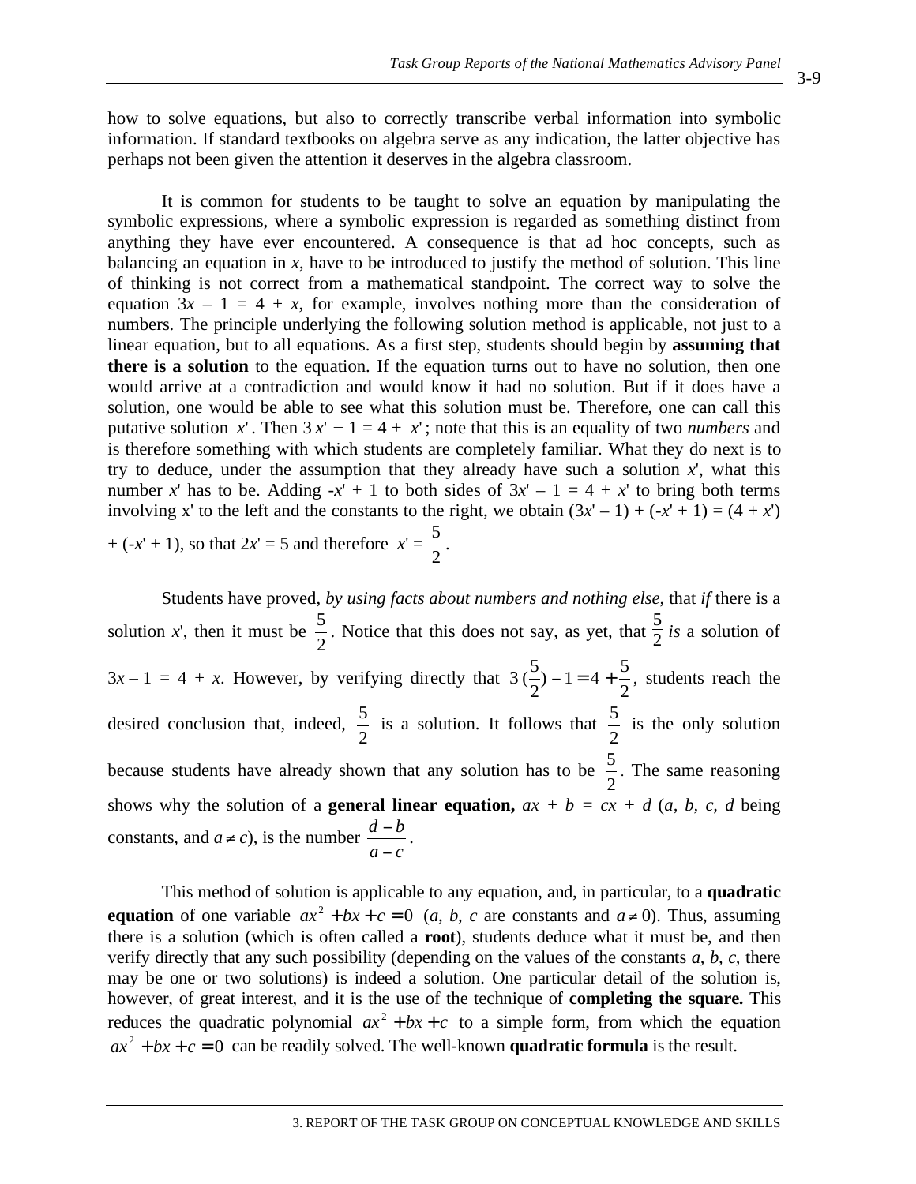how to solve equations, but also to correctly transcribe verbal information into symbolic information. If standard textbooks on algebra serve as any indication, the latter objective has perhaps not been given the attention it deserves in the algebra classroom.

It is common for students to be taught to solve an equation by manipulating the symbolic expressions, where a symbolic expression is regarded as something distinct from anything they have ever encountered. A consequence is that ad hoc concepts, such as balancing an equation in $x$, have to be introduced to justify the method of solution. This line of thinking is not correct from a mathematical standpoint. The correct way to solve the equation $3x - 1 = 4 + x$, for example, involves nothing more than the consideration of numbers. The principle underlying the following solution method is applicable, not just to a linear equation, but to all equations. As a first step, students should begin by **assuming that there is a solution** to the equation. If the equation turns out to have no solution, then one would arrive at a contradiction and would know it had no solution. But if it does have a solution, one would be able to see what this solution must be. Therefore, one can call this putative solution $x'$. Then $3x' - 1 = 4 + x'$; note that this is an equality of two *numbers* and is therefore something with which students are completely familiar. What they do next is to try to deduce, under the assumption that they already have such a solution $x'$, what this number $x'$ has to be. Adding $-x' + 1$ to both sides of $3x' - 1 = 4 + x'$ to bring both terms involving x' to the left and the constants to the right, we obtain $(3x' - 1) + (-x' + 1) = (4 + x') + (-x' + 1)$, so that $2x' = 5$ and therefore $x' = \frac{5}{2}$.

Students have proved, *by using facts about numbers and nothing else*, that *if* there is a solution $x'$, then it must be $\frac{5}{2}$. Notice that this does not say, as yet, that $\frac{5}{2}$ *is* a solution of $3x - 1 = 4 + x$. However, by verifying directly that $3\left(\frac{5}{2}\right) - 1 = 4 + \frac{5}{2}$, students reach the desired conclusion that, indeed, $\frac{5}{2}$ is a solution. It follows that $\frac{5}{2}$ is the only solution because students have already shown that any solution has to be $\frac{5}{2}$. The same reasoning shows why the solution of a **general linear equation,** $ax + b = cx + d$ ($a, b, c, d$ being constants, and $a \neq c$), is the number $\frac{d - b}{a - c}$.

This method of solution is applicable to any equation, and, in particular, to a **quadratic equation** of one variable $ax^2 + bx + c = 0$ ($a$, $b$, $c$ are constants and $a \neq 0$). Thus, assuming there is a solution (which is often called a **root**), students deduce what it must be, and then verify directly that any such possibility (depending on the values of the constants $a$, $b$, $c$, there may be one or two solutions) is indeed a solution. One particular detail of the solution is, however, of great interest, and it is the use of the technique of **completing the square.** This reduces the quadratic polynomial $ax^2 + bx + c$ to a simple form, from which the equation $ax^2 + bx + c = 0$ can be readily solved. The well-known **quadratic formula** is the result.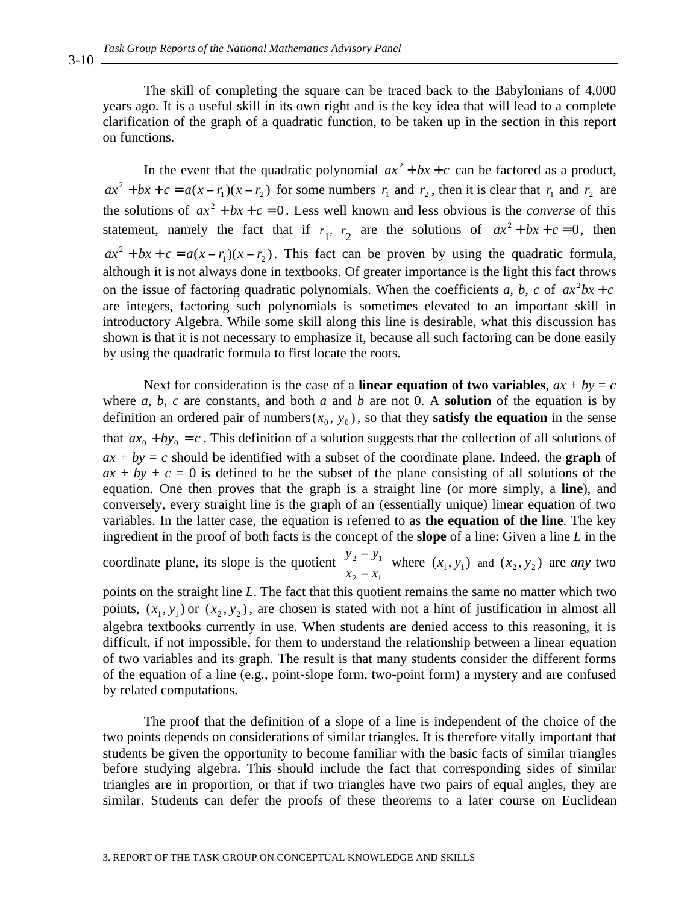The skill of completing the square can be traced back to the Babylonians of 4,000 years ago. It is a useful skill in its own right and is the key idea that will lead to a complete clarification of the graph of a quadratic function, to be taken up in the section in this report on functions.

In the event that the quadratic polynomial $ax^2 + bx + c$ can be factored as a product, $ax^2 + bx + c = a(x - r_1)(x - r_2)$ for some numbers $r_1$ and $r_2$, then it is clear that $r_1$ and $r_2$ are the solutions of $ax^2 + bx + c = 0$. Less well known and less obvious is the *converse* of this statement, namely the fact that if $r_1$, $r_2$ are the solutions of $ax^2 + bx + c = 0$, then $ax^2 + bx + c = a(x - r_1)(x - r_2)$. This fact can be proven by using the quadratic formula, although it is not always done in textbooks. Of greater importance is the light this fact throws on the issue of factoring quadratic polynomials. When the coefficients *a*, *b*, *c* of $ax^2bx + c$ are integers, factoring such polynomials is sometimes elevated to an important skill in introductory Algebra. While some skill along this line is desirable, what this discussion has shown is that it is not necessary to emphasize it, because all such factoring can be done easily by using the quadratic formula to first locate the roots.

Next for consideration is the case of a **linear equation of two variables**, $ax + by = c$ where *a*, *b*, *c* are constants, and both *a* and *b* are not 0. A **solution** of the equation is by definition an ordered pair of numbers $(x_0, y_0)$, so that they **satisfy the equation** in the sense that $ax_0 + by_0 = c$. This definition of a solution suggests that the collection of all solutions of $ax + by = c$ should be identified with a subset of the coordinate plane. Indeed, the **graph** of $ax + by + c = 0$ is defined to be the subset of the plane consisting of all solutions of the equation. One then proves that the graph is a straight line (or more simply, a **line**), and conversely, every straight line is the graph of an (essentially unique) linear equation of two variables. In the latter case, the equation is referred to as **the equation of the line**. The key ingredient in the proof of both facts is the concept of the **slope** of a line: Given a line *L* in the coordinate plane, its slope is the quotient $\frac{y_2 - y_1}{x_2 - x_1}$ where $(x_1, y_1)$ and $(x_2, y_2)$ are *any* two points on the straight line *L*. The fact that this quotient remains the same no matter which two points, $(x_1, y_1)$ or $(x_2, y_2)$, are chosen is stated with not a hint of justification in almost all algebra textbooks currently in use. When students are denied access to this reasoning, it is difficult, if not impossible, for them to understand the relationship between a linear equation of two variables and its graph. The result is that many students consider the different forms of the equation of a line (e.g., point-slope form, two-point form) a mystery and are confused by related computations.

The proof that the definition of a slope of a line is independent of the choice of the two points depends on considerations of similar triangles. It is therefore vitally important that students be given the opportunity to become familiar with the basic facts of similar triangles before studying algebra. This should include the fact that corresponding sides of similar triangles are in proportion, or that if two triangles have two pairs of equal angles, they are similar. Students can defer the proofs of these theorems to a later course on Euclidean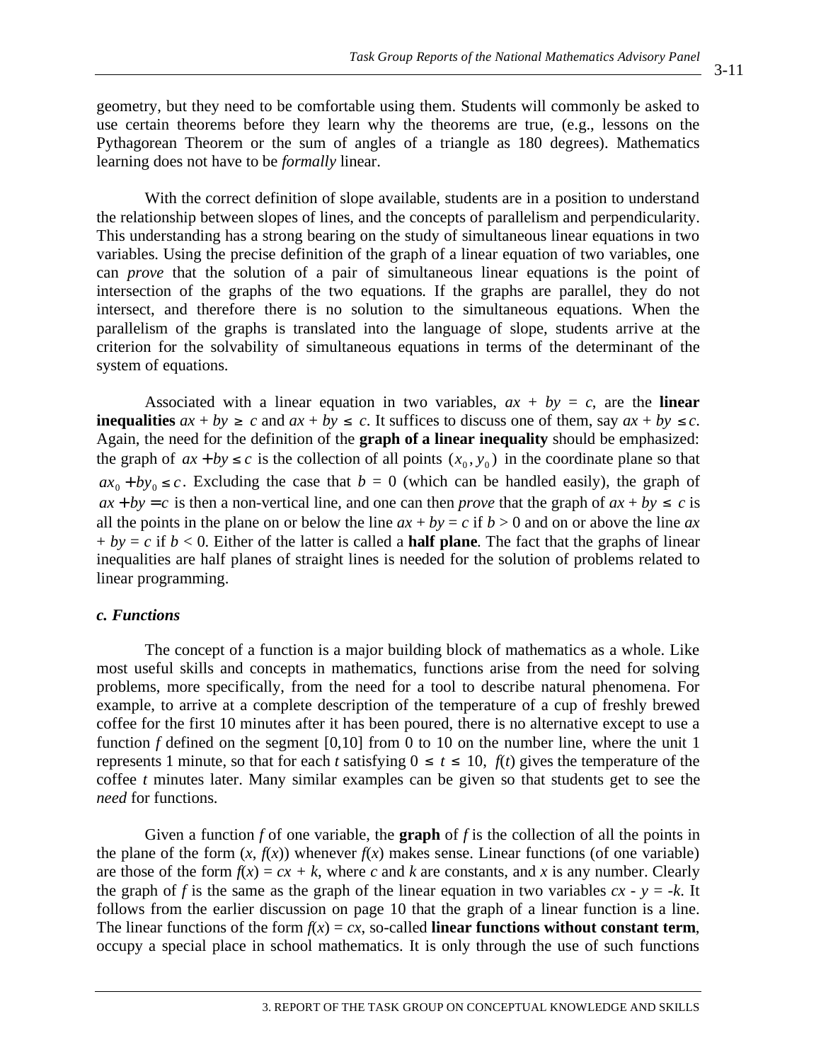geometry, but they need to be comfortable using them. Students will commonly be asked to use certain theorems before they learn why the theorems are true, (e.g., lessons on the Pythagorean Theorem or the sum of angles of a triangle as 180 degrees). Mathematics learning does not have to be *formally* linear.

With the correct definition of slope available, students are in a position to understand the relationship between slopes of lines, and the concepts of parallelism and perpendicularity. This understanding has a strong bearing on the study of simultaneous linear equations in two variables. Using the precise definition of the graph of a linear equation of two variables, one can *prove* that the solution of a pair of simultaneous linear equations is the point of intersection of the graphs of the two equations. If the graphs are parallel, they do not intersect, and therefore there is no solution to the simultaneous equations. When the parallelism of the graphs is translated into the language of slope, students arrive at the criterion for the solvability of simultaneous equations in terms of the determinant of the system of equations.

Associated with a linear equation in two variables, $ax + by = c$, are the **linear inequalities** $ax + by \geq c$ and $ax + by \leq c$. It suffices to discuss one of them, say $ax + by \leq c$. Again, the need for the definition of the **graph of a linear inequality** should be emphasized: the graph of $ax + by \leq c$ is the collection of all points $(x_0, y_0)$ in the coordinate plane so that $ax_0 + by_0 \leq c$. Excluding the case that $b = 0$ (which can be handled easily), the graph of $ax + by = c$ is then a non-vertical line, and one can then *prove* that the graph of $ax + by \leq c$ is all the points in the plane on or below the line $ax + by = c$ if $b > 0$ and on or above the line $ax + by = c$ if $b < 0$. Either of the latter is called a **half plane**. The fact that the graphs of linear inequalities are half planes of straight lines is needed for the solution of problems related to linear programming.

### *c. Functions*

The concept of a function is a major building block of mathematics as a whole. Like most useful skills and concepts in mathematics, functions arise from the need for solving problems, more specifically, from the need for a tool to describe natural phenomena. For example, to arrive at a complete description of the temperature of a cup of freshly brewed coffee for the first 10 minutes after it has been poured, there is no alternative except to use a function $f$ defined on the segment $[0,10]$ from 0 to 10 on the number line, where the unit 1 represents 1 minute, so that for each $t$ satisfying $0 \leq t \leq 10$, $f(t)$ gives the temperature of the coffee $t$ minutes later. Many similar examples can be given so that students get to see the *need* for functions.

Given a function $f$ of one variable, the **graph** of $f$ is the collection of all the points in the plane of the form $(x, f(x))$ whenever $f(x)$ makes sense. Linear functions (of one variable) are those of the form $f(x) = cx + k$, where $c$ and $k$ are constants, and $x$ is any number. Clearly the graph of $f$ is the same as the graph of the linear equation in two variables $cx - y = -k$. It follows from the earlier discussion on page 10 that the graph of a linear function is a line. The linear functions of the form $f(x) = cx$, so-called **linear functions without constant term**, occupy a special place in school mathematics. It is only through the use of such functions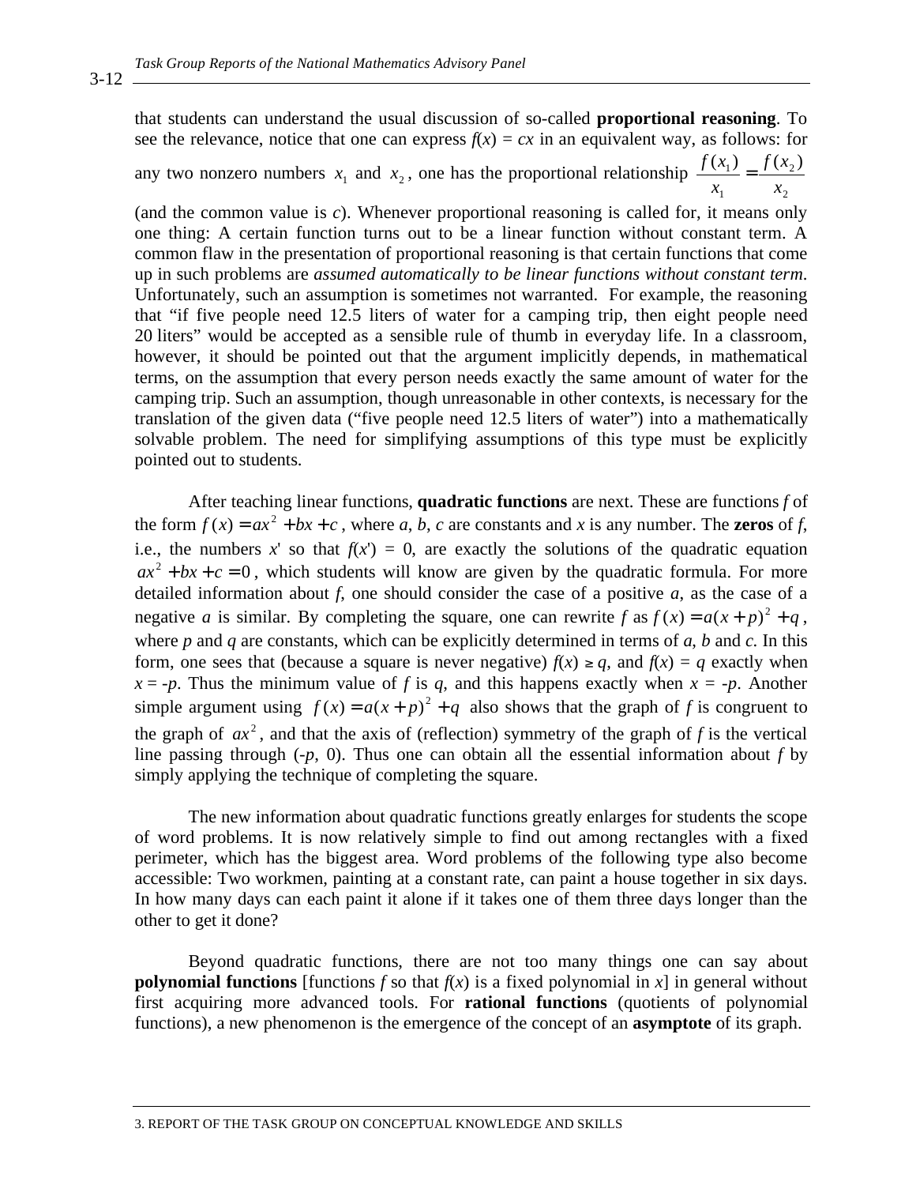that students can understand the usual discussion of so-called **proportional reasoning**. To see the relevance, notice that one can express $f(x) = cx$ in an equivalent way, as follows: for any two nonzero numbers $x_1$ and $x_2$, one has the proportional relationship $\frac{f(x_1)}{x_1} = \frac{f(x_2)}{x_2}$ (and the common value is $c$). Whenever proportional reasoning is called for, it means only one thing: A certain function turns out to be a linear function without constant term. A common flaw in the presentation of proportional reasoning is that certain functions that come up in such problems are *assumed automatically to be linear functions without constant term*. Unfortunately, such an assumption is sometimes not warranted. For example, the reasoning that "if five people need 12.5 liters of water for a camping trip, then eight people need 20 liters" would be accepted as a sensible rule of thumb in everyday life. In a classroom, however, it should be pointed out that the argument implicitly depends, in mathematical terms, on the assumption that every person needs exactly the same amount of water for the camping trip. Such an assumption, though unreasonable in other contexts, is necessary for the translation of the given data ("five people need 12.5 liters of water") into a mathematically solvable problem. The need for simplifying assumptions of this type must be explicitly pointed out to students.

After teaching linear functions, **quadratic functions** are next. These are functions $f$ of the form $f(x) = ax^2 + bx + c$, where $a$, $b$, $c$ are constants and $x$ is any number. The **zeros** of $f$, i.e., the numbers $x'$ so that $f(x') = 0$, are exactly the solutions of the quadratic equation $ax^2 + bx + c = 0$, which students will know are given by the quadratic formula. For more detailed information about $f$, one should consider the case of a positive $a$, as the case of a negative $a$ is similar. By completing the square, one can rewrite $f$ as $f(x) = a(x+p)^2 + q$, where $p$ and $q$ are constants, which can be explicitly determined in terms of $a$, $b$ and $c$. In this form, one sees that (because a square is never negative) $f(x) \geq q$, and $f(x) = q$ exactly when $x = -p$. Thus the minimum value of $f$ is $q$, and this happens exactly when $x = -p$. Another simple argument using $f(x) = a(x+p)^2 + q$ also shows that the graph of $f$ is congruent to the graph of $ax^2$, and that the axis of (reflection) symmetry of the graph of $f$ is the vertical line passing through $(-p, 0)$. Thus one can obtain all the essential information about $f$ by simply applying the technique of completing the square.

The new information about quadratic functions greatly enlarges for students the scope of word problems. It is now relatively simple to find out among rectangles with a fixed perimeter, which has the biggest area. Word problems of the following type also become accessible: Two workmen, painting at a constant rate, can paint a house together in six days. In how many days can each paint it alone if it takes one of them three days longer than the other to get it done?

Beyond quadratic functions, there are not too many things one can say about **polynomial functions** [functions $f$ so that $f(x)$ is a fixed polynomial in $x$] in general without first acquiring more advanced tools. For **rational functions** (quotients of polynomial functions), a new phenomenon is the emergence of the concept of an **asymptote** of its graph.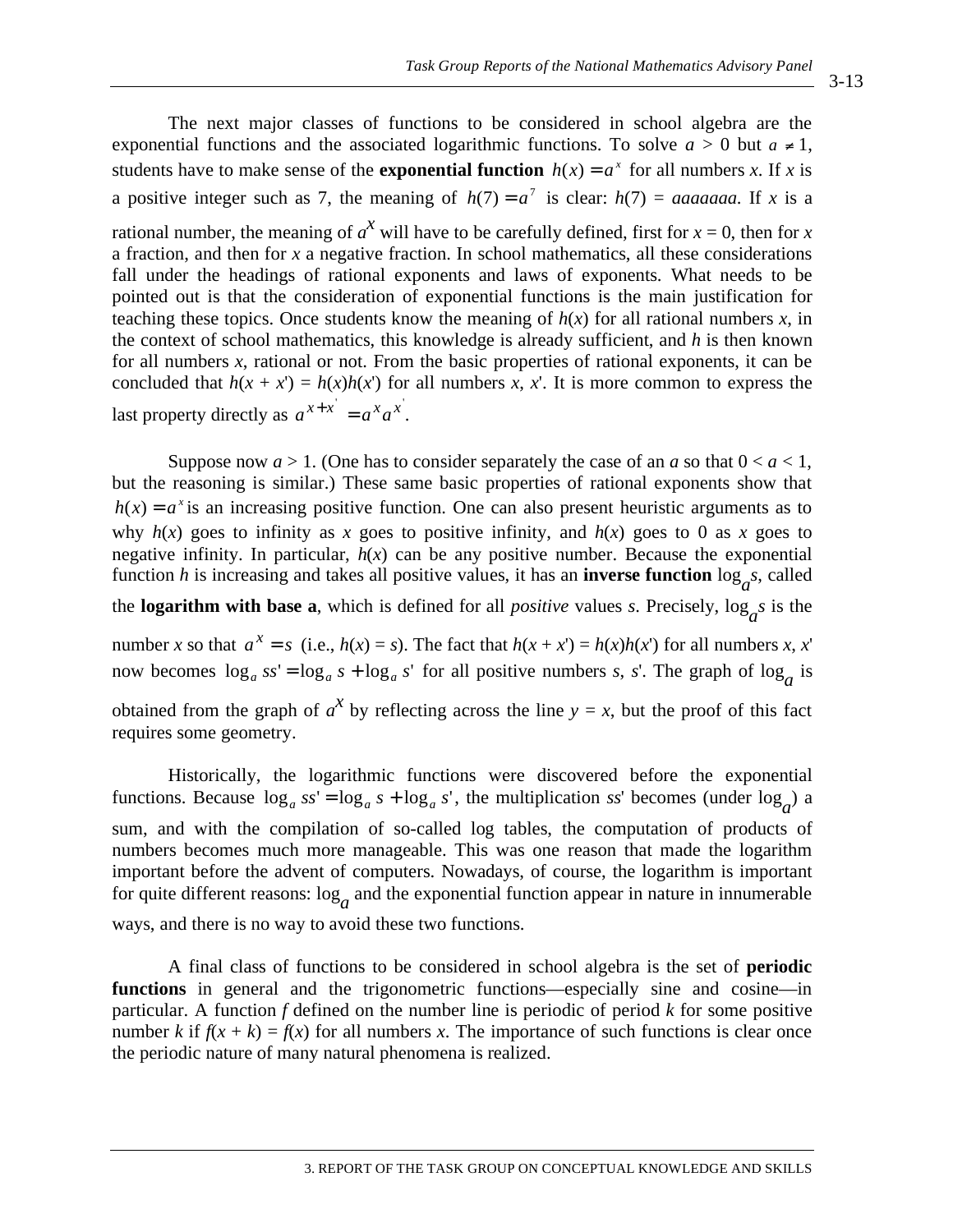The next major classes of functions to be considered in school algebra are the exponential functions and the associated logarithmic functions. To solve $a > 0$ but $a \neq 1$, students have to make sense of the **exponential function** $h(x) = a^x$ for all numbers $x$. If $x$ is a positive integer such as 7, the meaning of $h(7) = a^7$ is clear: $h(7) = aaaaaaa$. If $x$ is a rational number, the meaning of $a^x$ will have to be carefully defined, first for $x = 0$, then for $x$ a fraction, and then for $x$ a negative fraction. In school mathematics, all these considerations fall under the headings of rational exponents and laws of exponents. What needs to be pointed out is that the consideration of exponential functions is the main justification for teaching these topics. Once students know the meaning of $h(x)$ for all rational numbers $x$, in the context of school mathematics, this knowledge is already sufficient, and $h$ is then known for all numbers $x$, rational or not. From the basic properties of rational exponents, it can be concluded that $h(x + x') = h(x)h(x')$ for all numbers $x$, $x'$. It is more common to express the last property directly as $a^{x+x'} = a^x a^{x'}$.

Suppose now $a > 1$. (One has to consider separately the case of an $a$ so that $0 < a < 1$, but the reasoning is similar.) These same basic properties of rational exponents show that $h(x) = a^x$ is an increasing positive function. One can also present heuristic arguments as to why $h(x)$ goes to infinity as $x$ goes to positive infinity, and $h(x)$ goes to 0 as $x$ goes to negative infinity. In particular, $h(x)$ can be any positive number. Because the exponential function $h$ is increasing and takes all positive values, it has an **inverse function** $\log_a s$, called the **logarithm with base a**, which is defined for all *positive* values $s$. Precisely, $\log_a s$ is the number $x$ so that $a^x = s$ (i.e., $h(x) = s$). The fact that $h(x + x') = h(x)h(x')$ for all numbers $x$, $x'$ now becomes $\log_a ss' = \log_a s + \log_a s'$ for all positive numbers $s$, $s'$. The graph of $\log_a$ is obtained from the graph of $a^x$ by reflecting across the line $y = x$, but the proof of this fact requires some geometry.

Historically, the logarithmic functions were discovered before the exponential functions. Because $\log_a ss' = \log_a s + \log_a s'$, the multiplication $ss'$ becomes (under $\log_a$) a sum, and with the compilation of so-called log tables, the computation of products of numbers becomes much more manageable. This was one reason that made the logarithm important before the advent of computers. Nowadays, of course, the logarithm is important for quite different reasons: $\log_a$ and the exponential function appear in nature in innumerable ways, and there is no way to avoid these two functions.

A final class of functions to be considered in school algebra is the set of **periodic functions** in general and the trigonometric functions—especially sine and cosine—in particular. A function $f$ defined on the number line is periodic of period $k$ for some positive number $k$ if $f(x + k) = f(x)$ for all numbers $x$. The importance of such functions is clear once the periodic nature of many natural phenomena is realized.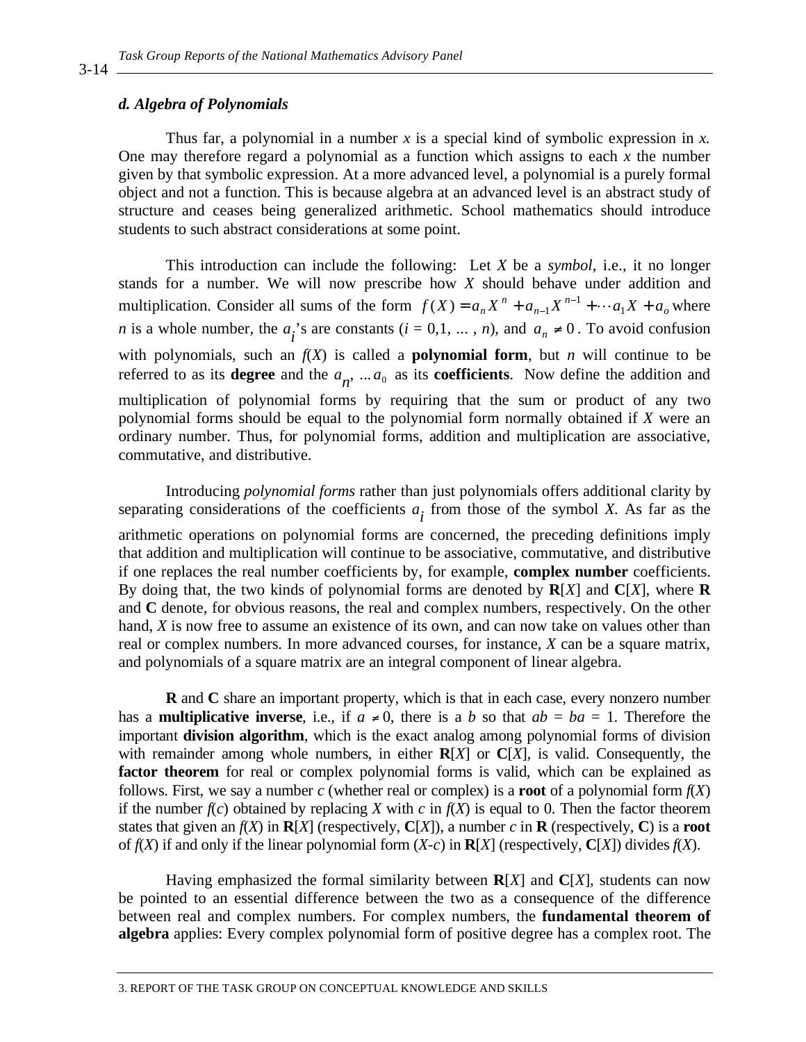### *d. Algebra of Polynomials*

Thus far, a polynomial in a number $x$ is a special kind of symbolic expression in $x$. One may therefore regard a polynomial as a function which assigns to each $x$ the number given by that symbolic expression. At a more advanced level, a polynomial is a purely formal object and not a function. This is because algebra at an advanced level is an abstract study of structure and ceases being generalized arithmetic. School mathematics should introduce students to such abstract considerations at some point.

This introduction can include the following: Let $X$ be a *symbol*, i.e., it no longer stands for a number. We will now prescribe how $X$ should behave under addition and multiplication. Consider all sums of the form $f(X) = a_n X^n + a_{n-1} X^{n-1} + \cdots a_1 X + a_o$ where $n$ is a whole number, the $a_i$'s are constants ($i$ = 0,1, ... , $n$), and $a_n \neq 0$. To avoid confusion with polynomials, such an $f(X)$ is called a **polynomial form**, but $n$ will continue to be referred to as its **degree** and the $a_n$, ... $a_0$ as its **coefficients**. Now define the addition and multiplication of polynomial forms by requiring that the sum or product of any two polynomial forms should be equal to the polynomial form normally obtained if $X$ were an ordinary number. Thus, for polynomial forms, addition and multiplication are associative, commutative, and distributive.

Introducing *polynomial forms* rather than just polynomials offers additional clarity by separating considerations of the coefficients $a_i$ from those of the symbol $X$. As far as the arithmetic operations on polynomial forms are concerned, the preceding definitions imply that addition and multiplication will continue to be associative, commutative, and distributive if one replaces the real number coefficients by, for example, **complex number** coefficients. By doing that, the two kinds of polynomial forms are denoted by **R**[$X$] and **C**[$X$], where **R** and **C** denote, for obvious reasons, the real and complex numbers, respectively. On the other hand, $X$ is now free to assume an existence of its own, and can now take on values other than real or complex numbers. In more advanced courses, for instance, $X$ can be a square matrix, and polynomials of a square matrix are an integral component of linear algebra.

**R** and **C** share an important property, which is that in each case, every nonzero number has a **multiplicative inverse**, i.e., if $a \neq 0$, there is a $b$ so that $ab = ba = 1$. Therefore the important **division algorithm**, which is the exact analog among polynomial forms of division with remainder among whole numbers, in either **R**[$X$] or **C**[$X$], is valid. Consequently, the **factor theorem** for real or complex polynomial forms is valid, which can be explained as follows. First, we say a number $c$ (whether real or complex) is a **root** of a polynomial form $f(X)$ if the number $f(c)$ obtained by replacing $X$ with $c$ in $f(X)$ is equal to 0. Then the factor theorem states that given an $f(X)$ in **R**[$X$] (respectively, **C**[$X$]), a number $c$ in **R** (respectively, **C**) is a **root** of $f(X)$ if and only if the linear polynomial form ($X$-$c$) in **R**[$X$] (respectively, **C**[$X$]) divides $f(X)$.

Having emphasized the formal similarity between **R**[$X$] and **C**[$X$], students can now be pointed to an essential difference between the two as a consequence of the difference between real and complex numbers. For complex numbers, the **fundamental theorem of algebra** applies: Every complex polynomial form of positive degree has a complex root. The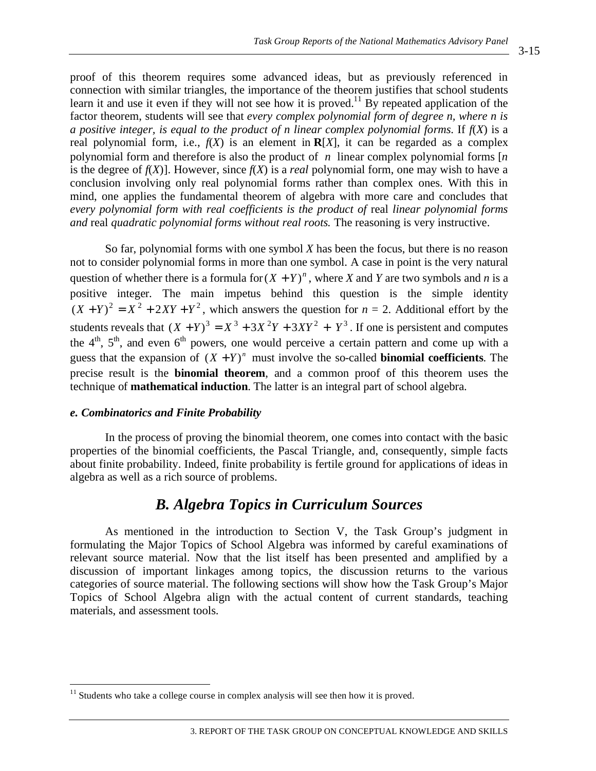proof of this theorem requires some advanced ideas, but as previously referenced in connection with similar triangles, the importance of the theorem justifies that school students learn it and use it even if they will not see how it is proved.[11] By repeated application of the factor theorem, students will see that *every complex polynomial form of degree n, where n is a positive integer, is equal to the product of n linear complex polynomial forms*. If $f(X)$ is a real polynomial form, i.e., $f(X)$ is an element in $\mathbf{R}[X]$, it can be regarded as a complex polynomial form and therefore is also the product of $n$ linear complex polynomial forms [$n$ is the degree of $f(X)$]. However, since $f(X)$ is a *real* polynomial form, one may wish to have a conclusion involving only real polynomial forms rather than complex ones. With this in mind, one applies the fundamental theorem of algebra with more care and concludes that *every polynomial form with real coefficients is the product of* real *linear polynomial forms and* real *quadratic polynomial forms without real roots.* The reasoning is very instructive.

So far, polynomial forms with one symbol $X$ has been the focus, but there is no reason not to consider polynomial forms in more than one symbol. A case in point is the very natural question of whether there is a formula for $(X+Y)^n$, where $X$ and $Y$ are two symbols and $n$ is a positive integer. The main impetus behind this question is the simple identity $(X+Y)^2 = X^2 + 2XY + Y^2$, which answers the question for $n = 2$. Additional effort by the students reveals that $(X+Y)^3 = X^3 + 3X^2Y + 3XY^2 + Y^3$. If one is persistent and computes the 4th, 5th, and even 6th powers, one would perceive a certain pattern and come up with a guess that the expansion of $(X+Y)^n$ must involve the so-called **binomial coefficients**. The precise result is the **binomial theorem**, and a common proof of this theorem uses the technique of **mathematical induction**. The latter is an integral part of school algebra.

#### *e. Combinatorics and Finite Probability*

In the process of proving the binomial theorem, one comes into contact with the basic properties of the binomial coefficients, the Pascal Triangle, and, consequently, simple facts about finite probability. Indeed, finite probability is fertile ground for applications of ideas in algebra as well as a rich source of problems.

## *B. Algebra Topics in Curriculum Sources*

As mentioned in the introduction to Section V, the Task Group's judgment in formulating the Major Topics of School Algebra was informed by careful examinations of relevant source material. Now that the list itself has been presented and amplified by a discussion of important linkages among topics, the discussion returns to the various categories of source material. The following sections will show how the Task Group's Major Topics of School Algebra align with the actual content of current standards, teaching materials, and assessment tools.

---

[11] Students who take a college course in complex analysis will see then how it is proved.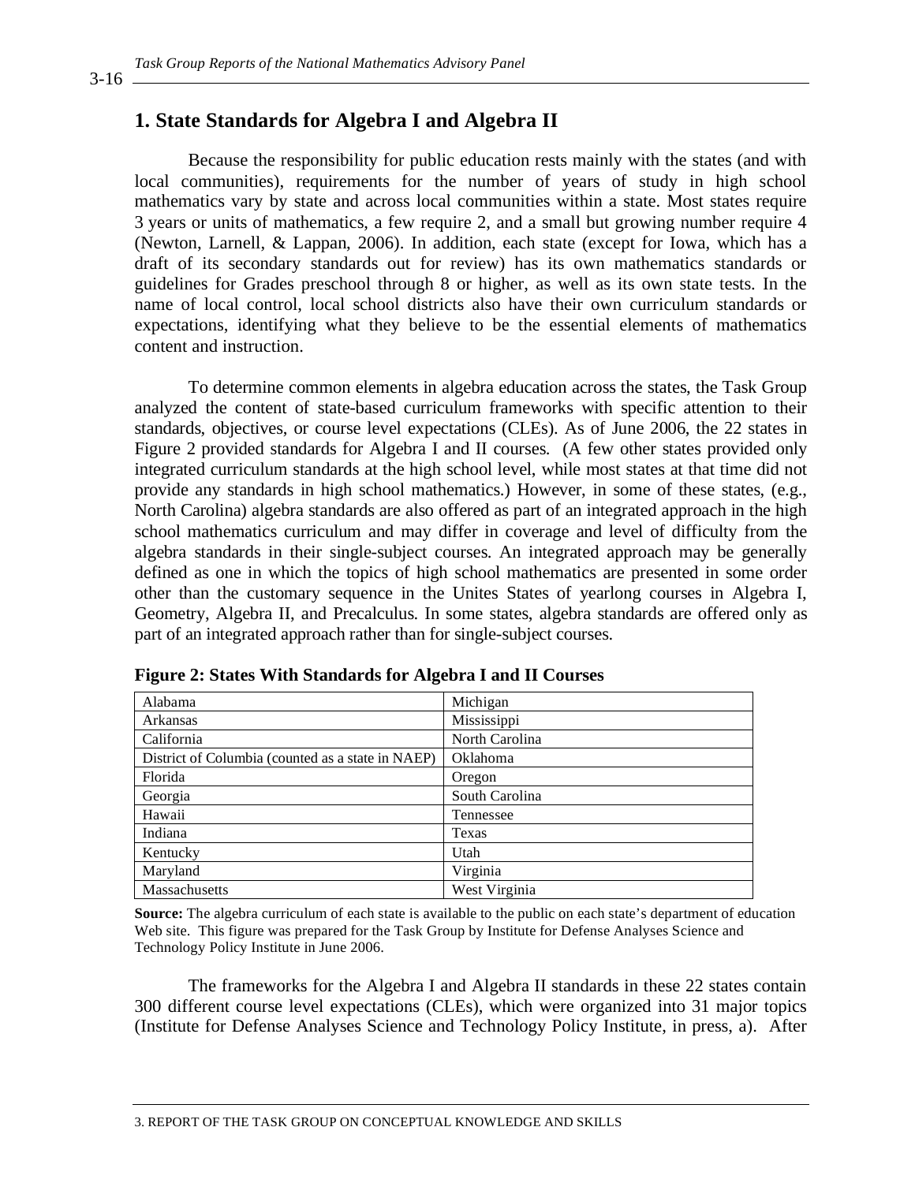## 1. State Standards for Algebra I and Algebra II

Because the responsibility for public education rests mainly with the states (and with local communities), requirements for the number of years of study in high school mathematics vary by state and across local communities within a state. Most states require 3 years or units of mathematics, a few require 2, and a small but growing number require 4 (Newton, Larnell, & Lappan, 2006). In addition, each state (except for Iowa, which has a draft of its secondary standards out for review) has its own mathematics standards or guidelines for Grades preschool through 8 or higher, as well as its own state tests. In the name of local control, local school districts also have their own curriculum standards or expectations, identifying what they believe to be the essential elements of mathematics content and instruction.

To determine common elements in algebra education across the states, the Task Group analyzed the content of state-based curriculum frameworks with specific attention to their standards, objectives, or course level expectations (CLEs). As of June 2006, the 22 states in Figure 2 provided standards for Algebra I and II courses. (A few other states provided only integrated curriculum standards at the high school level, while most states at that time did not provide any standards in high school mathematics.) However, in some of these states, (e.g., North Carolina) algebra standards are also offered as part of an integrated approach in the high school mathematics curriculum and may differ in coverage and level of difficulty from the algebra standards in their single-subject courses. An integrated approach may be generally defined as one in which the topics of high school mathematics are presented in some order other than the customary sequence in the Unites States of yearlong courses in Algebra I, Geometry, Algebra II, and Precalculus. In some states, algebra standards are offered only as part of an integrated approach rather than for single-subject courses.

**Figure 2: States With Standards for Algebra I and II Courses**

| | |
|---|---|
| Alabama | Michigan |
| Arkansas | Mississippi |
| California | North Carolina |
| District of Columbia (counted as a state in NAEP) | Oklahoma |
| Florida | Oregon |
| Georgia | South Carolina |
| Hawaii | Tennessee |
| Indiana | Texas |
| Kentucky | Utah |
| Maryland | Virginia |
| Massachusetts | West Virginia |

**Source:** The algebra curriculum of each state is available to the public on each state's department of education Web site. This figure was prepared for the Task Group by Institute for Defense Analyses Science and Technology Policy Institute in June 2006.

The frameworks for the Algebra I and Algebra II standards in these 22 states contain 300 different course level expectations (CLEs), which were organized into 31 major topics (Institute for Defense Analyses Science and Technology Policy Institute, in press, a). After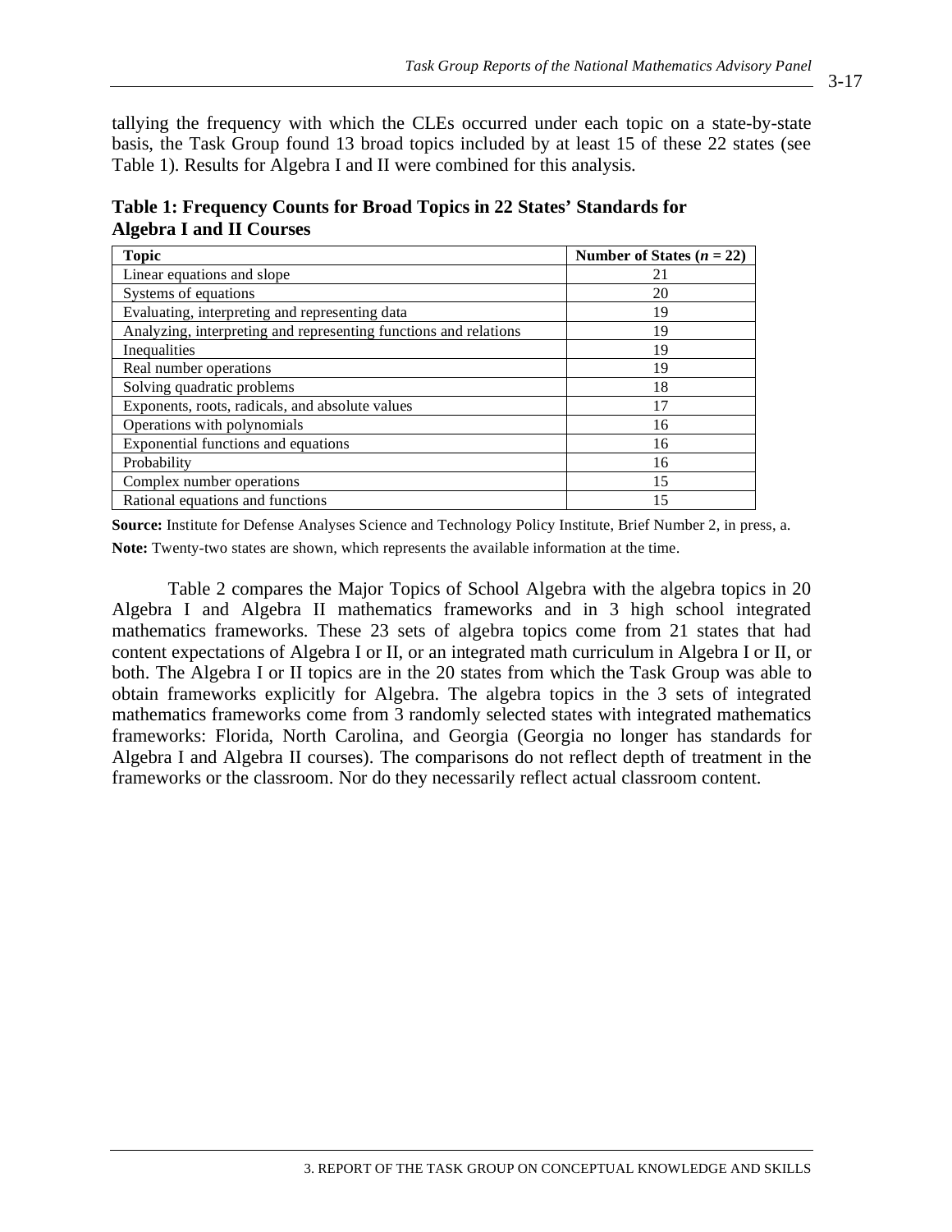tallying the frequency with which the CLEs occurred under each topic on a state-by-state basis, the Task Group found 13 broad topics included by at least 15 of these 22 states (see Table 1). Results for Algebra I and II were combined for this analysis.

**Table 1: Frequency Counts for Broad Topics in 22 States' Standards for Algebra I and II Courses**

| Topic | Number of States ($n$ = 22) |
|---|---|
| Linear equations and slope | 21 |
| Systems of equations | 20 |
| Evaluating, interpreting and representing data | 19 |
| Analyzing, interpreting and representing functions and relations | 19 |
| Inequalities | 19 |
| Real number operations | 19 |
| Solving quadratic problems | 18 |
| Exponents, roots, radicals, and absolute values | 17 |
| Operations with polynomials | 16 |
| Exponential functions and equations | 16 |
| Probability | 16 |
| Complex number operations | 15 |
| Rational equations and functions | 15 |

**Source:** Institute for Defense Analyses Science and Technology Policy Institute, Brief Number 2, in press, a.

**Note:** Twenty-two states are shown, which represents the available information at the time.

Table 2 compares the Major Topics of School Algebra with the algebra topics in 20 Algebra I and Algebra II mathematics frameworks and in 3 high school integrated mathematics frameworks. These 23 sets of algebra topics come from 21 states that had content expectations of Algebra I or II, or an integrated math curriculum in Algebra I or II, or both. The Algebra I or II topics are in the 20 states from which the Task Group was able to obtain frameworks explicitly for Algebra. The algebra topics in the 3 sets of integrated mathematics frameworks come from 3 randomly selected states with integrated mathematics frameworks: Florida, North Carolina, and Georgia (Georgia no longer has standards for Algebra I and Algebra II courses). The comparisons do not reflect depth of treatment in the frameworks or the classroom. Nor do they necessarily reflect actual classroom content.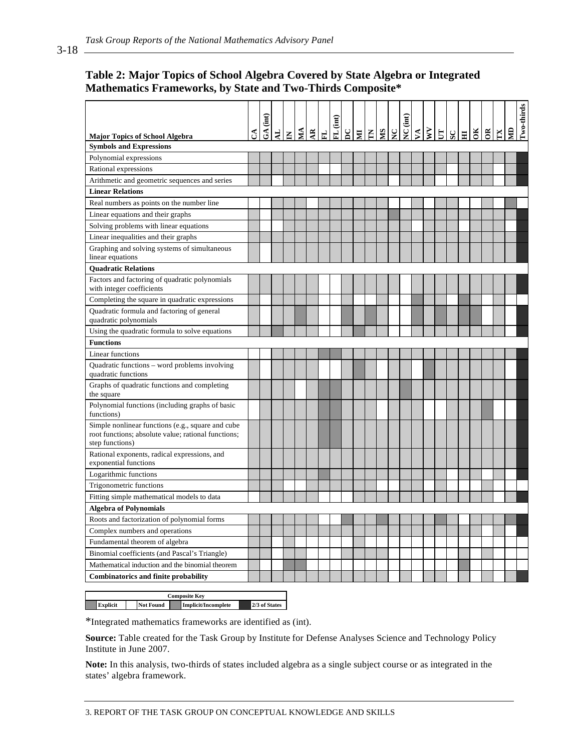**Table 2: Major Topics of School Algebra Covered by State Algebra or Integrated Mathematics Frameworks, by State and Two-Thirds Composite***

| Major Topics of School Algebra | CA | GA (int) | AL | IN | MA | AR | FL | FL (int) | DC | MI | TN | MS | NC | NC (int) | VA | WV | UT | SC | HI | OK | OR | TX | MD | Two-thirds |
|---|---|---|---|---|---|---|---|---|---|---|---|---|---|---|---|---|---|---|---|---|---|---|---|---|
| **Symbols and Expressions** | | | | | | | | | | | | | | | | | | | | | | | | |
| Polynomial expressions | I | I | I | I | I | I | I | I | I | I | I | I | I | I | I | I | I | I | I | I | I | I | I | 2/3 |
| Rational expressions | I | I | I | I | I | I | | | I | I | I | I | I | I | I | I | I | | I | I | I | I | I | 2/3 |
| Arithmetic and geometric sequences and series | I | I | | I | I | I | I | I | I | I | I | I | | I | I | I | | | I | I | I | | I | 2/3 |
| **Linear Relations** | | | | | | | | | | | | | | | | | | | | | | | | |
| Real numbers as points on the number line | | | I | I | I | | I | I | I | I | I | I | | | I | | I | I | | I | | | E | |
| Linear equations and their graphs | I | | I | I | I | I | I | I | I | I | I | I | E | I | I | I | I | I | I | I | I | I | I | 2/3 |
| Solving problems with linear equations | I | | I | I | I | I | I | I | I | I | I | I | I | I | | I | I | I | | I | I | I | | 2/3 |
| Linear inequalities and their graphs | I | I | I | I | I | I | I | I | I | I | I | I | I | I | I | I | I | I | I | I | I | I | I | 2/3 |
| Graphing and solving systems of simultaneous linear equations | I | | I | I | I | I | I | I | I | I | I | I | I | I | I | I | I | I | I | I | I | I | I | 2/3 |
| **Quadratic Relations** | | | | | | | | | | | | | | | | | | | | | | | | |
| Factors and factoring of quadratic polynomials with integer coefficients | I | I | I | I | I | I | | | I | I | I | I | I | | I | I | I | I | I | I | I | I | I | 2/3 |
| Completing the square in quadratic expressions | I | | I | I | I | I | | | I | | | I | | | E | I | I | | E | I | | I | | |
| Quadratic formula and factoring of general quadratic polynomials | I | | I | I | E | I | | | E | I | E | I | | | E | I | E | I | E | E | | I | | 2/3 |
| Using the quadratic formula to solve equations | I | I | E | I | I | I | | | I | E | I | I | | | I | I | I | I | I | I | I | I | | 2/3 |
| **Functions** | | | | | | | | | | | | | | | | | | | | | | | | |
| Linear functions | | | I | I | I | I | E | E | I | I | I | I | I | I | I | I | I | I | I | I | I | I | I | 2/3 |
| Quadratic functions – word problems involving quadratic functions | I | | I | I | I | I | | | I | E | I | | I | I | | E | I | I | I | I | I | I | | 2/3 |
| Graphs of quadratic functions and completing the square | I | I | I | I | | I | E | E | I | I | I | I | I | E | I | I | I | I | I | I | I | I | I | 2/3 |
| Polynomial functions (including graphs of basic functions) | | I | I | I | I | I | E | E | I | I | I | | I | I | I | | | I | I | I | E | | | 2/3 |
| Simple nonlinear functions (e.g., square and cube root functions; absolute value; rational functions; step functions) | I | I | I | I | I | I | E | E | I | I | I | I | I | I | I | I | I | I | I | I | I | I | I | 2/3 |
| Rational exponents, radical expressions, and exponential functions | I | I | I | I | I | I | I | I | I | I | I | I | I | I | I | I | I | I | I | I | I | I | I | 2/3 |
| Logarithmic functions | I | I | I | I | I | I | E | I | I | I | I | I | I | I | I | I | I | | I | I | | I | | 2/3 |
| Trigonometric functions | I | I | I | | | I | I | I | I | I | I | | I | I | I | | I | | I | | I | | | |
| Fitting simple mathematical models to data | | I | I | I | I | I | | | | I | I | I | I | I | I | I | I | I | I | I | I | | I | 2/3 |
| **Algebra of Polynomials** | | | | | | | | | | | | | | | | | | | | | | | | |
| Roots and factorization of polynomial forms | I | I | I | I | I | I | | | E | I | I | E | I | I | I | I | E | I | | I | I | I | E | 2/3 |
| Complex numbers and operations | I | I | I | I | I | I | I | I | I | I | I | I | I | I | I | I | I | I | I | I | | I | | 2/3 |
| Fundamental theorem of algebra | I | I | | I | | | | | | I | | | | | | | | | | | | | | |
| Binomial coefficients (and Pascal's Triangle) | I | I | | I | I | | | | I | I | I | I | | | | | | | I | | I | | | |
| Mathematical induction and the binomial theorem | I | | | E | E | | | | | | | | | | | | | | E | | | | | |
| **Combinatorics and finite probability** | I | I | I | I | I | I | I | I | I | I | I | I | | I | | I | I | | I | | I | | I | 2/3 |

| Composite Key | | | |
|---|---|---|---|
| Explicit (E) | Not Found (blank) | Implicit/Incomplete (I) | 2/3 of States (2/3) |

*Integrated mathematics frameworks are identified as (int).

**Source:** Table created for the Task Group by Institute for Defense Analyses Science and Technology Policy Institute in June 2007.

**Note:** In this analysis, two-thirds of states included algebra as a single subject course or as integrated in the states' algebra framework.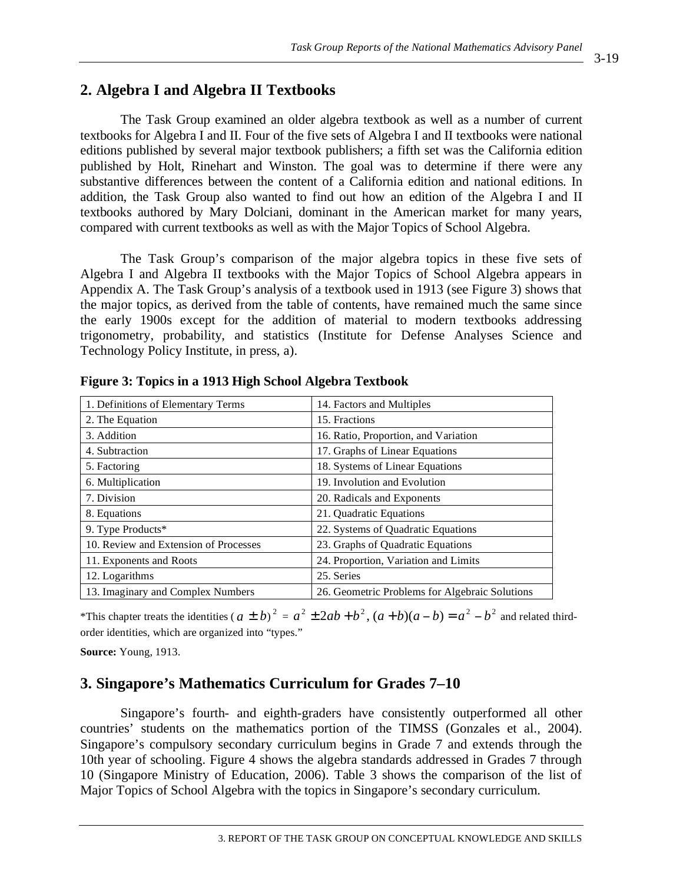## 2. Algebra I and Algebra II Textbooks

The Task Group examined an older algebra textbook as well as a number of current textbooks for Algebra I and II. Four of the five sets of Algebra I and II textbooks were national editions published by several major textbook publishers; a fifth set was the California edition published by Holt, Rinehart and Winston. The goal was to determine if there were any substantive differences between the content of a California edition and national editions. In addition, the Task Group also wanted to find out how an edition of the Algebra I and II textbooks authored by Mary Dolciani, dominant in the American market for many years, compared with current textbooks as well as with the Major Topics of School Algebra.

The Task Group's comparison of the major algebra topics in these five sets of Algebra I and Algebra II textbooks with the Major Topics of School Algebra appears in Appendix A. The Task Group's analysis of a textbook used in 1913 (see Figure 3) shows that the major topics, as derived from the table of contents, have remained much the same since the early 1900s except for the addition of material to modern textbooks addressing trigonometry, probability, and statistics (Institute for Defense Analyses Science and Technology Policy Institute, in press, a).

**Figure 3: Topics in a 1913 High School Algebra Textbook**

| | |
|---|---|
| 1. Definitions of Elementary Terms | 14. Factors and Multiples |
| 2. The Equation | 15. Fractions |
| 3. Addition | 16. Ratio, Proportion, and Variation |
| 4. Subtraction | 17. Graphs of Linear Equations |
| 5. Factoring | 18. Systems of Linear Equations |
| 6. Multiplication | 19. Involution and Evolution |
| 7. Division | 20. Radicals and Exponents |
| 8. Equations | 21. Quadratic Equations |
| 9. Type Products* | 22. Systems of Quadratic Equations |
| 10. Review and Extension of Processes | 23. Graphs of Quadratic Equations |
| 11. Exponents and Roots | 24. Proportion, Variation and Limits |
| 12. Logarithms | 25. Series |
| 13. Imaginary and Complex Numbers | 26. Geometric Problems for Algebraic Solutions |

*This chapter treats the identities $(a \pm b)^2 = a^2 \pm 2ab + b^2$, $(a+b)(a-b) = a^2 - b^2$ and related third-order identities, which are organized into "types."

**Source:** Young, 1913.

## 3. Singapore's Mathematics Curriculum for Grades 7–10

Singapore's fourth- and eighth-graders have consistently outperformed all other countries' students on the mathematics portion of the TIMSS (Gonzales et al., 2004). Singapore's compulsory secondary curriculum begins in Grade 7 and extends through the 10th year of schooling. Figure 4 shows the algebra standards addressed in Grades 7 through 10 (Singapore Ministry of Education, 2006). Table 3 shows the comparison of the list of Major Topics of School Algebra with the topics in Singapore's secondary curriculum.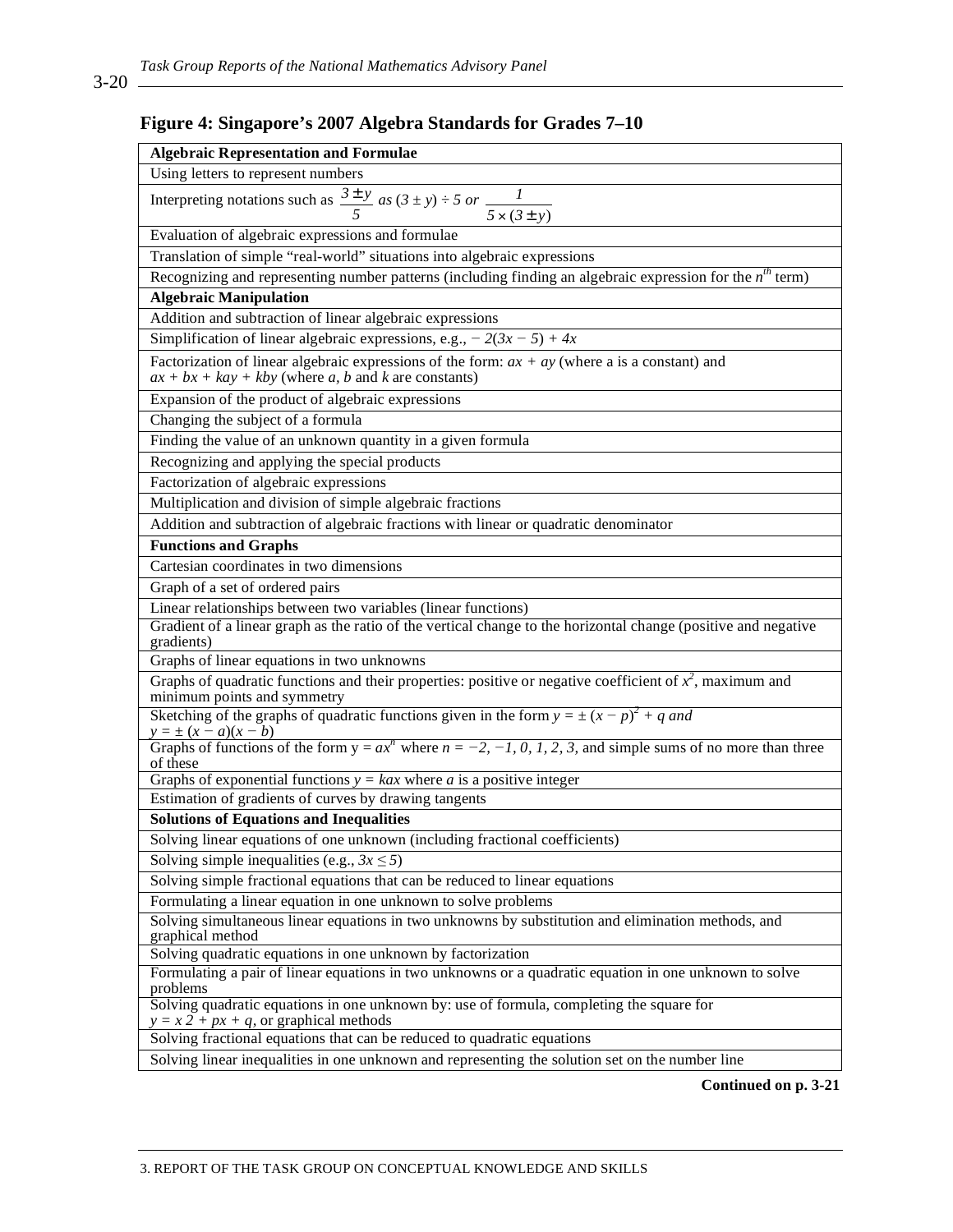## Figure 4: Singapore's 2007 Algebra Standards for Grades 7–10

| **Algebraic Representation and Formulae** |
|---|
| Using letters to represent numbers |
| Interpreting notations such as $\frac{3 \pm y}{5}$ as $(3 \pm y) \div 5$ or $\frac{1}{5 \times (3 \pm y)}$ |
| Evaluation of algebraic expressions and formulae |
| Translation of simple "real-world" situations into algebraic expressions |
| Recognizing and representing number patterns (including finding an algebraic expression for the $n^{th}$ term) |
| **Algebraic Manipulation** |
| Addition and subtraction of linear algebraic expressions |
| Simplification of linear algebraic expressions, e.g., $-2(3x - 5) + 4x$ |
| Factorization of linear algebraic expressions of the form: $ax + ay$ (where a is a constant) and $ax + bx + kay + kby$ (where $a$, $b$ and $k$ are constants) |
| Expansion of the product of algebraic expressions |
| Changing the subject of a formula |
| Finding the value of an unknown quantity in a given formula |
| Recognizing and applying the special products |
| Factorization of algebraic expressions |
| Multiplication and division of simple algebraic fractions |
| Addition and subtraction of algebraic fractions with linear or quadratic denominator |
| **Functions and Graphs** |
| Cartesian coordinates in two dimensions |
| Graph of a set of ordered pairs |
| Linear relationships between two variables (linear functions) |
| Gradient of a linear graph as the ratio of the vertical change to the horizontal change (positive and negative gradients) |
| Graphs of linear equations in two unknowns |
| Graphs of quadratic functions and their properties: positive or negative coefficient of $x^2$, maximum and minimum points and symmetry |
| Sketching of the graphs of quadratic functions given in the form $y = \pm (x - p)^2 + q$ and $y = \pm (x - a)(x - b)$ |
| Graphs of functions of the form $y = ax^n$ where $n = -2, -1, 0, 1, 2, 3$, and simple sums of no more than three of these |
| Graphs of exponential functions $y = kax$ where $a$ is a positive integer |
| Estimation of gradients of curves by drawing tangents |
| **Solutions of Equations and Inequalities** |
| Solving linear equations of one unknown (including fractional coefficients) |
| Solving simple inequalities (e.g., $3x \leq 5$) |
| Solving simple fractional equations that can be reduced to linear equations |
| Formulating a linear equation in one unknown to solve problems |
| Solving simultaneous linear equations in two unknowns by substitution and elimination methods, and graphical method |
| Solving quadratic equations in one unknown by factorization |
| Formulating a pair of linear equations in two unknowns or a quadratic equation in one unknown to solve problems |
| Solving quadratic equations in one unknown by: use of formula, completing the square for $y = x\,2 + px + q$, or graphical methods |
| Solving fractional equations that can be reduced to quadratic equations |
| Solving linear inequalities in one unknown and representing the solution set on the number line |

**Continued on p. 3-21**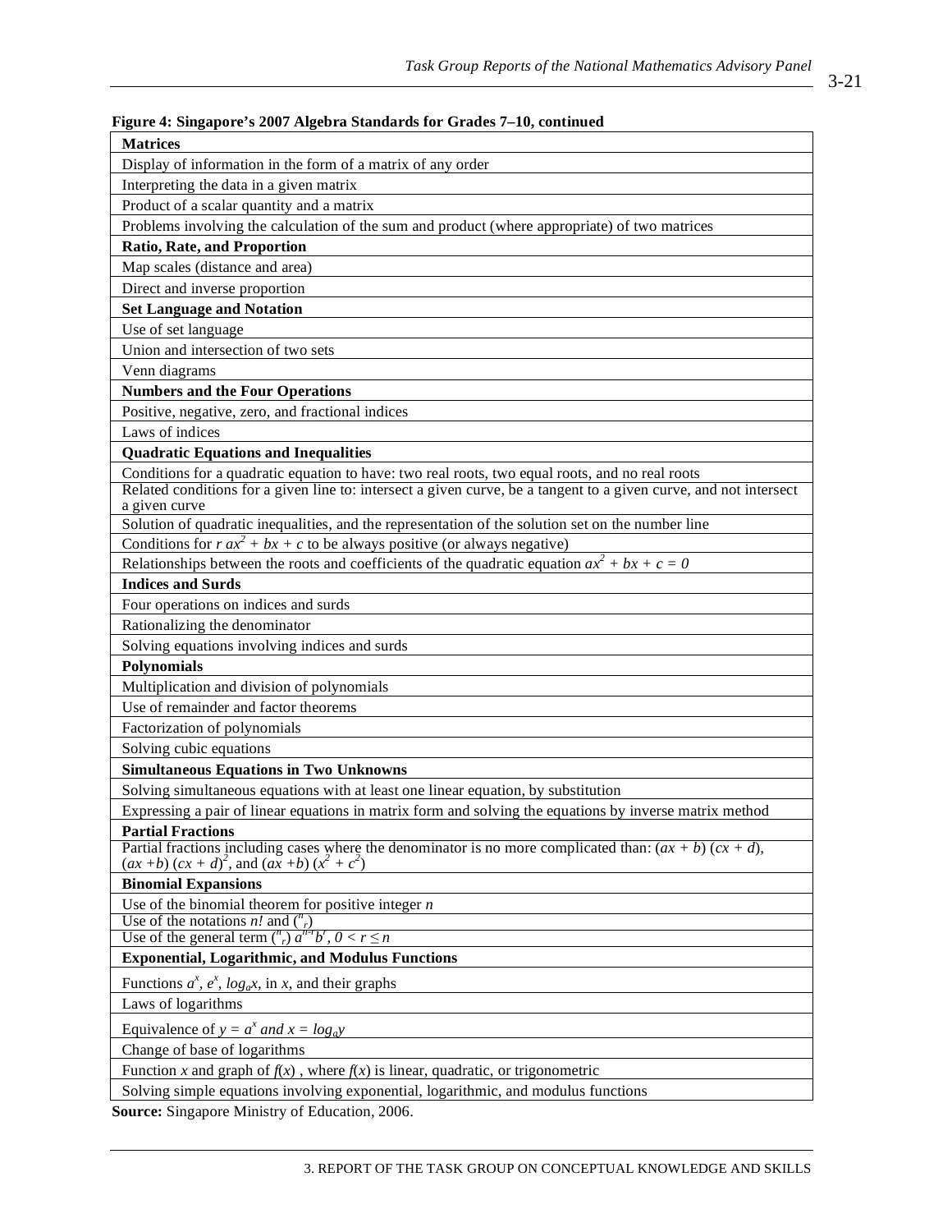**Figure 4: Singapore's 2007 Algebra Standards for Grades 7–10, continued**

| **Matrices** |
|---|
| Display of information in the form of a matrix of any order |
| Interpreting the data in a given matrix |
| Product of a scalar quantity and a matrix |
| Problems involving the calculation of the sum and product (where appropriate) of two matrices |
| **Ratio, Rate, and Proportion** |
| Map scales (distance and area) |
| Direct and inverse proportion |
| **Set Language and Notation** |
| Use of set language |
| Union and intersection of two sets |
| Venn diagrams |
| **Numbers and the Four Operations** |
| Positive, negative, zero, and fractional indices |
| Laws of indices |
| **Quadratic Equations and Inequalities** |
| Conditions for a quadratic equation to have: two real roots, two equal roots, and no real roots |
| Related conditions for a given line to: intersect a given curve, be a tangent to a given curve, and not intersect a given curve |
| Solution of quadratic inequalities, and the representation of the solution set on the number line |
| Conditions for $r\ ax^2 + bx + c$ to be always positive (or always negative) |
| Relationships between the roots and coefficients of the quadratic equation $ax^2 + bx + c = 0$ |
| **Indices and Surds** |
| Four operations on indices and surds |
| Rationalizing the denominator |
| Solving equations involving indices and surds |
| **Polynomials** |
| Multiplication and division of polynomials |
| Use of remainder and factor theorems |
| Factorization of polynomials |
| Solving cubic equations |
| **Simultaneous Equations in Two Unknowns** |
| Solving simultaneous equations with at least one linear equation, by substitution |
| Expressing a pair of linear equations in matrix form and solving the equations by inverse matrix method |
| **Partial Fractions** |
| Partial fractions including cases where the denominator is no more complicated than: $(ax + b)(cx + d)$, $(ax + b)(cx + d)^2$, and $(ax + b)(x^2 + c^2)$ |
| **Binomial Expansions** |
| Use of the binomial theorem for positive integer $n$ |
| Use of the notations $n!$ and $\binom{n}{r}$ |
| Use of the general term $\binom{n}{r} a^{n-r} b^r$, $0 < r \leq n$ |
| **Exponential, Logarithmic, and Modulus Functions** |
| Functions $a^x$, $e^x$, $\log_a x$, in $x$, and their graphs |
| Laws of logarithms |
| Equivalence of $y = a^x$ and $x = \log_a y$ |
| Change of base of logarithms |
| Function $x$ and graph of $f(x)$, where $f(x)$ is linear, quadratic, or trigonometric |
| Solving simple equations involving exponential, logarithmic, and modulus functions |

**Source:** Singapore Ministry of Education, 2006.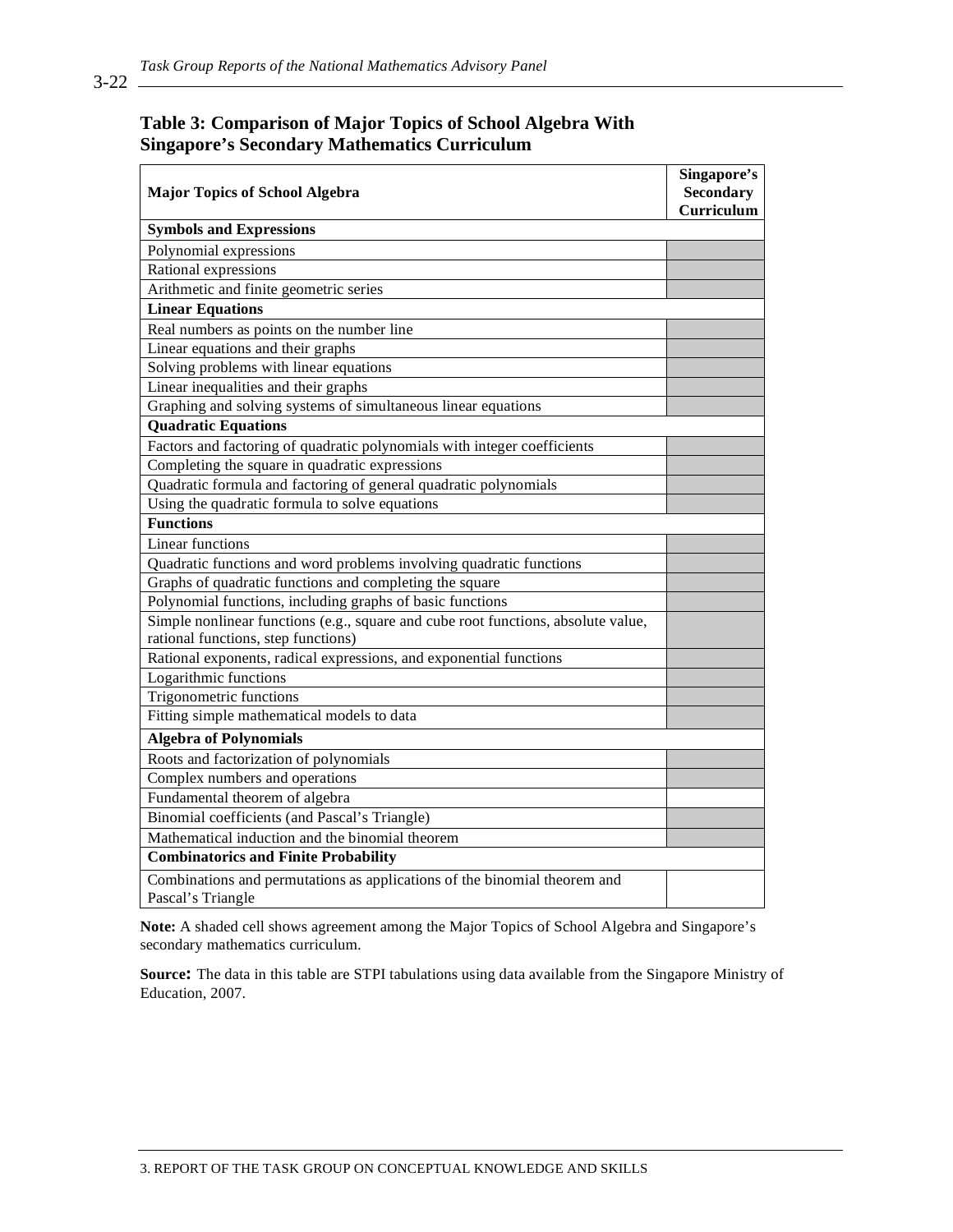## Table 3: Comparison of Major Topics of School Algebra With Singapore's Secondary Mathematics Curriculum

| Major Topics of School Algebra | Singapore's Secondary Curriculum |
|---|---|
| **Symbols and Expressions** | |
| Polynomial expressions | ■ |
| Rational expressions | ■ |
| Arithmetic and finite geometric series | ■ |
| **Linear Equations** | |
| Real numbers as points on the number line | ■ |
| Linear equations and their graphs | ■ |
| Solving problems with linear equations | ■ |
| Linear inequalities and their graphs | ■ |
| Graphing and solving systems of simultaneous linear equations | ■ |
| **Quadratic Equations** | |
| Factors and factoring of quadratic polynomials with integer coefficients | ■ |
| Completing the square in quadratic expressions | ■ |
| Quadratic formula and factoring of general quadratic polynomials | ■ |
| Using the quadratic formula to solve equations | ■ |
| **Functions** | |
| Linear functions | ■ |
| Quadratic functions and word problems involving quadratic functions | ■ |
| Graphs of quadratic functions and completing the square | ■ |
| Polynomial functions, including graphs of basic functions | ■ |
| Simple nonlinear functions (e.g., square and cube root functions, absolute value, rational functions, step functions) | ■ |
| Rational exponents, radical expressions, and exponential functions | ■ |
| Logarithmic functions | ■ |
| Trigonometric functions | ■ |
| Fitting simple mathematical models to data | ■ |
| **Algebra of Polynomials** | |
| Roots and factorization of polynomials | ■ |
| Complex numbers and operations | ■ |
| Fundamental theorem of algebra | |
| Binomial coefficients (and Pascal's Triangle) | ■ |
| Mathematical induction and the binomial theorem | ■ |
| **Combinatorics and Finite Probability** | |
| Combinations and permutations as applications of the binomial theorem and Pascal's Triangle | |

**Note:** A shaded cell shows agreement among the Major Topics of School Algebra and Singapore's secondary mathematics curriculum.

**Source:** The data in this table are STPI tabulations using data available from the Singapore Ministry of Education, 2007.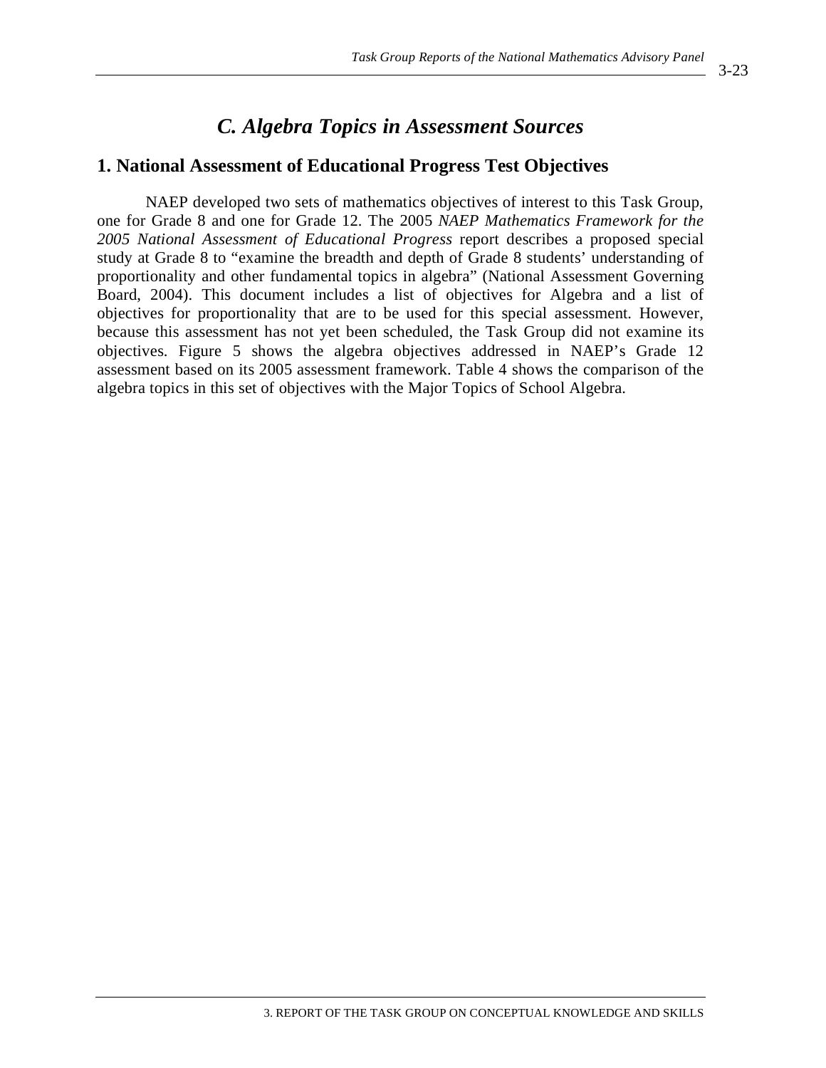## *C. Algebra Topics in Assessment Sources*

### 1. National Assessment of Educational Progress Test Objectives

NAEP developed two sets of mathematics objectives of interest to this Task Group, one for Grade 8 and one for Grade 12. The 2005 *NAEP Mathematics Framework for the 2005 National Assessment of Educational Progress* report describes a proposed special study at Grade 8 to "examine the breadth and depth of Grade 8 students' understanding of proportionality and other fundamental topics in algebra" (National Assessment Governing Board, 2004). This document includes a list of objectives for Algebra and a list of objectives for proportionality that are to be used for this special assessment. However, because this assessment has not yet been scheduled, the Task Group did not examine its objectives. Figure 5 shows the algebra objectives addressed in NAEP's Grade 12 assessment based on its 2005 assessment framework. Table 4 shows the comparison of the algebra topics in this set of objectives with the Major Topics of School Algebra.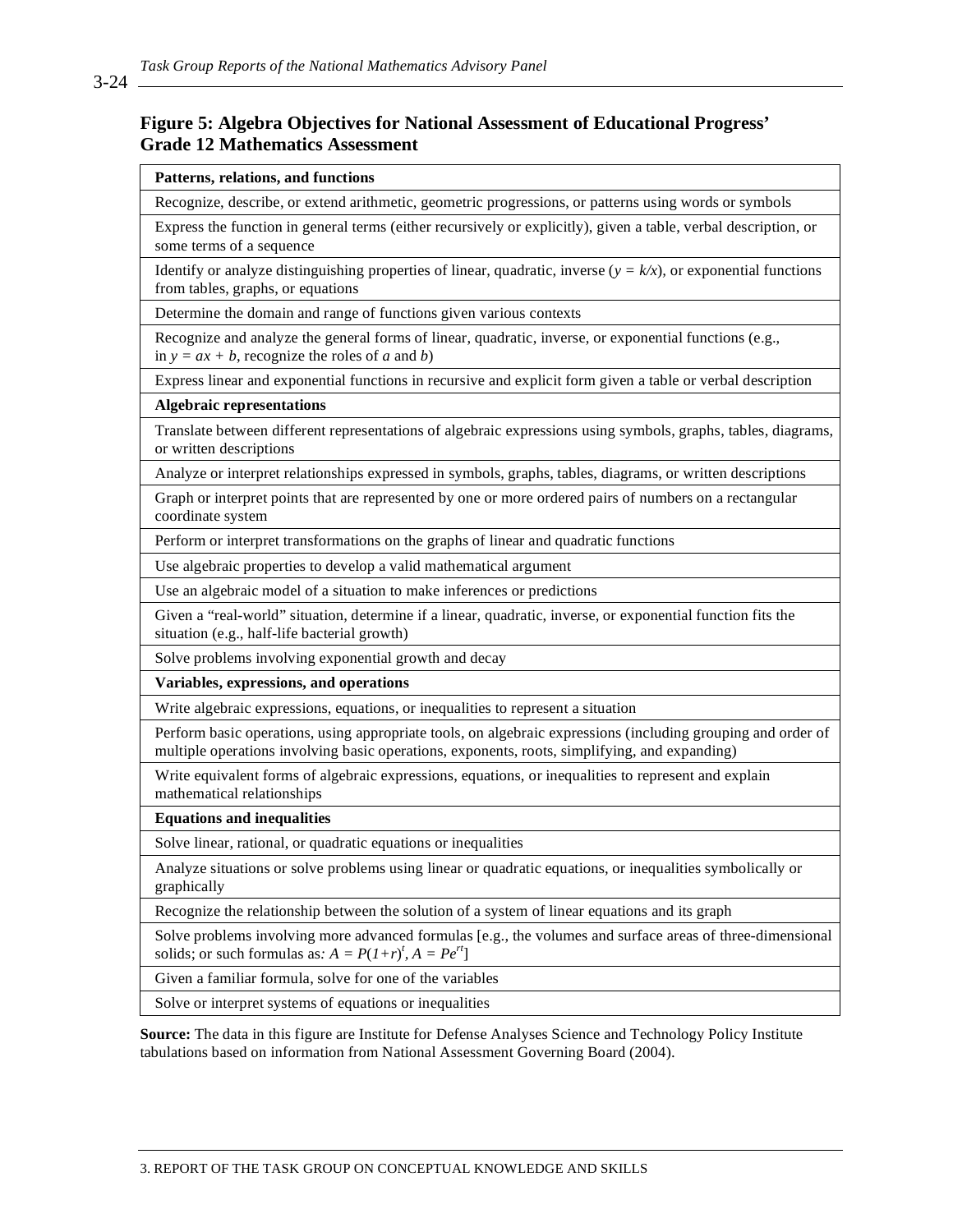**Figure 5: Algebra Objectives for National Assessment of Educational Progress' Grade 12 Mathematics Assessment**

| **Patterns, relations, and functions** |
|---|
| Recognize, describe, or extend arithmetic, geometric progressions, or patterns using words or symbols |
| Express the function in general terms (either recursively or explicitly), given a table, verbal description, or some terms of a sequence |
| Identify or analyze distinguishing properties of linear, quadratic, inverse ($y = k/x$), or exponential functions from tables, graphs, or equations |
| Determine the domain and range of functions given various contexts |
| Recognize and analyze the general forms of linear, quadratic, inverse, or exponential functions (e.g., in $y = ax + b$, recognize the roles of $a$ and $b$) |
| Express linear and exponential functions in recursive and explicit form given a table or verbal description |
| **Algebraic representations** |
| Translate between different representations of algebraic expressions using symbols, graphs, tables, diagrams, or written descriptions |
| Analyze or interpret relationships expressed in symbols, graphs, tables, diagrams, or written descriptions |
| Graph or interpret points that are represented by one or more ordered pairs of numbers on a rectangular coordinate system |
| Perform or interpret transformations on the graphs of linear and quadratic functions |
| Use algebraic properties to develop a valid mathematical argument |
| Use an algebraic model of a situation to make inferences or predictions |
| Given a "real-world" situation, determine if a linear, quadratic, inverse, or exponential function fits the situation (e.g., half-life bacterial growth) |
| Solve problems involving exponential growth and decay |
| **Variables, expressions, and operations** |
| Write algebraic expressions, equations, or inequalities to represent a situation |
| Perform basic operations, using appropriate tools, on algebraic expressions (including grouping and order of multiple operations involving basic operations, exponents, roots, simplifying, and expanding) |
| Write equivalent forms of algebraic expressions, equations, or inequalities to represent and explain mathematical relationships |
| **Equations and inequalities** |
| Solve linear, rational, or quadratic equations or inequalities |
| Analyze situations or solve problems using linear or quadratic equations, or inequalities symbolically or graphically |
| Recognize the relationship between the solution of a system of linear equations and its graph |
| Solve problems involving more advanced formulas [e.g., the volumes and surface areas of three-dimensional solids; or such formulas as: $A = P(1+r)^t$, $A = Pe^{rt}$] |
| Given a familiar formula, solve for one of the variables |
| Solve or interpret systems of equations or inequalities |

**Source:** The data in this figure are Institute for Defense Analyses Science and Technology Policy Institute tabulations based on information from National Assessment Governing Board (2004).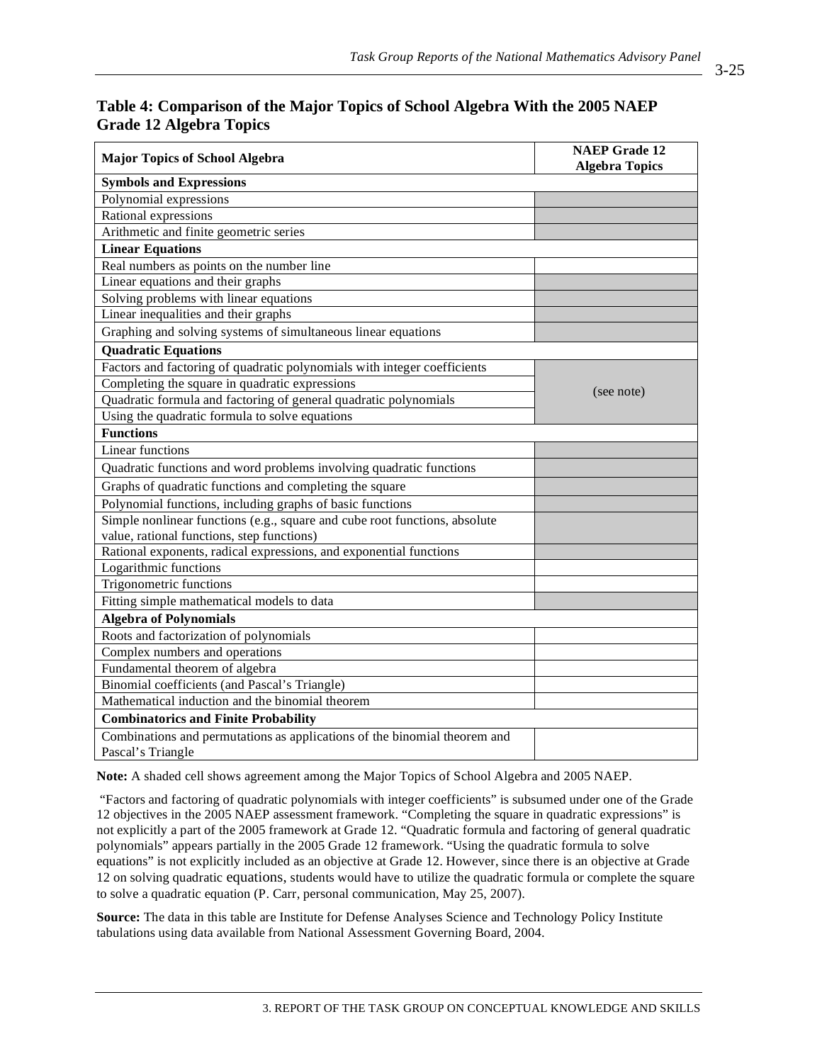**Table 4: Comparison of the Major Topics of School Algebra With the 2005 NAEP Grade 12 Algebra Topics**

| Major Topics of School Algebra | NAEP Grade 12 Algebra Topics |
|---|---|
| **Symbols and Expressions** | |
| Polynomial expressions | (shaded) |
| Rational expressions | (shaded) |
| Arithmetic and finite geometric series | (shaded) |
| **Linear Equations** | |
| Real numbers as points on the number line | |
| Linear equations and their graphs | (shaded) |
| Solving problems with linear equations | (shaded) |
| Linear inequalities and their graphs | (shaded) |
| Graphing and solving systems of simultaneous linear equations | (shaded) |
| **Quadratic Equations** | |
| Factors and factoring of quadratic polynomials with integer coefficients | (shaded) (see note) |
| Completing the square in quadratic expressions | (shaded) (see note) |
| Quadratic formula and factoring of general quadratic polynomials | (shaded) (see note) |
| Using the quadratic formula to solve equations | (shaded) (see note) |
| **Functions** | |
| Linear functions | (shaded) |
| Quadratic functions and word problems involving quadratic functions | (shaded) |
| Graphs of quadratic functions and completing the square | (shaded) |
| Polynomial functions, including graphs of basic functions | (shaded) |
| Simple nonlinear functions (e.g., square and cube root functions, absolute value, rational functions, step functions) | (shaded) |
| Rational exponents, radical expressions, and exponential functions | (shaded) |
| Logarithmic functions | |
| Trigonometric functions | |
| Fitting simple mathematical models to data | (shaded) |
| **Algebra of Polynomials** | |
| Roots and factorization of polynomials | |
| Complex numbers and operations | |
| Fundamental theorem of algebra | |
| Binomial coefficients (and Pascal's Triangle) | |
| Mathematical induction and the binomial theorem | |
| **Combinatorics and Finite Probability** | |
| Combinations and permutations as applications of the binomial theorem and Pascal's Triangle | |

**Note:** A shaded cell shows agreement among the Major Topics of School Algebra and 2005 NAEP.

"Factors and factoring of quadratic polynomials with integer coefficients" is subsumed under one of the Grade 12 objectives in the 2005 NAEP assessment framework. "Completing the square in quadratic expressions" is not explicitly a part of the 2005 framework at Grade 12. "Quadratic formula and factoring of general quadratic polynomials" appears partially in the 2005 Grade 12 framework. "Using the quadratic formula to solve equations" is not explicitly included as an objective at Grade 12. However, since there is an objective at Grade 12 on solving quadratic equations, students would have to utilize the quadratic formula or complete the square to solve a quadratic equation (P. Carr, personal communication, May 25, 2007).

**Source:** The data in this table are Institute for Defense Analyses Science and Technology Policy Institute tabulations using data available from National Assessment Governing Board, 2004.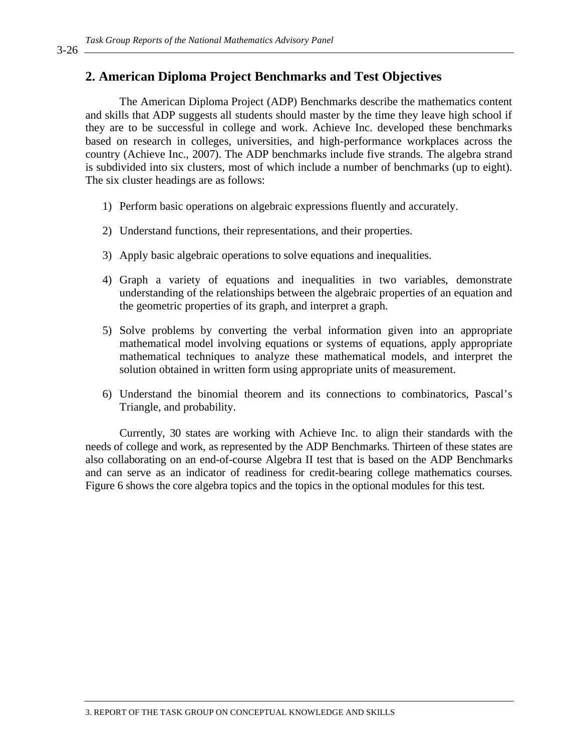## 2. American Diploma Project Benchmarks and Test Objectives

The American Diploma Project (ADP) Benchmarks describe the mathematics content and skills that ADP suggests all students should master by the time they leave high school if they are to be successful in college and work. Achieve Inc. developed these benchmarks based on research in colleges, universities, and high-performance workplaces across the country (Achieve Inc., 2007). The ADP benchmarks include five strands. The algebra strand is subdivided into six clusters, most of which include a number of benchmarks (up to eight). The six cluster headings are as follows:

1) Perform basic operations on algebraic expressions fluently and accurately.

2) Understand functions, their representations, and their properties.

3) Apply basic algebraic operations to solve equations and inequalities.

4) Graph a variety of equations and inequalities in two variables, demonstrate understanding of the relationships between the algebraic properties of an equation and the geometric properties of its graph, and interpret a graph.

5) Solve problems by converting the verbal information given into an appropriate mathematical model involving equations or systems of equations, apply appropriate mathematical techniques to analyze these mathematical models, and interpret the solution obtained in written form using appropriate units of measurement.

6) Understand the binomial theorem and its connections to combinatorics, Pascal's Triangle, and probability.

Currently, 30 states are working with Achieve Inc. to align their standards with the needs of college and work, as represented by the ADP Benchmarks. Thirteen of these states are also collaborating on an end-of-course Algebra II test that is based on the ADP Benchmarks and can serve as an indicator of readiness for credit-bearing college mathematics courses. Figure 6 shows the core algebra topics and the topics in the optional modules for this test.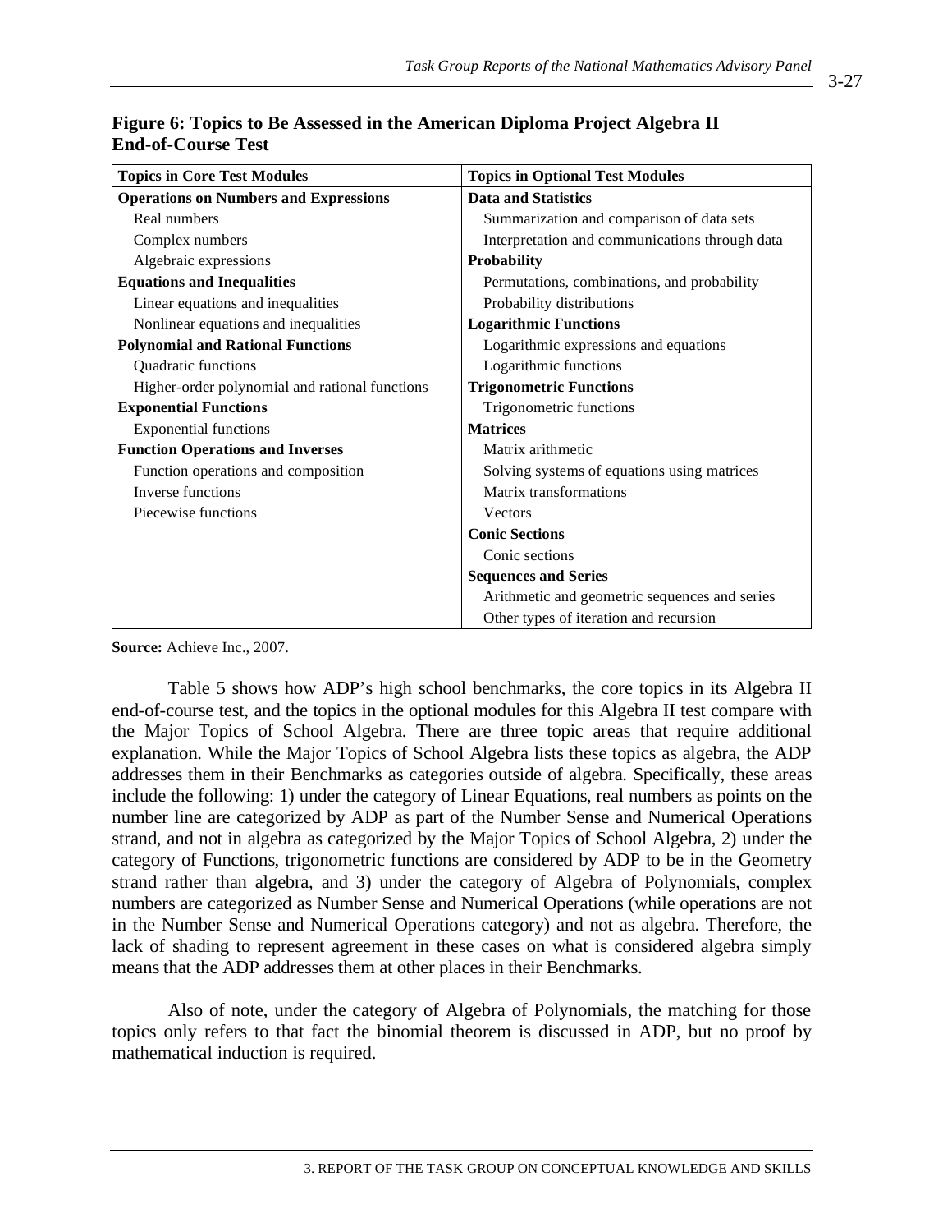**Figure 6: Topics to Be Assessed in the American Diploma Project Algebra II End-of-Course Test**

| Topics in Core Test Modules | Topics in Optional Test Modules |
|---|---|
| **Operations on Numbers and Expressions** | **Data and Statistics** |
| Real numbers | Summarization and comparison of data sets |
| Complex numbers | Interpretation and communications through data |
| Algebraic expressions | **Probability** |
| **Equations and Inequalities** | Permutations, combinations, and probability |
| Linear equations and inequalities | Probability distributions |
| Nonlinear equations and inequalities | **Logarithmic Functions** |
| **Polynomial and Rational Functions** | Logarithmic expressions and equations |
| Quadratic functions | Logarithmic functions |
| Higher-order polynomial and rational functions | **Trigonometric Functions** |
| **Exponential Functions** | Trigonometric functions |
| Exponential functions | **Matrices** |
| **Function Operations and Inverses** | Matrix arithmetic |
| Function operations and composition | Solving systems of equations using matrices |
| Inverse functions | Matrix transformations |
| Piecewise functions | Vectors |
| | **Conic Sections** |
| | Conic sections |
| | **Sequences and Series** |
| | Arithmetic and geometric sequences and series |
| | Other types of iteration and recursion |

**Source:** Achieve Inc., 2007.

Table 5 shows how ADP's high school benchmarks, the core topics in its Algebra II end-of-course test, and the topics in the optional modules for this Algebra II test compare with the Major Topics of School Algebra. There are three topic areas that require additional explanation. While the Major Topics of School Algebra lists these topics as algebra, the ADP addresses them in their Benchmarks as categories outside of algebra. Specifically, these areas include the following: 1) under the category of Linear Equations, real numbers as points on the number line are categorized by ADP as part of the Number Sense and Numerical Operations strand, and not in algebra as categorized by the Major Topics of School Algebra, 2) under the category of Functions, trigonometric functions are considered by ADP to be in the Geometry strand rather than algebra, and 3) under the category of Algebra of Polynomials, complex numbers are categorized as Number Sense and Numerical Operations (while operations are not in the Number Sense and Numerical Operations category) and not as algebra. Therefore, the lack of shading to represent agreement in these cases on what is considered algebra simply means that the ADP addresses them at other places in their Benchmarks.

Also of note, under the category of Algebra of Polynomials, the matching for those topics only refers to that fact the binomial theorem is discussed in ADP, but no proof by mathematical induction is required.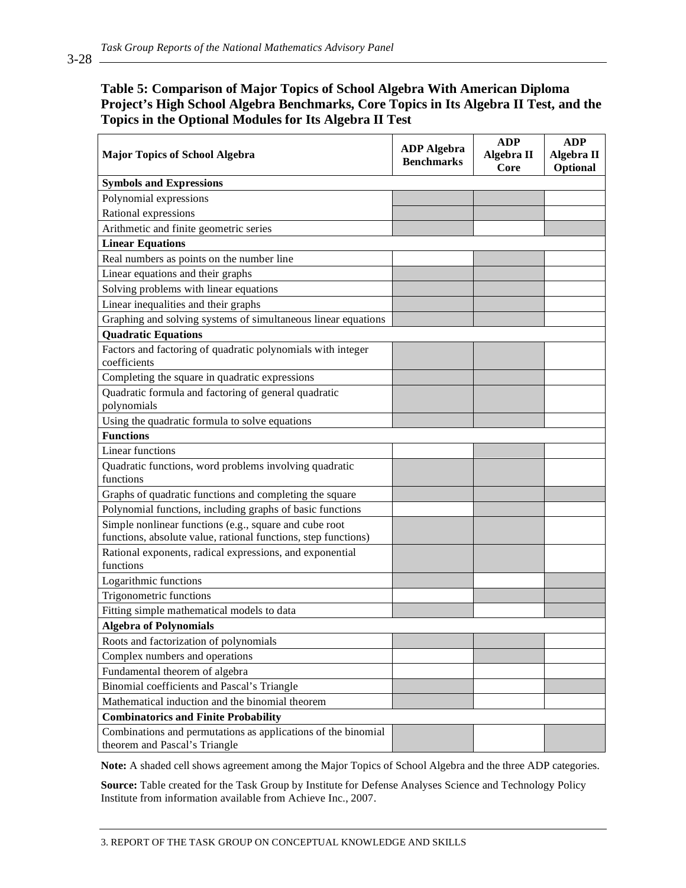**Table 5: Comparison of Major Topics of School Algebra With American Diploma Project's High School Algebra Benchmarks, Core Topics in Its Algebra II Test, and the Topics in the Optional Modules for Its Algebra II Test**

(■ = shaded cell)

| Major Topics of School Algebra | ADP Algebra Benchmarks | ADP Algebra II Core | ADP Algebra II Optional |
|---|---|---|---|
| **Symbols and Expressions** | | | |
| Polynomial expressions | ■ | ■ | |
| Rational expressions | ■ | ■ | |
| Arithmetic and finite geometric series | ■ | | ■ |
| **Linear Equations** | | | |
| Real numbers as points on the number line | | ■ | |
| Linear equations and their graphs | ■ | ■ | |
| Solving problems with linear equations | ■ | ■ | |
| Linear inequalities and their graphs | ■ | ■ | |
| Graphing and solving systems of simultaneous linear equations | ■ | ■ | |
| **Quadratic Equations** | | | |
| Factors and factoring of quadratic polynomials with integer coefficients | ■ | ■ | |
| Completing the square in quadratic expressions | ■ | ■ | |
| Quadratic formula and factoring of general quadratic polynomials | ■ | ■ | |
| Using the quadratic formula to solve equations | ■ | ■ | |
| **Functions** | | | |
| Linear functions | | ■ | |
| Quadratic functions, word problems involving quadratic functions | ■ | ■ | |
| Graphs of quadratic functions and completing the square | ■ | ■ | ■ |
| Polynomial functions, including graphs of basic functions | | ■ | |
| Simple nonlinear functions (e.g., square and cube root functions, absolute value, rational functions, step functions) | ■ | ■ | |
| Rational exponents, radical expressions, and exponential functions | ■ | ■ | |
| Logarithmic functions | ■ | | ■ |
| Trigonometric functions | | ■ | ■ |
| Fitting simple mathematical models to data | ■ | | ■ |
| **Algebra of Polynomials** | | | |
| Roots and factorization of polynomials | ■ | ■ | |
| Complex numbers and operations | | ■ | |
| Fundamental theorem of algebra | | | |
| Binomial coefficients and Pascal's Triangle | ■ | | ■ |
| Mathematical induction and the binomial theorem | ■ | | |
| **Combinatorics and Finite Probability** | | | |
| Combinations and permutations as applications of the binomial theorem and Pascal's Triangle | ■ | | ■ |

**Note:** A shaded cell shows agreement among the Major Topics of School Algebra and the three ADP categories.

**Source:** Table created for the Task Group by Institute for Defense Analyses Science and Technology Policy Institute from information available from Achieve Inc., 2007.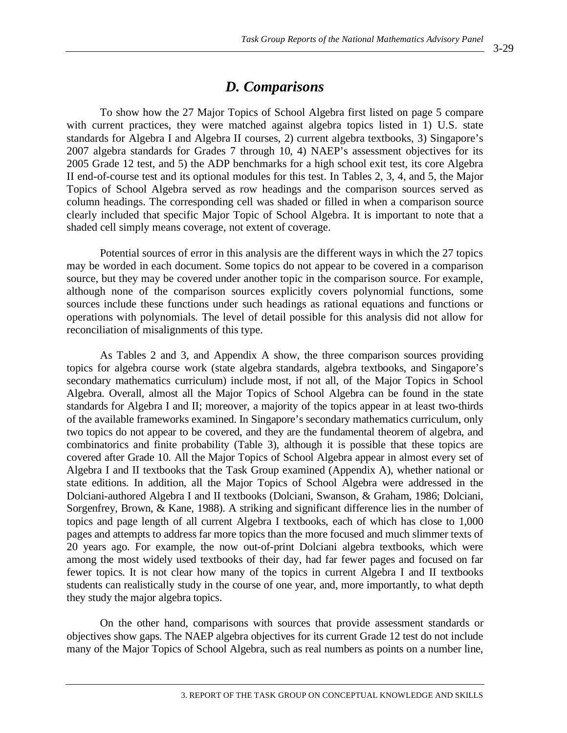## *D. Comparisons*

To show how the 27 Major Topics of School Algebra first listed on page 5 compare with current practices, they were matched against algebra topics listed in 1) U.S. state standards for Algebra I and Algebra II courses, 2) current algebra textbooks, 3) Singapore's 2007 algebra standards for Grades 7 through 10, 4) NAEP's assessment objectives for its 2005 Grade 12 test, and 5) the ADP benchmarks for a high school exit test, its core Algebra II end-of-course test and its optional modules for this test. In Tables 2, 3, 4, and 5, the Major Topics of School Algebra served as row headings and the comparison sources served as column headings. The corresponding cell was shaded or filled in when a comparison source clearly included that specific Major Topic of School Algebra. It is important to note that a shaded cell simply means coverage, not extent of coverage.

Potential sources of error in this analysis are the different ways in which the 27 topics may be worded in each document. Some topics do not appear to be covered in a comparison source, but they may be covered under another topic in the comparison source. For example, although none of the comparison sources explicitly covers polynomial functions, some sources include these functions under such headings as rational equations and functions or operations with polynomials. The level of detail possible for this analysis did not allow for reconciliation of misalignments of this type.

As Tables 2 and 3, and Appendix A show, the three comparison sources providing topics for algebra course work (state algebra standards, algebra textbooks, and Singapore's secondary mathematics curriculum) include most, if not all, of the Major Topics in School Algebra. Overall, almost all the Major Topics of School Algebra can be found in the state standards for Algebra I and II; moreover, a majority of the topics appear in at least two-thirds of the available frameworks examined. In Singapore's secondary mathematics curriculum, only two topics do not appear to be covered, and they are the fundamental theorem of algebra, and combinatorics and finite probability (Table 3), although it is possible that these topics are covered after Grade 10. All the Major Topics of School Algebra appear in almost every set of Algebra I and II textbooks that the Task Group examined (Appendix A), whether national or state editions. In addition, all the Major Topics of School Algebra were addressed in the Dolciani-authored Algebra I and II textbooks (Dolciani, Swanson, & Graham, 1986; Dolciani, Sorgenfrey, Brown, & Kane, 1988). A striking and significant difference lies in the number of topics and page length of all current Algebra I textbooks, each of which has close to 1,000 pages and attempts to address far more topics than the more focused and much slimmer texts of 20 years ago. For example, the now out-of-print Dolciani algebra textbooks, which were among the most widely used textbooks of their day, had far fewer pages and focused on far fewer topics. It is not clear how many of the topics in current Algebra I and II textbooks students can realistically study in the course of one year, and, more importantly, to what depth they study the major algebra topics.

On the other hand, comparisons with sources that provide assessment standards or objectives show gaps. The NAEP algebra objectives for its current Grade 12 test do not include many of the Major Topics of School Algebra, such as real numbers as points on a number line,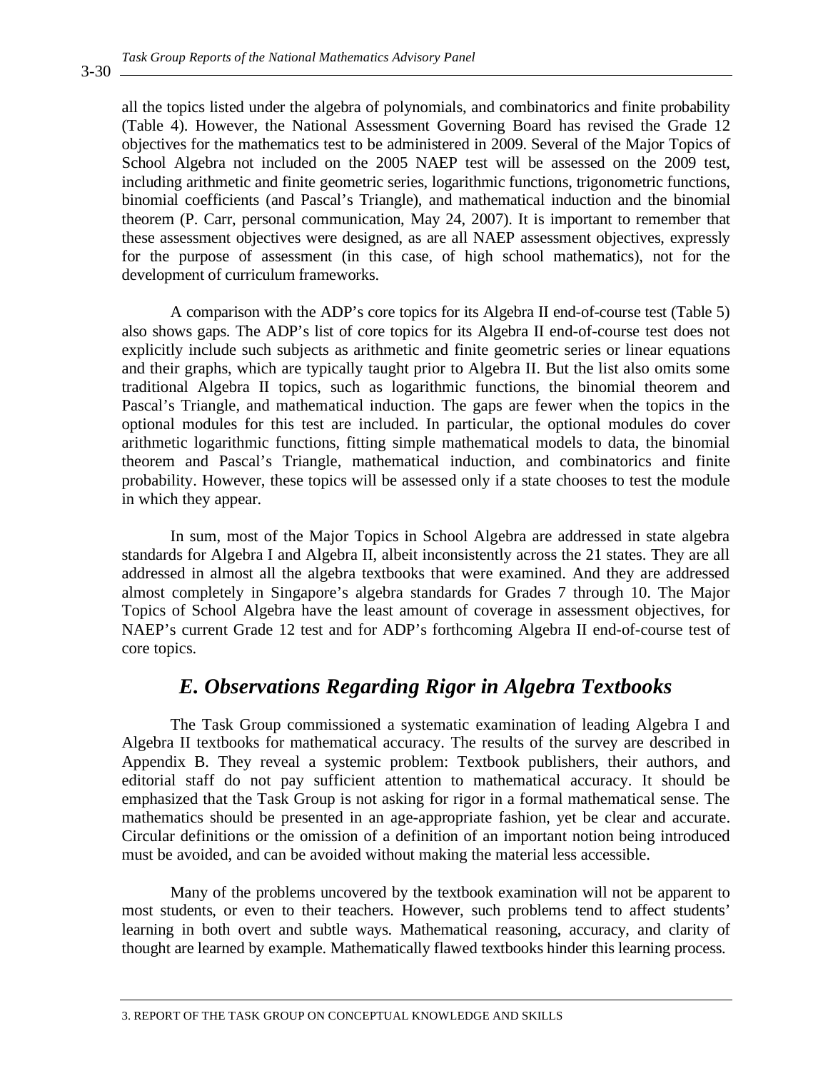all the topics listed under the algebra of polynomials, and combinatorics and finite probability (Table 4). However, the National Assessment Governing Board has revised the Grade 12 objectives for the mathematics test to be administered in 2009. Several of the Major Topics of School Algebra not included on the 2005 NAEP test will be assessed on the 2009 test, including arithmetic and finite geometric series, logarithmic functions, trigonometric functions, binomial coefficients (and Pascal's Triangle), and mathematical induction and the binomial theorem (P. Carr, personal communication, May 24, 2007). It is important to remember that these assessment objectives were designed, as are all NAEP assessment objectives, expressly for the purpose of assessment (in this case, of high school mathematics), not for the development of curriculum frameworks.

A comparison with the ADP's core topics for its Algebra II end-of-course test (Table 5) also shows gaps. The ADP's list of core topics for its Algebra II end-of-course test does not explicitly include such subjects as arithmetic and finite geometric series or linear equations and their graphs, which are typically taught prior to Algebra II. But the list also omits some traditional Algebra II topics, such as logarithmic functions, the binomial theorem and Pascal's Triangle, and mathematical induction. The gaps are fewer when the topics in the optional modules for this test are included. In particular, the optional modules do cover arithmetic logarithmic functions, fitting simple mathematical models to data, the binomial theorem and Pascal's Triangle, mathematical induction, and combinatorics and finite probability. However, these topics will be assessed only if a state chooses to test the module in which they appear.

In sum, most of the Major Topics in School Algebra are addressed in state algebra standards for Algebra I and Algebra II, albeit inconsistently across the 21 states. They are all addressed in almost all the algebra textbooks that were examined. And they are addressed almost completely in Singapore's algebra standards for Grades 7 through 10. The Major Topics of School Algebra have the least amount of coverage in assessment objectives, for NAEP's current Grade 12 test and for ADP's forthcoming Algebra II end-of-course test of core topics.

## *E. Observations Regarding Rigor in Algebra Textbooks*

The Task Group commissioned a systematic examination of leading Algebra I and Algebra II textbooks for mathematical accuracy. The results of the survey are described in Appendix B. They reveal a systemic problem: Textbook publishers, their authors, and editorial staff do not pay sufficient attention to mathematical accuracy. It should be emphasized that the Task Group is not asking for rigor in a formal mathematical sense. The mathematics should be presented in an age-appropriate fashion, yet be clear and accurate. Circular definitions or the omission of a definition of an important notion being introduced must be avoided, and can be avoided without making the material less accessible.

Many of the problems uncovered by the textbook examination will not be apparent to most students, or even to their teachers. However, such problems tend to affect students' learning in both overt and subtle ways. Mathematical reasoning, accuracy, and clarity of thought are learned by example. Mathematically flawed textbooks hinder this learning process.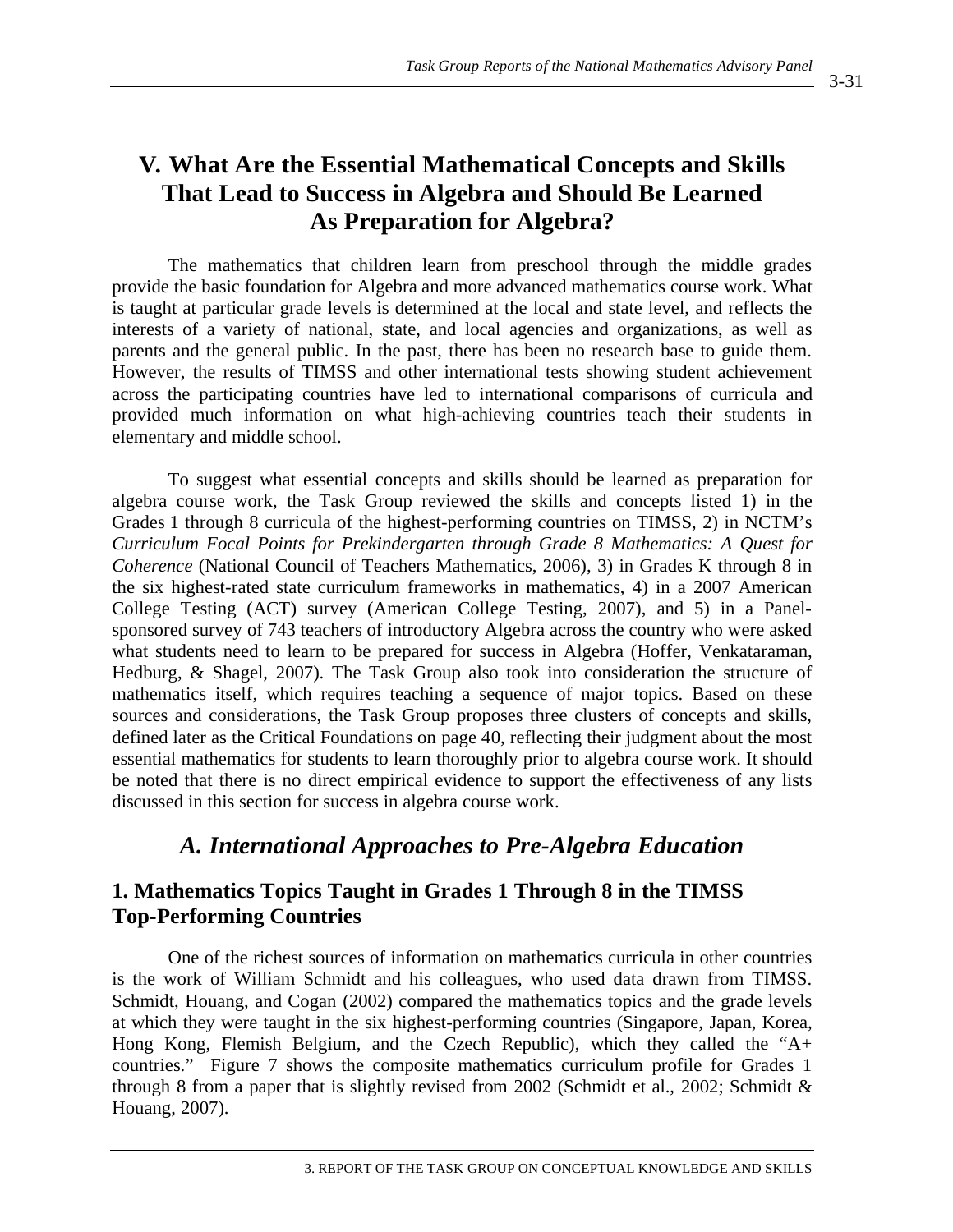# V. What Are the Essential Mathematical Concepts and Skills That Lead to Success in Algebra and Should Be Learned As Preparation for Algebra?

The mathematics that children learn from preschool through the middle grades provide the basic foundation for Algebra and more advanced mathematics course work. What is taught at particular grade levels is determined at the local and state level, and reflects the interests of a variety of national, state, and local agencies and organizations, as well as parents and the general public. In the past, there has been no research base to guide them. However, the results of TIMSS and other international tests showing student achievement across the participating countries have led to international comparisons of curricula and provided much information on what high-achieving countries teach their students in elementary and middle school.

To suggest what essential concepts and skills should be learned as preparation for algebra course work, the Task Group reviewed the skills and concepts listed 1) in the Grades 1 through 8 curricula of the highest-performing countries on TIMSS, 2) in NCTM's *Curriculum Focal Points for Prekindergarten through Grade 8 Mathematics: A Quest for Coherence* (National Council of Teachers Mathematics, 2006), 3) in Grades K through 8 in the six highest-rated state curriculum frameworks in mathematics, 4) in a 2007 American College Testing (ACT) survey (American College Testing, 2007), and 5) in a Panel-sponsored survey of 743 teachers of introductory Algebra across the country who were asked what students need to learn to be prepared for success in Algebra (Hoffer, Venkataraman, Hedburg, & Shagel, 2007). The Task Group also took into consideration the structure of mathematics itself, which requires teaching a sequence of major topics. Based on these sources and considerations, the Task Group proposes three clusters of concepts and skills, defined later as the Critical Foundations on page 40, reflecting their judgment about the most essential mathematics for students to learn thoroughly prior to algebra course work. It should be noted that there is no direct empirical evidence to support the effectiveness of any lists discussed in this section for success in algebra course work.

## *A. International Approaches to Pre-Algebra Education*

### 1. Mathematics Topics Taught in Grades 1 Through 8 in the TIMSS Top-Performing Countries

One of the richest sources of information on mathematics curricula in other countries is the work of William Schmidt and his colleagues, who used data drawn from TIMSS. Schmidt, Houang, and Cogan (2002) compared the mathematics topics and the grade levels at which they were taught in the six highest-performing countries (Singapore, Japan, Korea, Hong Kong, Flemish Belgium, and the Czech Republic), which they called the "A+ countries." Figure 7 shows the composite mathematics curriculum profile for Grades 1 through 8 from a paper that is slightly revised from 2002 (Schmidt et al., 2002; Schmidt & Houang, 2007).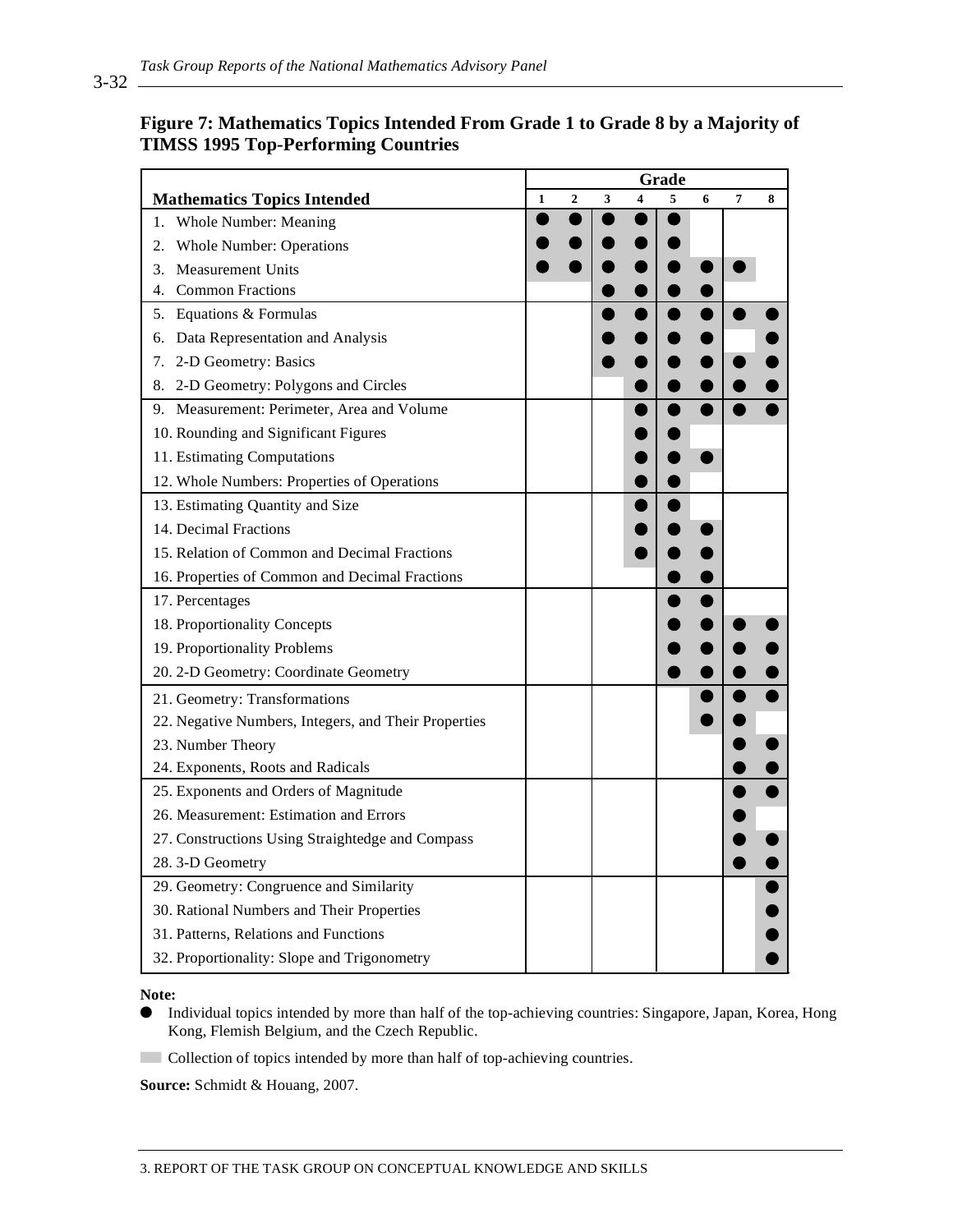**Figure 7: Mathematics Topics Intended From Grade 1 to Grade 8 by a Majority of TIMSS 1995 Top-Performing Countries**

| Mathematics Topics Intended | Grade 1 | Grade 2 | Grade 3 | Grade 4 | Grade 5 | Grade 6 | Grade 7 | Grade 8 |
|---|---|---|---|---|---|---|---|---|
| 1. Whole Number: Meaning | ● | ● | ● | ● | ● | | | |
| 2. Whole Number: Operations | ● | ● | ● | ● | ● | | | |
| 3. Measurement Units | ● | ● | ● | ● | ● | ● | ● | |
| 4. Common Fractions | | | ● | ● | ● | ● | | |
| 5. Equations & Formulas | | | ● | ● | ● | ● | ● | ● |
| 6. Data Representation and Analysis | | | ● | ● | ● | ● | | ● |
| 7. 2-D Geometry: Basics | | | ● | ● | ● | ● | ● | ● |
| 8. 2-D Geometry: Polygons and Circles | | | | ● | ● | ● | ● | ● |
| 9. Measurement: Perimeter, Area and Volume | | | | ● | ● | ● | ● | ● |
| 10. Rounding and Significant Figures | | | | ● | ● | | | |
| 11. Estimating Computations | | | | ● | ● | ● | | |
| 12. Whole Numbers: Properties of Operations | | | | ● | ● | | | |
| 13. Estimating Quantity and Size | | | | ● | ● | | | |
| 14. Decimal Fractions | | | | ● | ● | ● | | |
| 15. Relation of Common and Decimal Fractions | | | | ● | ● | ● | | |
| 16. Properties of Common and Decimal Fractions | | | | | ● | ● | | |
| 17. Percentages | | | | | ● | ● | | |
| 18. Proportionality Concepts | | | | | ● | ● | ● | ● |
| 19. Proportionality Problems | | | | | ● | ● | ● | ● |
| 20. 2-D Geometry: Coordinate Geometry | | | | | ● | ● | ● | ● |
| 21. Geometry: Transformations | | | | | | ● | ● | ● |
| 22. Negative Numbers, Integers, and Their Properties | | | | | | ● | ● | |
| 23. Number Theory | | | | | | | ● | ● |
| 24. Exponents, Roots and Radicals | | | | | | | ● | ● |
| 25. Exponents and Orders of Magnitude | | | | | | | ● | ● |
| 26. Measurement: Estimation and Errors | | | | | | | ● | |
| 27. Constructions Using Straightedge and Compass | | | | | | | ● | ● |
| 28. 3-D Geometry | | | | | | | ● | ● |
| 29. Geometry: Congruence and Similarity | | | | | | | | ● |
| 30. Rational Numbers and Their Properties | | | | | | | | ● |
| 31. Patterns, Relations and Functions | | | | | | | | ● |
| 32. Proportionality: Slope and Trigonometry | | | | | | | | ● |

**Note:**

● Individual topics intended by more than half of the top-achieving countries: Singapore, Japan, Korea, Hong Kong, Flemish Belgium, and the Czech Republic.

▒ Collection of topics intended by more than half of top-achieving countries.

**Source:** Schmidt & Houang, 2007.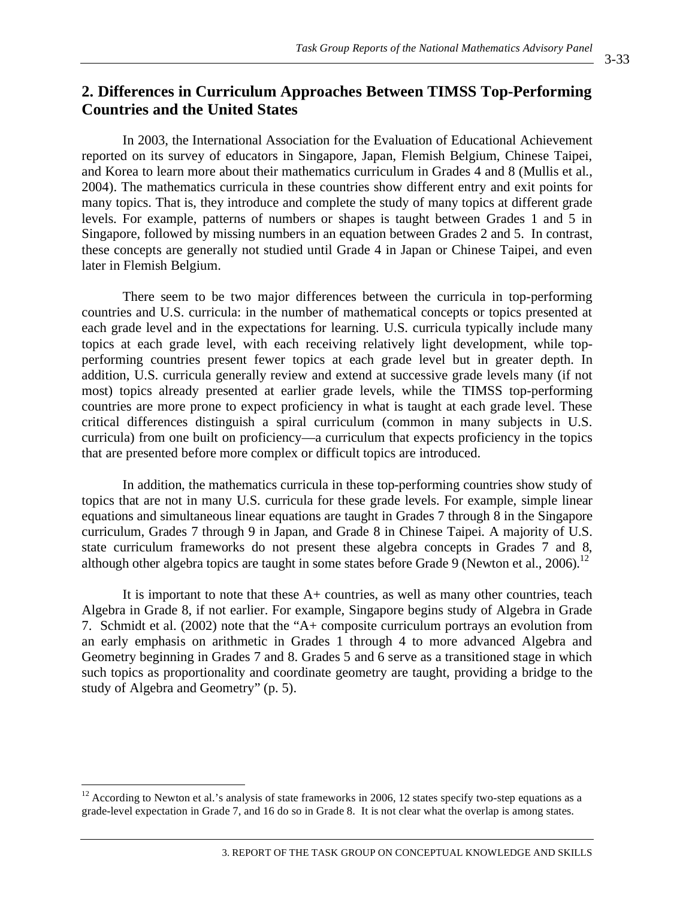## 2. Differences in Curriculum Approaches Between TIMSS Top-Performing Countries and the United States

In 2003, the International Association for the Evaluation of Educational Achievement reported on its survey of educators in Singapore, Japan, Flemish Belgium, Chinese Taipei, and Korea to learn more about their mathematics curriculum in Grades 4 and 8 (Mullis et al., 2004). The mathematics curricula in these countries show different entry and exit points for many topics. That is, they introduce and complete the study of many topics at different grade levels. For example, patterns of numbers or shapes is taught between Grades 1 and 5 in Singapore, followed by missing numbers in an equation between Grades 2 and 5. In contrast, these concepts are generally not studied until Grade 4 in Japan or Chinese Taipei, and even later in Flemish Belgium.

There seem to be two major differences between the curricula in top-performing countries and U.S. curricula: in the number of mathematical concepts or topics presented at each grade level and in the expectations for learning. U.S. curricula typically include many topics at each grade level, with each receiving relatively light development, while top-performing countries present fewer topics at each grade level but in greater depth. In addition, U.S. curricula generally review and extend at successive grade levels many (if not most) topics already presented at earlier grade levels, while the TIMSS top-performing countries are more prone to expect proficiency in what is taught at each grade level. These critical differences distinguish a spiral curriculum (common in many subjects in U.S. curricula) from one built on proficiency—a curriculum that expects proficiency in the topics that are presented before more complex or difficult topics are introduced.

In addition, the mathematics curricula in these top-performing countries show study of topics that are not in many U.S. curricula for these grade levels. For example, simple linear equations and simultaneous linear equations are taught in Grades 7 through 8 in the Singapore curriculum, Grades 7 through 9 in Japan, and Grade 8 in Chinese Taipei. A majority of U.S. state curriculum frameworks do not present these algebra concepts in Grades 7 and 8, although other algebra topics are taught in some states before Grade 9 (Newton et al., 2006).[12]

It is important to note that these A+ countries, as well as many other countries, teach Algebra in Grade 8, if not earlier. For example, Singapore begins study of Algebra in Grade 7. Schmidt et al. (2002) note that the "A+ composite curriculum portrays an evolution from an early emphasis on arithmetic in Grades 1 through 4 to more advanced Algebra and Geometry beginning in Grades 7 and 8. Grades 5 and 6 serve as a transitioned stage in which such topics as proportionality and coordinate geometry are taught, providing a bridge to the study of Algebra and Geometry" (p. 5).

---

[12] According to Newton et al.'s analysis of state frameworks in 2006, 12 states specify two-step equations as a grade-level expectation in Grade 7, and 16 do so in Grade 8. It is not clear what the overlap is among states.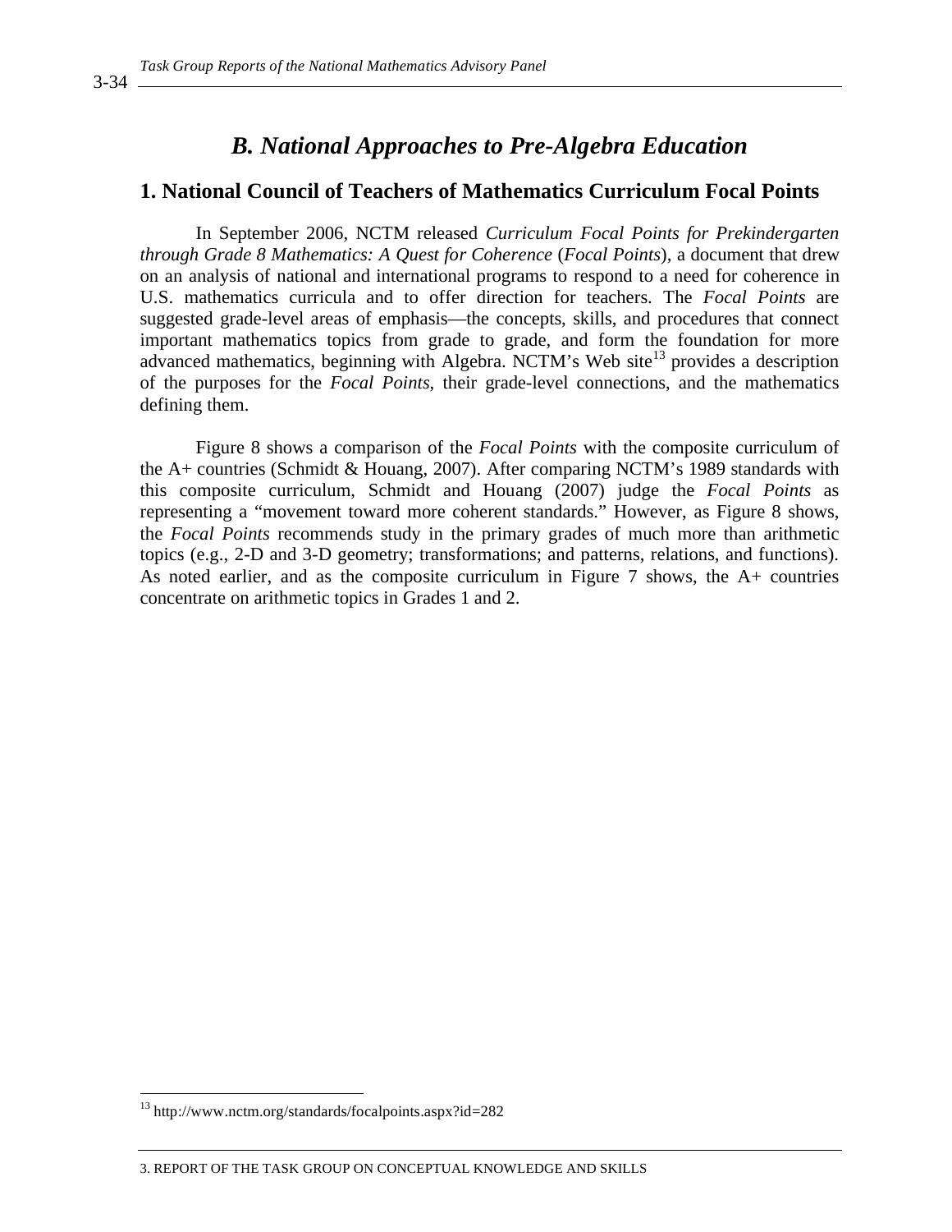## *B. National Approaches to Pre-Algebra Education*

### 1. National Council of Teachers of Mathematics Curriculum Focal Points

In September 2006, NCTM released *Curriculum Focal Points for Prekindergarten through Grade 8 Mathematics: A Quest for Coherence* (*Focal Points*), a document that drew on an analysis of national and international programs to respond to a need for coherence in U.S. mathematics curricula and to offer direction for teachers. The *Focal Points* are suggested grade-level areas of emphasis—the concepts, skills, and procedures that connect important mathematics topics from grade to grade, and form the foundation for more advanced mathematics, beginning with Algebra. NCTM's Web site[13] provides a description of the purposes for the *Focal Points*, their grade-level connections, and the mathematics defining them.

Figure 8 shows a comparison of the *Focal Points* with the composite curriculum of the A+ countries (Schmidt & Houang, 2007). After comparing NCTM's 1989 standards with this composite curriculum, Schmidt and Houang (2007) judge the *Focal Points* as representing a "movement toward more coherent standards." However, as Figure 8 shows, the *Focal Points* recommends study in the primary grades of much more than arithmetic topics (e.g., 2-D and 3-D geometry; transformations; and patterns, relations, and functions). As noted earlier, and as the composite curriculum in Figure 7 shows, the A+ countries concentrate on arithmetic topics in Grades 1 and 2.

[13] http://www.nctm.org/standards/focalpoints.aspx?id=282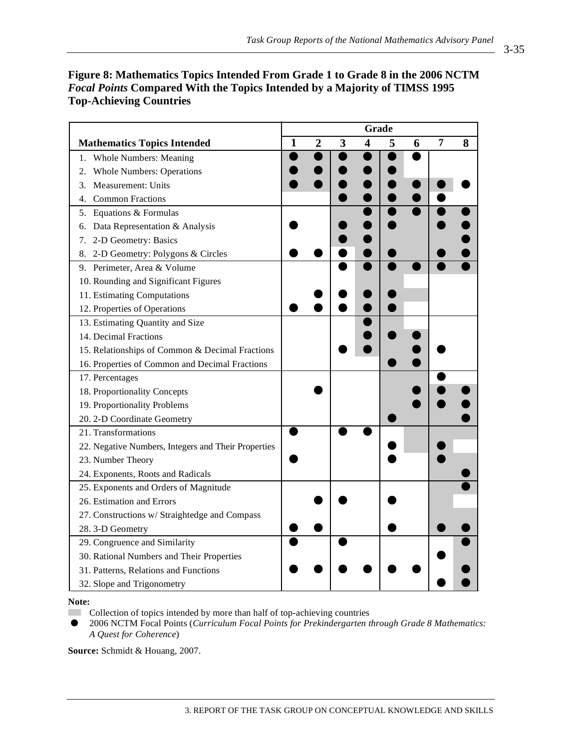**Figure 8: Mathematics Topics Intended From Grade 1 to Grade 8 in the 2006 NCTM *Focal Points* Compared With the Topics Intended by a Majority of TIMSS 1995 Top-Achieving Countries**

| Mathematics Topics Intended | Grade 1 | 2 | 3 | 4 | 5 | 6 | 7 | 8 |
|---|---|---|---|---|---|---|---|---|
| 1. Whole Numbers: Meaning | ░● | ░● | ░● | ░● | ░● | ● | | |
| 2. Whole Numbers: Operations | ░● | ░● | ░● | ░● | ░● | | | |
| 3. Measurement: Units | ░● | ░● | ░● | ░● | ░● | ░● | ░● | ● |
| 4. Common Fractions | | | ░● | ░● | ░● | ░● | ● | |
| 5. Equations & Formulas | | | ░ | ░● | ░● | ░● | ░● | ░● |
| 6. Data Representation & Analysis | ● | | ░● | ░● | ░● | ░ | ░● | ░● |
| 7. 2-D Geometry: Basics | | | ░● | ░● | ░ | ░ | ░ | ░● |
| 8. 2-D Geometry: Polygons & Circles | ● | ● | ● | ░● | ░● | ░ | ░● | ░● |
| 9. Perimeter, Area & Volume | | | ● | ░● | ░● | ░● | ░● | ░● |
| 10. Rounding and Significant Figures | | | | ░ | ░ | | | |
| 11. Estimating Computations | | ● | ● | ░● | ░● | ░ | | |
| 12. Properties of Operations | ● | ● | ● | ░● | ░● | | | |
| 13. Estimating Quantity and Size | | | | ░● | ░ | | | |
| 14. Decimal Fractions | | | | ░● | ░● | ░● | | |
| 15. Relationships of Common & Decimal Fractions | | | ● | ░● | ░ | ░● | ● | |
| 16. Properties of Common and Decimal Fractions | | | | | ░● | ░● | | |
| 17. Percentages | | | | | ░ | ░ | ● | |
| 18. Proportionality Concepts | | ● | | | ░ | ░● | ░● | ░● |
| 19. Proportionality Problems | | | | | ░ | ░● | ░● | ░● |
| 20. 2-D Coordinate Geometry | | | | | ░● | ░ | ░ | ░● |
| 21. Transformations | ● | | ● | ● | | ░ | ░ | ░ |
| 22. Negative Numbers, Integers and Their Properties | | | | | ● | ░ | ░● | |
| 23. Number Theory | ● | | | | ● | | ░● | ░ |
| 24. Exponents, Roots and Radicals | | | | | | | ░ | ░● |
| 25. Exponents and Orders of Magnitude | | | | | | | ░ | ░● |
| 26. Estimation and Errors | | ● | ● | | ● | | ░ | |
| 27. Constructions w/ Straightedge and Compass | | | | | | | ░ | ░ |
| 28. 3-D Geometry | ● | ● | | | ● | | ░● | ░● |
| 29. Congruence and Similarity | ● | | ● | | | | | ░● |
| 30. Rational Numbers and Their Properties | | | | | | | ● | ░ |
| 31. Patterns, Relations and Functions | ● | ● | ● | ● | ● | ● | | ░● |
| 32. Slope and Trigonometry | | | | | | | ● | ░● |

**Note:**

░ Collection of topics intended by more than half of top-achieving countries

● 2006 NCTM Focal Points (*Curriculum Focal Points for Prekindergarten through Grade 8 Mathematics: A Quest for Coherence*)

**Source:** Schmidt & Houang, 2007.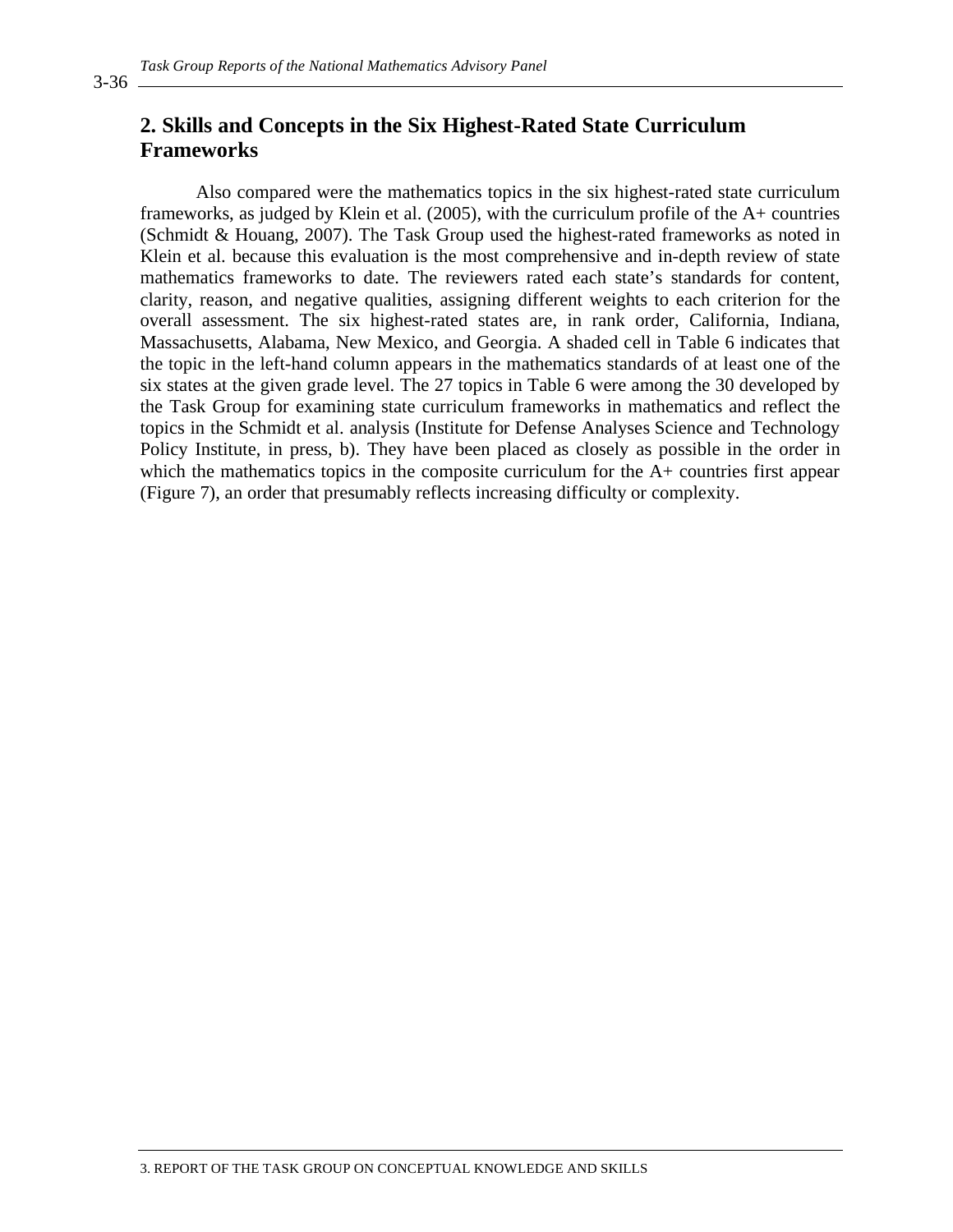## 2. Skills and Concepts in the Six Highest-Rated State Curriculum Frameworks

Also compared were the mathematics topics in the six highest-rated state curriculum frameworks, as judged by Klein et al. (2005), with the curriculum profile of the A+ countries (Schmidt & Houang, 2007). The Task Group used the highest-rated frameworks as noted in Klein et al. because this evaluation is the most comprehensive and in-depth review of state mathematics frameworks to date. The reviewers rated each state's standards for content, clarity, reason, and negative qualities, assigning different weights to each criterion for the overall assessment. The six highest-rated states are, in rank order, California, Indiana, Massachusetts, Alabama, New Mexico, and Georgia. A shaded cell in Table 6 indicates that the topic in the left-hand column appears in the mathematics standards of at least one of the six states at the given grade level. The 27 topics in Table 6 were among the 30 developed by the Task Group for examining state curriculum frameworks in mathematics and reflect the topics in the Schmidt et al. analysis (Institute for Defense Analyses Science and Technology Policy Institute, in press, b). They have been placed as closely as possible in the order in which the mathematics topics in the composite curriculum for the A+ countries first appear (Figure 7), an order that presumably reflects increasing difficulty or complexity.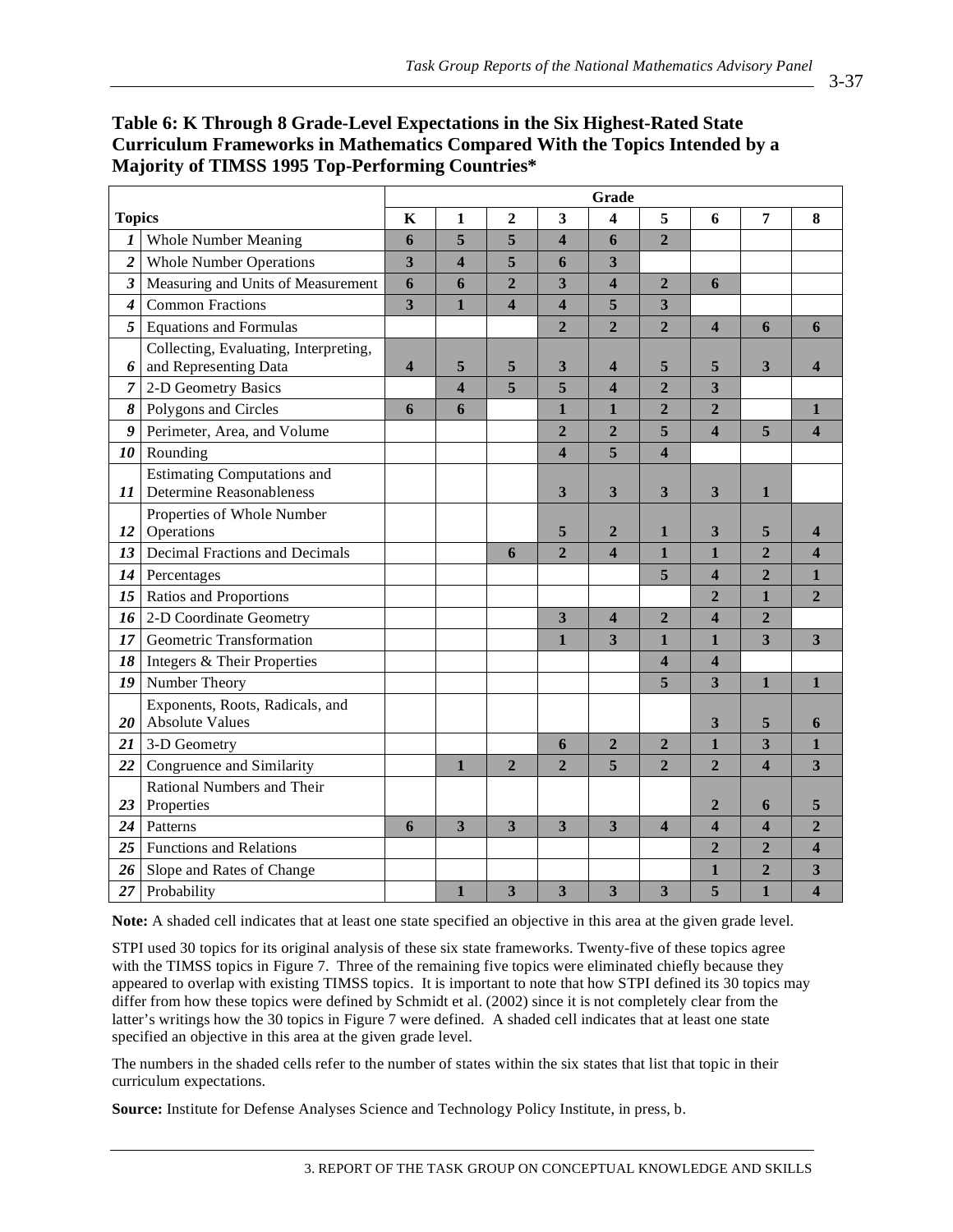**Table 6: K Through 8 Grade-Level Expectations in the Six Highest-Rated State Curriculum Frameworks in Mathematics Compared With the Topics Intended by a Majority of TIMSS 1995 Top-Performing Countries***

| | | Grade | | | | | | | | |
|---|---|---|---|---|---|---|---|---|---|---|
| **Topics** | | **K** | **1** | **2** | **3** | **4** | **5** | **6** | **7** | **8** |
| *1* | Whole Number Meaning | 6 | 5 | 5 | 4 | 6 | 2 | | | |
| *2* | Whole Number Operations | 3 | 4 | 5 | 6 | 3 | | | | |
| *3* | Measuring and Units of Measurement | 6 | 6 | 2 | 3 | 4 | 2 | 6 | | |
| *4* | Common Fractions | 3 | 1 | 4 | 4 | 5 | 3 | | | |
| *5* | Equations and Formulas | | | | 2 | 2 | 2 | 4 | 6 | 6 |
| *6* | Collecting, Evaluating, Interpreting, and Representing Data | 4 | 5 | 5 | 3 | 4 | 5 | 5 | 3 | 4 |
| *7* | 2-D Geometry Basics | | 4 | 5 | 5 | 4 | 2 | 3 | | |
| *8* | Polygons and Circles | 6 | 6 | | 1 | 1 | 2 | 2 | | 1 |
| *9* | Perimeter, Area, and Volume | | | | 2 | 2 | 5 | 4 | 5 | 4 |
| *10* | Rounding | | | | 4 | 5 | 4 | | | |
| *11* | Estimating Computations and Determine Reasonableness | | | | 3 | 3 | 3 | 3 | 1 | |
| *12* | Properties of Whole Number Operations | | | | 5 | 2 | 1 | 3 | 5 | 4 |
| *13* | Decimal Fractions and Decimals | | | 6 | 2 | 4 | 1 | 1 | 2 | 4 |
| *14* | Percentages | | | | | | 5 | 4 | 2 | 1 |
| *15* | Ratios and Proportions | | | | | | | 2 | 1 | 2 |
| *16* | 2-D Coordinate Geometry | | | | 3 | 4 | 2 | 4 | 2 | |
| *17* | Geometric Transformation | | | | 1 | 3 | 1 | 1 | 3 | 3 |
| *18* | Integers & Their Properties | | | | | | 4 | 4 | | |
| *19* | Number Theory | | | | | | 5 | 3 | 1 | 1 |
| *20* | Exponents, Roots, Radicals, and Absolute Values | | | | | | | 3 | 5 | 6 |
| *21* | 3-D Geometry | | | | 6 | 2 | 2 | 1 | 3 | 1 |
| *22* | Congruence and Similarity | | 1 | 2 | 2 | 5 | 2 | 2 | 4 | 3 |
| *23* | Rational Numbers and Their Properties | | | | | | | 2 | 6 | 5 |
| *24* | Patterns | 6 | 3 | 3 | 3 | 3 | 4 | 4 | 4 | 2 |
| *25* | Functions and Relations | | | | | | | 2 | 2 | 4 |
| *26* | Slope and Rates of Change | | | | | | | 1 | 2 | 3 |
| *27* | Probability | | 1 | 3 | 3 | 3 | 3 | 5 | 1 | 4 |

**Note:** A shaded cell indicates that at least one state specified an objective in this area at the given grade level.

STPI used 30 topics for its original analysis of these six state frameworks. Twenty-five of these topics agree with the TIMSS topics in Figure 7. Three of the remaining five topics were eliminated chiefly because they appeared to overlap with existing TIMSS topics. It is important to note that how STPI defined its 30 topics may differ from how these topics were defined by Schmidt et al. (2002) since it is not completely clear from the latter's writings how the 30 topics in Figure 7 were defined. A shaded cell indicates that at least one state specified an objective in this area at the given grade level.

The numbers in the shaded cells refer to the number of states within the six states that list that topic in their curriculum expectations.

**Source:** Institute for Defense Analyses Science and Technology Policy Institute, in press, b.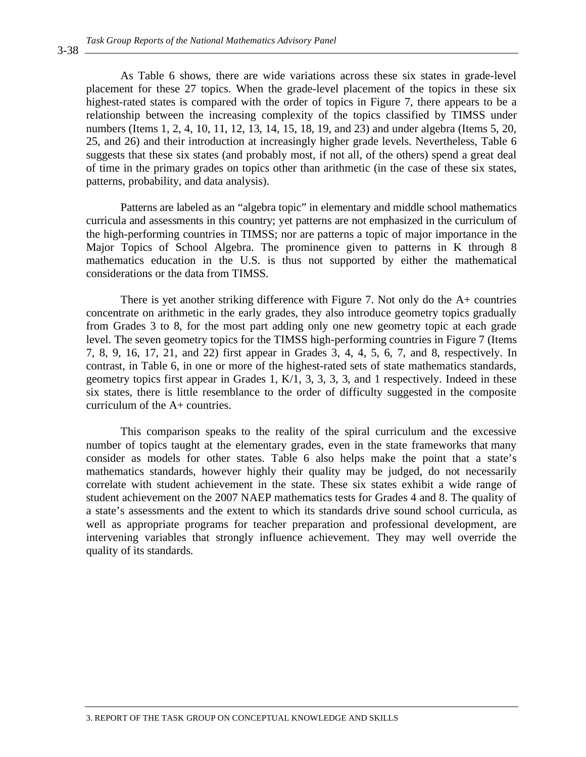As Table 6 shows, there are wide variations across these six states in grade-level placement for these 27 topics. When the grade-level placement of the topics in these six highest-rated states is compared with the order of topics in Figure 7, there appears to be a relationship between the increasing complexity of the topics classified by TIMSS under numbers (Items 1, 2, 4, 10, 11, 12, 13, 14, 15, 18, 19, and 23) and under algebra (Items 5, 20, 25, and 26) and their introduction at increasingly higher grade levels. Nevertheless, Table 6 suggests that these six states (and probably most, if not all, of the others) spend a great deal of time in the primary grades on topics other than arithmetic (in the case of these six states, patterns, probability, and data analysis).

Patterns are labeled as an "algebra topic" in elementary and middle school mathematics curricula and assessments in this country; yet patterns are not emphasized in the curriculum of the high-performing countries in TIMSS; nor are patterns a topic of major importance in the Major Topics of School Algebra. The prominence given to patterns in K through 8 mathematics education in the U.S. is thus not supported by either the mathematical considerations or the data from TIMSS.

There is yet another striking difference with Figure 7. Not only do the A+ countries concentrate on arithmetic in the early grades, they also introduce geometry topics gradually from Grades 3 to 8, for the most part adding only one new geometry topic at each grade level. The seven geometry topics for the TIMSS high-performing countries in Figure 7 (Items 7, 8, 9, 16, 17, 21, and 22) first appear in Grades 3, 4, 4, 5, 6, 7, and 8, respectively. In contrast, in Table 6, in one or more of the highest-rated sets of state mathematics standards, geometry topics first appear in Grades 1, K/1, 3, 3, 3, 3, and 1 respectively. Indeed in these six states, there is little resemblance to the order of difficulty suggested in the composite curriculum of the A+ countries.

This comparison speaks to the reality of the spiral curriculum and the excessive number of topics taught at the elementary grades, even in the state frameworks that many consider as models for other states. Table 6 also helps make the point that a state's mathematics standards, however highly their quality may be judged, do not necessarily correlate with student achievement in the state. These six states exhibit a wide range of student achievement on the 2007 NAEP mathematics tests for Grades 4 and 8. The quality of a state's assessments and the extent to which its standards drive sound school curricula, as well as appropriate programs for teacher preparation and professional development, are intervening variables that strongly influence achievement. They may well override the quality of its standards.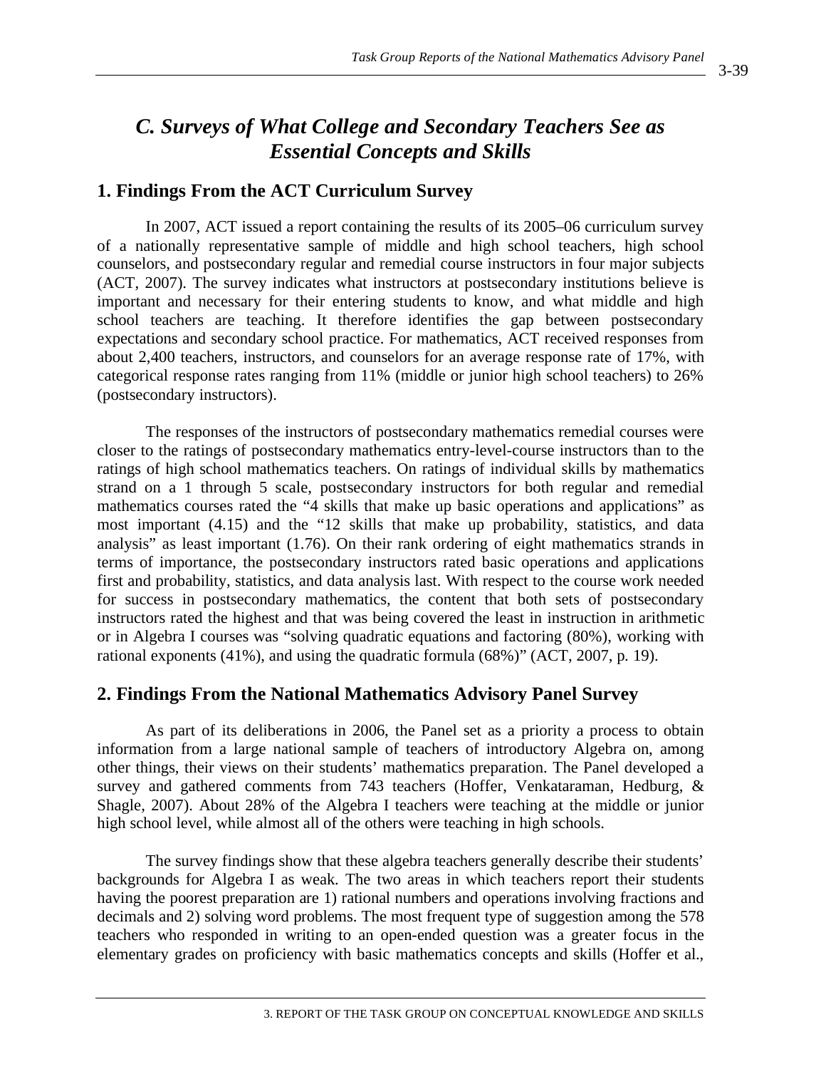## C. Surveys of What College and Secondary Teachers See as Essential Concepts and Skills

### 1. Findings From the ACT Curriculum Survey

In 2007, ACT issued a report containing the results of its 2005–06 curriculum survey of a nationally representative sample of middle and high school teachers, high school counselors, and postsecondary regular and remedial course instructors in four major subjects (ACT, 2007). The survey indicates what instructors at postsecondary institutions believe is important and necessary for their entering students to know, and what middle and high school teachers are teaching. It therefore identifies the gap between postsecondary expectations and secondary school practice. For mathematics, ACT received responses from about 2,400 teachers, instructors, and counselors for an average response rate of 17%, with categorical response rates ranging from 11% (middle or junior high school teachers) to 26% (postsecondary instructors).

The responses of the instructors of postsecondary mathematics remedial courses were closer to the ratings of postsecondary mathematics entry-level-course instructors than to the ratings of high school mathematics teachers. On ratings of individual skills by mathematics strand on a 1 through 5 scale, postsecondary instructors for both regular and remedial mathematics courses rated the "4 skills that make up basic operations and applications" as most important (4.15) and the "12 skills that make up probability, statistics, and data analysis" as least important (1.76). On their rank ordering of eight mathematics strands in terms of importance, the postsecondary instructors rated basic operations and applications first and probability, statistics, and data analysis last. With respect to the course work needed for success in postsecondary mathematics, the content that both sets of postsecondary instructors rated the highest and that was being covered the least in instruction in arithmetic or in Algebra I courses was "solving quadratic equations and factoring (80%), working with rational exponents (41%), and using the quadratic formula (68%)" (ACT, 2007, p. 19).

### 2. Findings From the National Mathematics Advisory Panel Survey

As part of its deliberations in 2006, the Panel set as a priority a process to obtain information from a large national sample of teachers of introductory Algebra on, among other things, their views on their students' mathematics preparation. The Panel developed a survey and gathered comments from 743 teachers (Hoffer, Venkataraman, Hedburg, & Shagle, 2007). About 28% of the Algebra I teachers were teaching at the middle or junior high school level, while almost all of the others were teaching in high schools.

The survey findings show that these algebra teachers generally describe their students' backgrounds for Algebra I as weak. The two areas in which teachers report their students having the poorest preparation are 1) rational numbers and operations involving fractions and decimals and 2) solving word problems. The most frequent type of suggestion among the 578 teachers who responded in writing to an open-ended question was a greater focus in the elementary grades on proficiency with basic mathematics concepts and skills (Hoffer et al.,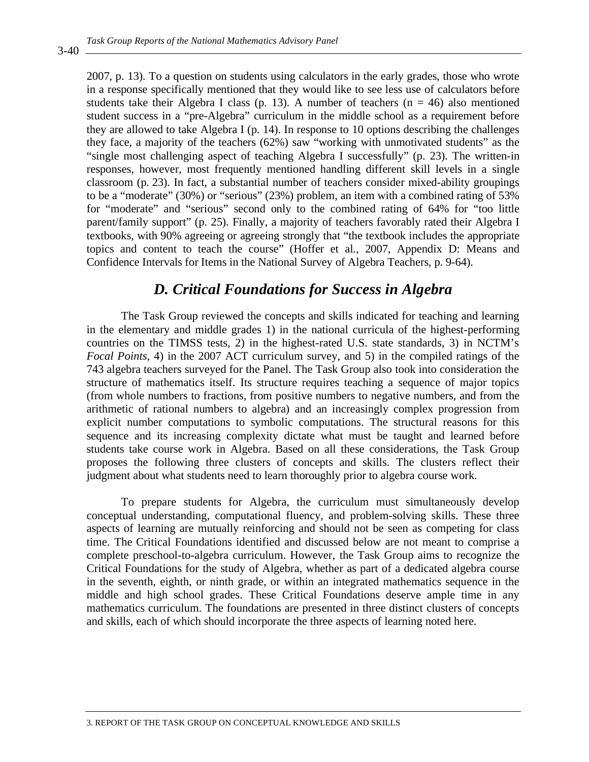2007, p. 13). To a question on students using calculators in the early grades, those who wrote in a response specifically mentioned that they would like to see less use of calculators before students take their Algebra I class (p. 13). A number of teachers ($n = 46$) also mentioned student success in a "pre-Algebra" curriculum in the middle school as a requirement before they are allowed to take Algebra I (p. 14). In response to 10 options describing the challenges they face, a majority of the teachers (62%) saw "working with unmotivated students" as the "single most challenging aspect of teaching Algebra I successfully" (p. 23). The written-in responses, however, most frequently mentioned handling different skill levels in a single classroom (p. 23). In fact, a substantial number of teachers consider mixed-ability groupings to be a "moderate" (30%) or "serious" (23%) problem, an item with a combined rating of 53% for "moderate" and "serious" second only to the combined rating of 64% for "too little parent/family support" (p. 25). Finally, a majority of teachers favorably rated their Algebra I textbooks, with 90% agreeing or agreeing strongly that "the textbook includes the appropriate topics and content to teach the course" (Hoffer et al., 2007, Appendix D: Means and Confidence Intervals for Items in the National Survey of Algebra Teachers, p. 9-64).

## *D. Critical Foundations for Success in Algebra*

The Task Group reviewed the concepts and skills indicated for teaching and learning in the elementary and middle grades 1) in the national curricula of the highest-performing countries on the TIMSS tests, 2) in the highest-rated U.S. state standards, 3) in NCTM's *Focal Points*, 4) in the 2007 ACT curriculum survey, and 5) in the compiled ratings of the 743 algebra teachers surveyed for the Panel. The Task Group also took into consideration the structure of mathematics itself. Its structure requires teaching a sequence of major topics (from whole numbers to fractions, from positive numbers to negative numbers, and from the arithmetic of rational numbers to algebra) and an increasingly complex progression from explicit number computations to symbolic computations. The structural reasons for this sequence and its increasing complexity dictate what must be taught and learned before students take course work in Algebra. Based on all these considerations, the Task Group proposes the following three clusters of concepts and skills. The clusters reflect their judgment about what students need to learn thoroughly prior to algebra course work.

To prepare students for Algebra, the curriculum must simultaneously develop conceptual understanding, computational fluency, and problem-solving skills. These three aspects of learning are mutually reinforcing and should not be seen as competing for class time. The Critical Foundations identified and discussed below are not meant to comprise a complete preschool-to-algebra curriculum. However, the Task Group aims to recognize the Critical Foundations for the study of Algebra, whether as part of a dedicated algebra course in the seventh, eighth, or ninth grade, or within an integrated mathematics sequence in the middle and high school grades. These Critical Foundations deserve ample time in any mathematics curriculum. The foundations are presented in three distinct clusters of concepts and skills, each of which should incorporate the three aspects of learning noted here.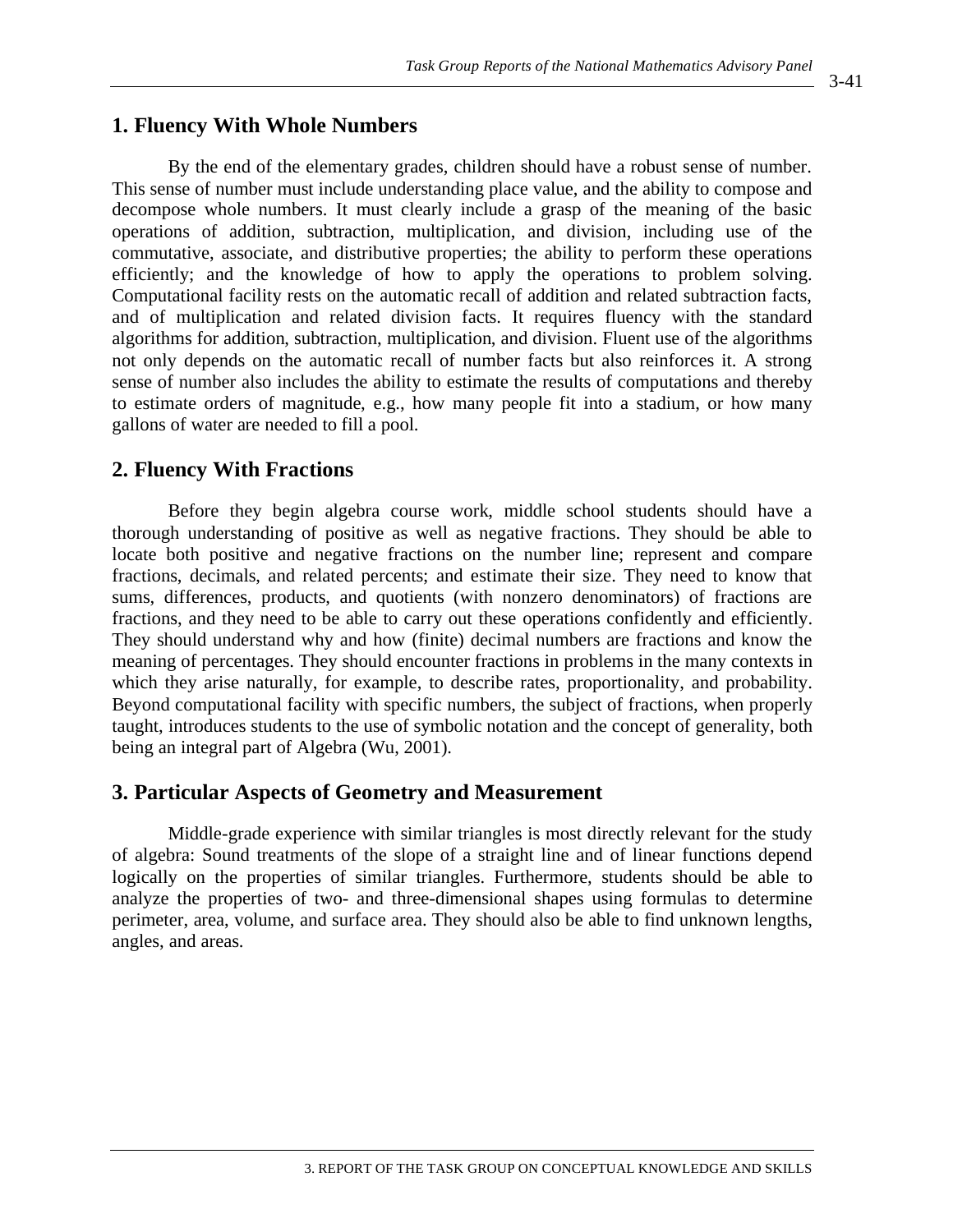## 1. Fluency With Whole Numbers

By the end of the elementary grades, children should have a robust sense of number. This sense of number must include understanding place value, and the ability to compose and decompose whole numbers. It must clearly include a grasp of the meaning of the basic operations of addition, subtraction, multiplication, and division, including use of the commutative, associate, and distributive properties; the ability to perform these operations efficiently; and the knowledge of how to apply the operations to problem solving. Computational facility rests on the automatic recall of addition and related subtraction facts, and of multiplication and related division facts. It requires fluency with the standard algorithms for addition, subtraction, multiplication, and division. Fluent use of the algorithms not only depends on the automatic recall of number facts but also reinforces it. A strong sense of number also includes the ability to estimate the results of computations and thereby to estimate orders of magnitude, e.g., how many people fit into a stadium, or how many gallons of water are needed to fill a pool.

## 2. Fluency With Fractions

Before they begin algebra course work, middle school students should have a thorough understanding of positive as well as negative fractions. They should be able to locate both positive and negative fractions on the number line; represent and compare fractions, decimals, and related percents; and estimate their size. They need to know that sums, differences, products, and quotients (with nonzero denominators) of fractions are fractions, and they need to be able to carry out these operations confidently and efficiently. They should understand why and how (finite) decimal numbers are fractions and know the meaning of percentages. They should encounter fractions in problems in the many contexts in which they arise naturally, for example, to describe rates, proportionality, and probability. Beyond computational facility with specific numbers, the subject of fractions, when properly taught, introduces students to the use of symbolic notation and the concept of generality, both being an integral part of Algebra (Wu, 2001).

## 3. Particular Aspects of Geometry and Measurement

Middle-grade experience with similar triangles is most directly relevant for the study of algebra: Sound treatments of the slope of a straight line and of linear functions depend logically on the properties of similar triangles. Furthermore, students should be able to analyze the properties of two- and three-dimensional shapes using formulas to determine perimeter, area, volume, and surface area. They should also be able to find unknown lengths, angles, and areas.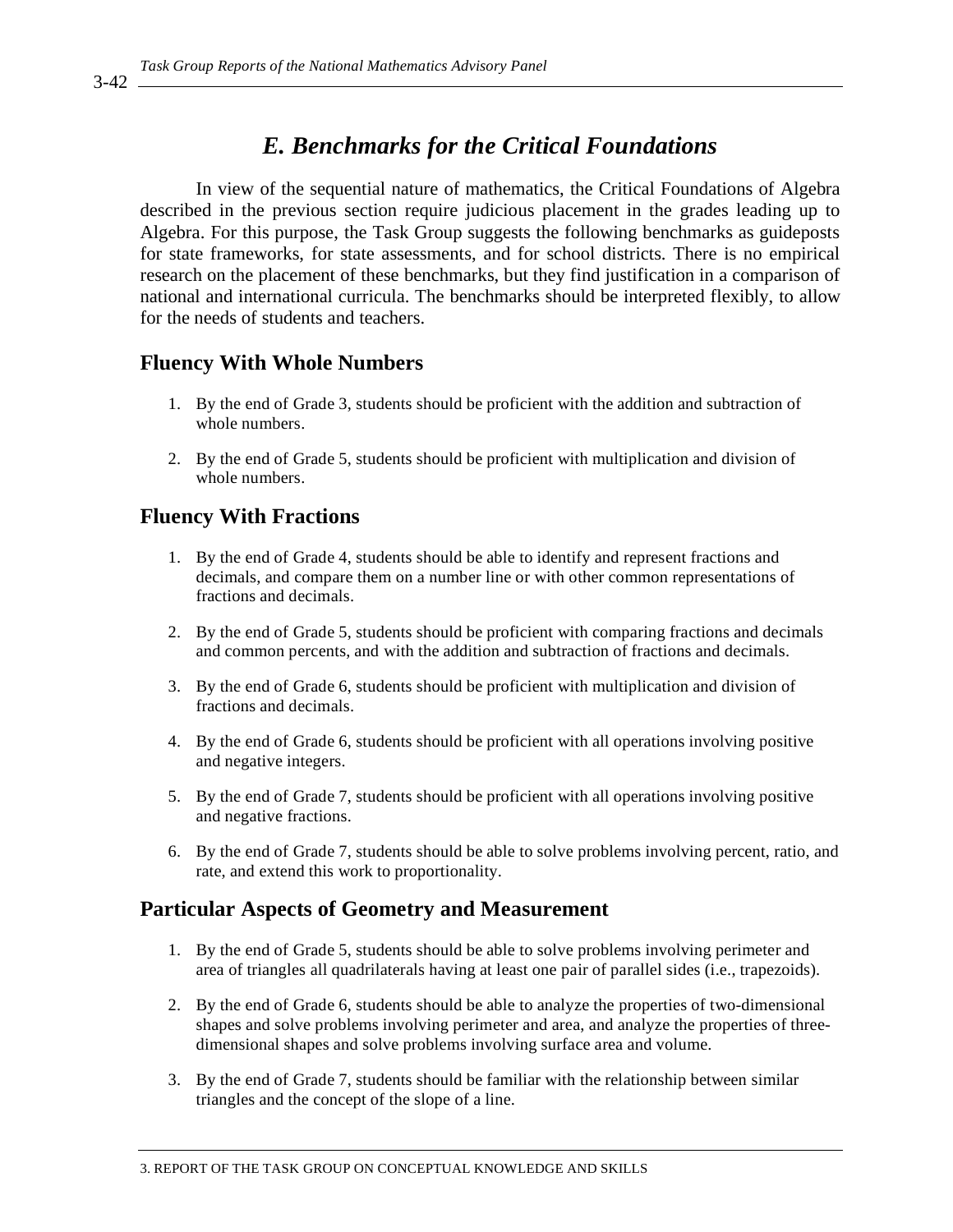## *E. Benchmarks for the Critical Foundations*

In view of the sequential nature of mathematics, the Critical Foundations of Algebra described in the previous section require judicious placement in the grades leading up to Algebra. For this purpose, the Task Group suggests the following benchmarks as guideposts for state frameworks, for state assessments, and for school districts. There is no empirical research on the placement of these benchmarks, but they find justification in a comparison of national and international curricula. The benchmarks should be interpreted flexibly, to allow for the needs of students and teachers.

### Fluency With Whole Numbers

1. By the end of Grade 3, students should be proficient with the addition and subtraction of whole numbers.
2. By the end of Grade 5, students should be proficient with multiplication and division of whole numbers.

### Fluency With Fractions

1. By the end of Grade 4, students should be able to identify and represent fractions and decimals, and compare them on a number line or with other common representations of fractions and decimals.
2. By the end of Grade 5, students should be proficient with comparing fractions and decimals and common percents, and with the addition and subtraction of fractions and decimals.
3. By the end of Grade 6, students should be proficient with multiplication and division of fractions and decimals.
4. By the end of Grade 6, students should be proficient with all operations involving positive and negative integers.
5. By the end of Grade 7, students should be proficient with all operations involving positive and negative fractions.
6. By the end of Grade 7, students should be able to solve problems involving percent, ratio, and rate, and extend this work to proportionality.

### Particular Aspects of Geometry and Measurement

1. By the end of Grade 5, students should be able to solve problems involving perimeter and area of triangles all quadrilaterals having at least one pair of parallel sides (i.e., trapezoids).
2. By the end of Grade 6, students should be able to analyze the properties of two-dimensional shapes and solve problems involving perimeter and area, and analyze the properties of three-dimensional shapes and solve problems involving surface area and volume.
3. By the end of Grade 7, students should be familiar with the relationship between similar triangles and the concept of the slope of a line.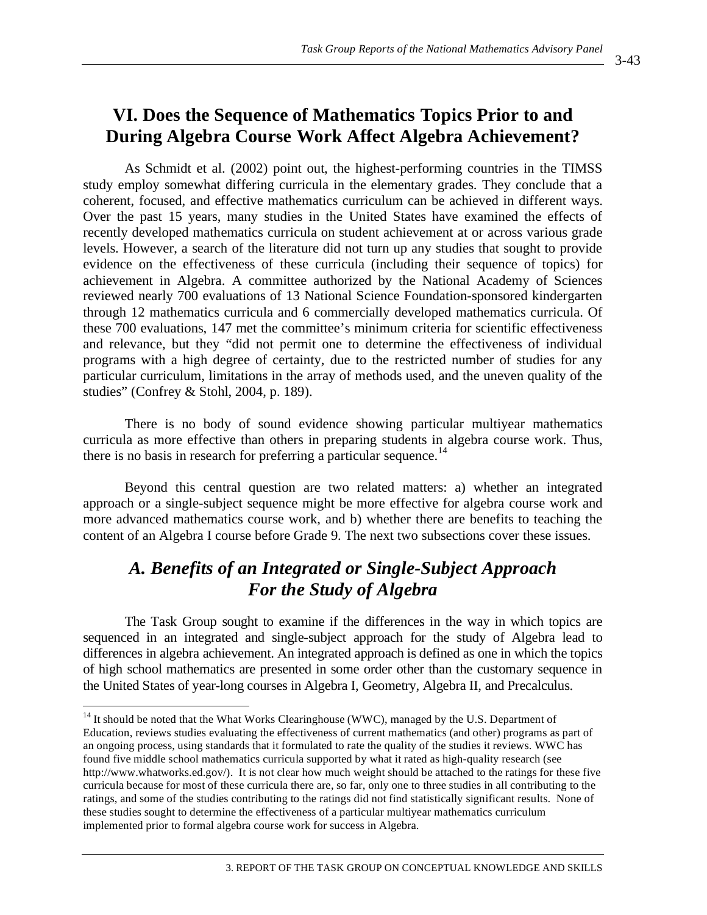## VI. Does the Sequence of Mathematics Topics Prior to and During Algebra Course Work Affect Algebra Achievement?

As Schmidt et al. (2002) point out, the highest-performing countries in the TIMSS study employ somewhat differing curricula in the elementary grades. They conclude that a coherent, focused, and effective mathematics curriculum can be achieved in different ways. Over the past 15 years, many studies in the United States have examined the effects of recently developed mathematics curricula on student achievement at or across various grade levels. However, a search of the literature did not turn up any studies that sought to provide evidence on the effectiveness of these curricula (including their sequence of topics) for achievement in Algebra. A committee authorized by the National Academy of Sciences reviewed nearly 700 evaluations of 13 National Science Foundation-sponsored kindergarten through 12 mathematics curricula and 6 commercially developed mathematics curricula. Of these 700 evaluations, 147 met the committee's minimum criteria for scientific effectiveness and relevance, but they "did not permit one to determine the effectiveness of individual programs with a high degree of certainty, due to the restricted number of studies for any particular curriculum, limitations in the array of methods used, and the uneven quality of the studies" (Confrey & Stohl, 2004, p. 189).

There is no body of sound evidence showing particular multiyear mathematics curricula as more effective than others in preparing students in algebra course work. Thus, there is no basis in research for preferring a particular sequence.[14]

Beyond this central question are two related matters: a) whether an integrated approach or a single-subject sequence might be more effective for algebra course work and more advanced mathematics course work, and b) whether there are benefits to teaching the content of an Algebra I course before Grade 9. The next two subsections cover these issues.

### *A. Benefits of an Integrated or Single-Subject Approach For the Study of Algebra*

The Task Group sought to examine if the differences in the way in which topics are sequenced in an integrated and single-subject approach for the study of Algebra lead to differences in algebra achievement. An integrated approach is defined as one in which the topics of high school mathematics are presented in some order other than the customary sequence in the United States of year-long courses in Algebra I, Geometry, Algebra II, and Precalculus.

---

[14] It should be noted that the What Works Clearinghouse (WWC), managed by the U.S. Department of Education, reviews studies evaluating the effectiveness of current mathematics (and other) programs as part of an ongoing process, using standards that it formulated to rate the quality of the studies it reviews. WWC has found five middle school mathematics curricula supported by what it rated as high-quality research (see http://www.whatworks.ed.gov/). It is not clear how much weight should be attached to the ratings for these five curricula because for most of these curricula there are, so far, only one to three studies in all contributing to the ratings, and some of the studies contributing to the ratings did not find statistically significant results. None of these studies sought to determine the effectiveness of a particular multiyear mathematics curriculum implemented prior to formal algebra course work for success in Algebra.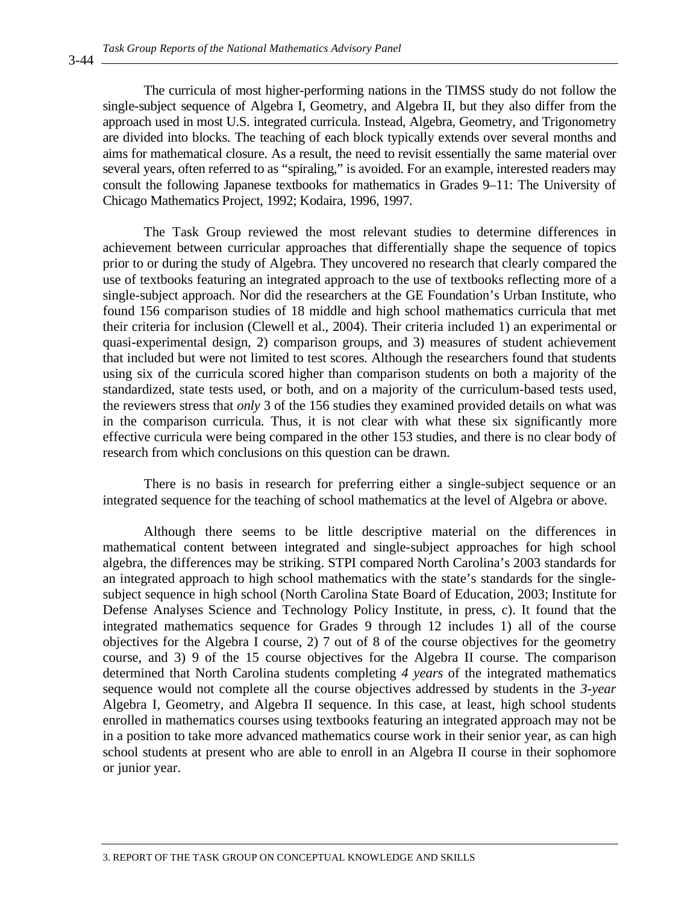The curricula of most higher-performing nations in the TIMSS study do not follow the single-subject sequence of Algebra I, Geometry, and Algebra II, but they also differ from the approach used in most U.S. integrated curricula. Instead, Algebra, Geometry, and Trigonometry are divided into blocks. The teaching of each block typically extends over several months and aims for mathematical closure. As a result, the need to revisit essentially the same material over several years, often referred to as "spiraling," is avoided. For an example, interested readers may consult the following Japanese textbooks for mathematics in Grades 9–11: The University of Chicago Mathematics Project, 1992; Kodaira, 1996, 1997.

The Task Group reviewed the most relevant studies to determine differences in achievement between curricular approaches that differentially shape the sequence of topics prior to or during the study of Algebra. They uncovered no research that clearly compared the use of textbooks featuring an integrated approach to the use of textbooks reflecting more of a single-subject approach. Nor did the researchers at the GE Foundation's Urban Institute, who found 156 comparison studies of 18 middle and high school mathematics curricula that met their criteria for inclusion (Clewell et al., 2004). Their criteria included 1) an experimental or quasi-experimental design, 2) comparison groups, and 3) measures of student achievement that included but were not limited to test scores. Although the researchers found that students using six of the curricula scored higher than comparison students on both a majority of the standardized, state tests used, or both, and on a majority of the curriculum-based tests used, the reviewers stress that *only* 3 of the 156 studies they examined provided details on what was in the comparison curricula. Thus, it is not clear with what these six significantly more effective curricula were being compared in the other 153 studies, and there is no clear body of research from which conclusions on this question can be drawn.

There is no basis in research for preferring either a single-subject sequence or an integrated sequence for the teaching of school mathematics at the level of Algebra or above.

Although there seems to be little descriptive material on the differences in mathematical content between integrated and single-subject approaches for high school algebra, the differences may be striking. STPI compared North Carolina's 2003 standards for an integrated approach to high school mathematics with the state's standards for the single-subject sequence in high school (North Carolina State Board of Education, 2003; Institute for Defense Analyses Science and Technology Policy Institute, in press, c). It found that the integrated mathematics sequence for Grades 9 through 12 includes 1) all of the course objectives for the Algebra I course, 2) 7 out of 8 of the course objectives for the geometry course, and 3) 9 of the 15 course objectives for the Algebra II course. The comparison determined that North Carolina students completing *4 years* of the integrated mathematics sequence would not complete all the course objectives addressed by students in the *3-year* Algebra I, Geometry, and Algebra II sequence. In this case, at least, high school students enrolled in mathematics courses using textbooks featuring an integrated approach may not be in a position to take more advanced mathematics course work in their senior year, as can high school students at present who are able to enroll in an Algebra II course in their sophomore or junior year.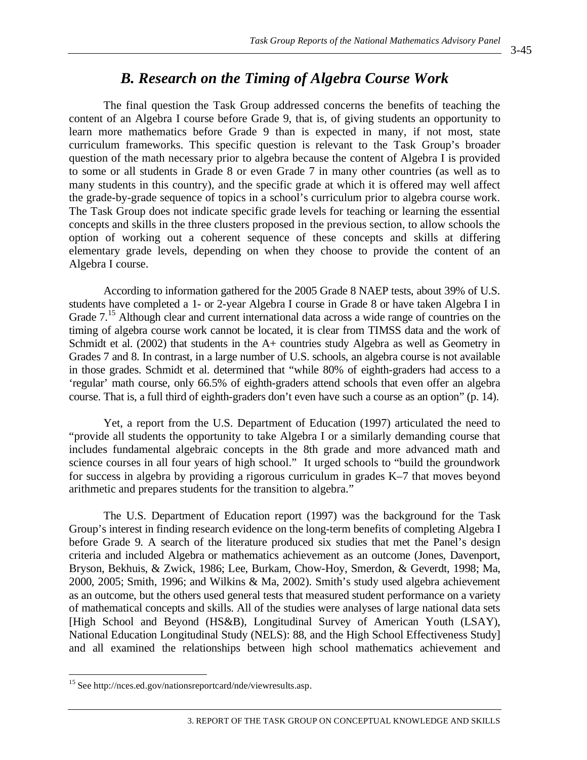## *B. Research on the Timing of Algebra Course Work*

The final question the Task Group addressed concerns the benefits of teaching the content of an Algebra I course before Grade 9, that is, of giving students an opportunity to learn more mathematics before Grade 9 than is expected in many, if not most, state curriculum frameworks. This specific question is relevant to the Task Group's broader question of the math necessary prior to algebra because the content of Algebra I is provided to some or all students in Grade 8 or even Grade 7 in many other countries (as well as to many students in this country), and the specific grade at which it is offered may well affect the grade-by-grade sequence of topics in a school's curriculum prior to algebra course work. The Task Group does not indicate specific grade levels for teaching or learning the essential concepts and skills in the three clusters proposed in the previous section, to allow schools the option of working out a coherent sequence of these concepts and skills at differing elementary grade levels, depending on when they choose to provide the content of an Algebra I course.

According to information gathered for the 2005 Grade 8 NAEP tests, about 39% of U.S. students have completed a 1- or 2-year Algebra I course in Grade 8 or have taken Algebra I in Grade 7.[15] Although clear and current international data across a wide range of countries on the timing of algebra course work cannot be located, it is clear from TIMSS data and the work of Schmidt et al. (2002) that students in the A+ countries study Algebra as well as Geometry in Grades 7 and 8. In contrast, in a large number of U.S. schools, an algebra course is not available in those grades. Schmidt et al. determined that "while 80% of eighth-graders had access to a 'regular' math course, only 66.5% of eighth-graders attend schools that even offer an algebra course. That is, a full third of eighth-graders don't even have such a course as an option" (p. 14).

Yet, a report from the U.S. Department of Education (1997) articulated the need to "provide all students the opportunity to take Algebra I or a similarly demanding course that includes fundamental algebraic concepts in the 8th grade and more advanced math and science courses in all four years of high school." It urged schools to "build the groundwork for success in algebra by providing a rigorous curriculum in grades K–7 that moves beyond arithmetic and prepares students for the transition to algebra."

The U.S. Department of Education report (1997) was the background for the Task Group's interest in finding research evidence on the long-term benefits of completing Algebra I before Grade 9. A search of the literature produced six studies that met the Panel's design criteria and included Algebra or mathematics achievement as an outcome (Jones, Davenport, Bryson, Bekhuis, & Zwick, 1986; Lee, Burkam, Chow-Hoy, Smerdon, & Geverdt, 1998; Ma, 2000, 2005; Smith, 1996; and Wilkins & Ma, 2002). Smith's study used algebra achievement as an outcome, but the others used general tests that measured student performance on a variety of mathematical concepts and skills. All of the studies were analyses of large national data sets [High School and Beyond (HS&B), Longitudinal Survey of American Youth (LSAY), National Education Longitudinal Study (NELS): 88, and the High School Effectiveness Study] and all examined the relationships between high school mathematics achievement and

---

[15] See http://nces.ed.gov/nationsreportcard/nde/viewresults.asp.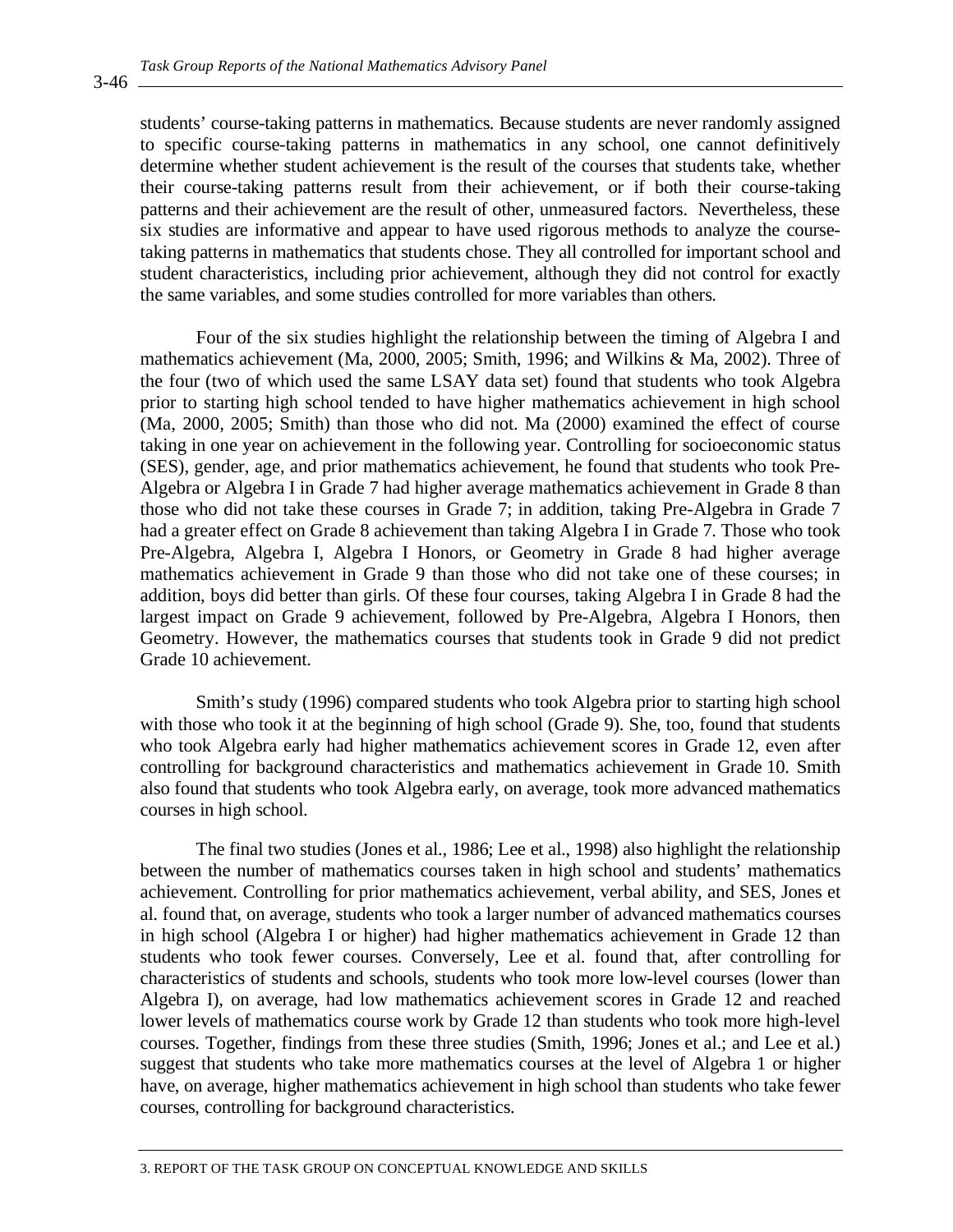students' course-taking patterns in mathematics. Because students are never randomly assigned to specific course-taking patterns in mathematics in any school, one cannot definitively determine whether student achievement is the result of the courses that students take, whether their course-taking patterns result from their achievement, or if both their course-taking patterns and their achievement are the result of other, unmeasured factors. Nevertheless, these six studies are informative and appear to have used rigorous methods to analyze the course-taking patterns in mathematics that students chose. They all controlled for important school and student characteristics, including prior achievement, although they did not control for exactly the same variables, and some studies controlled for more variables than others.

Four of the six studies highlight the relationship between the timing of Algebra I and mathematics achievement (Ma, 2000, 2005; Smith, 1996; and Wilkins & Ma, 2002). Three of the four (two of which used the same LSAY data set) found that students who took Algebra prior to starting high school tended to have higher mathematics achievement in high school (Ma, 2000, 2005; Smith) than those who did not. Ma (2000) examined the effect of course taking in one year on achievement in the following year. Controlling for socioeconomic status (SES), gender, age, and prior mathematics achievement, he found that students who took Pre-Algebra or Algebra I in Grade 7 had higher average mathematics achievement in Grade 8 than those who did not take these courses in Grade 7; in addition, taking Pre-Algebra in Grade 7 had a greater effect on Grade 8 achievement than taking Algebra I in Grade 7. Those who took Pre-Algebra, Algebra I, Algebra I Honors, or Geometry in Grade 8 had higher average mathematics achievement in Grade 9 than those who did not take one of these courses; in addition, boys did better than girls. Of these four courses, taking Algebra I in Grade 8 had the largest impact on Grade 9 achievement, followed by Pre-Algebra, Algebra I Honors, then Geometry. However, the mathematics courses that students took in Grade 9 did not predict Grade 10 achievement.

Smith's study (1996) compared students who took Algebra prior to starting high school with those who took it at the beginning of high school (Grade 9). She, too, found that students who took Algebra early had higher mathematics achievement scores in Grade 12, even after controlling for background characteristics and mathematics achievement in Grade 10. Smith also found that students who took Algebra early, on average, took more advanced mathematics courses in high school.

The final two studies (Jones et al., 1986; Lee et al., 1998) also highlight the relationship between the number of mathematics courses taken in high school and students' mathematics achievement. Controlling for prior mathematics achievement, verbal ability, and SES, Jones et al. found that, on average, students who took a larger number of advanced mathematics courses in high school (Algebra I or higher) had higher mathematics achievement in Grade 12 than students who took fewer courses. Conversely, Lee et al. found that, after controlling for characteristics of students and schools, students who took more low-level courses (lower than Algebra I), on average, had low mathematics achievement scores in Grade 12 and reached lower levels of mathematics course work by Grade 12 than students who took more high-level courses. Together, findings from these three studies (Smith, 1996; Jones et al.; and Lee et al.) suggest that students who take more mathematics courses at the level of Algebra 1 or higher have, on average, higher mathematics achievement in high school than students who take fewer courses, controlling for background characteristics.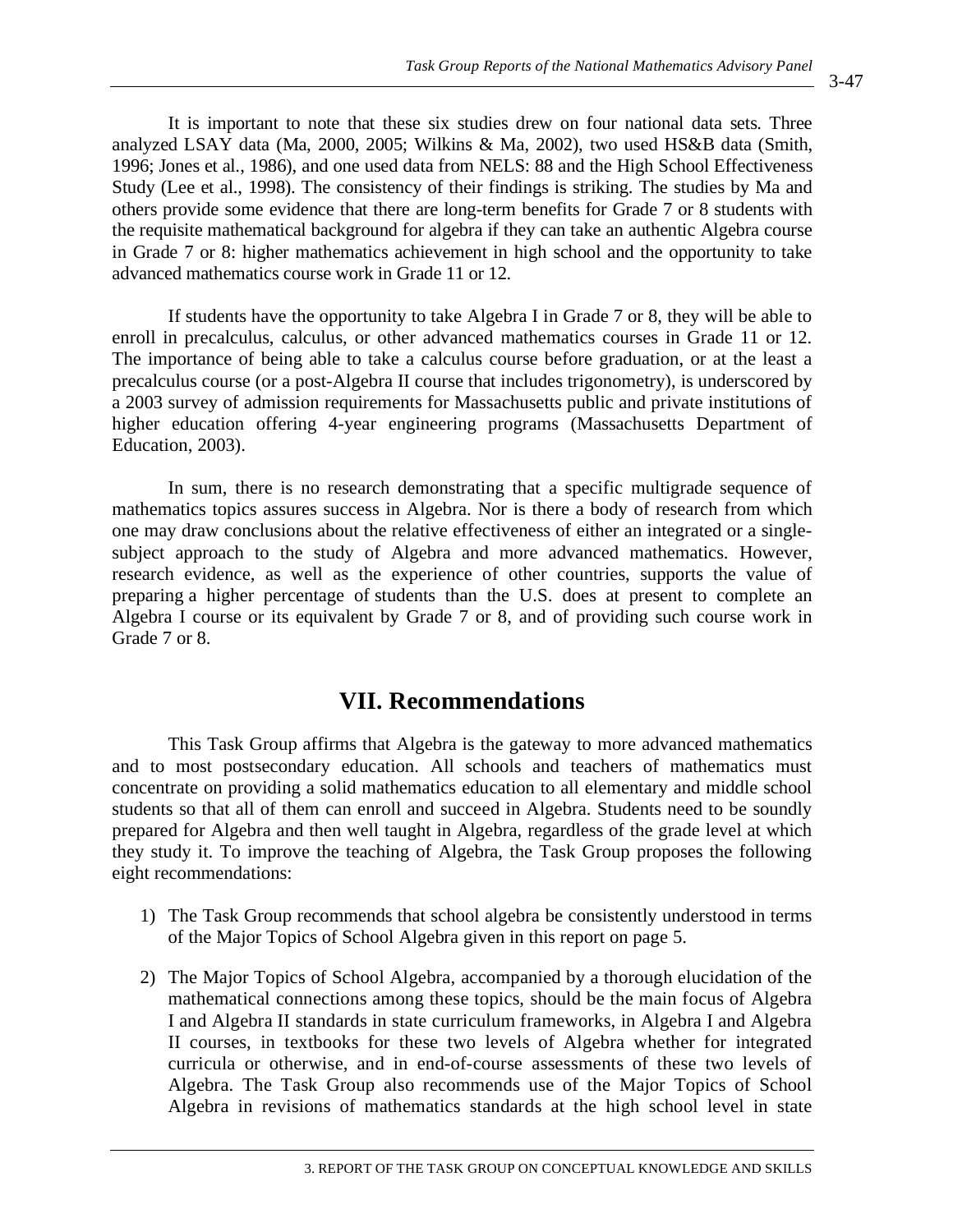It is important to note that these six studies drew on four national data sets. Three analyzed LSAY data (Ma, 2000, 2005; Wilkins & Ma, 2002), two used HS&B data (Smith, 1996; Jones et al., 1986), and one used data from NELS: 88 and the High School Effectiveness Study (Lee et al., 1998). The consistency of their findings is striking. The studies by Ma and others provide some evidence that there are long-term benefits for Grade 7 or 8 students with the requisite mathematical background for algebra if they can take an authentic Algebra course in Grade 7 or 8: higher mathematics achievement in high school and the opportunity to take advanced mathematics course work in Grade 11 or 12.

If students have the opportunity to take Algebra I in Grade 7 or 8, they will be able to enroll in precalculus, calculus, or other advanced mathematics courses in Grade 11 or 12. The importance of being able to take a calculus course before graduation, or at the least a precalculus course (or a post-Algebra II course that includes trigonometry), is underscored by a 2003 survey of admission requirements for Massachusetts public and private institutions of higher education offering 4-year engineering programs (Massachusetts Department of Education, 2003).

In sum, there is no research demonstrating that a specific multigrade sequence of mathematics topics assures success in Algebra. Nor is there a body of research from which one may draw conclusions about the relative effectiveness of either an integrated or a single-subject approach to the study of Algebra and more advanced mathematics. However, research evidence, as well as the experience of other countries, supports the value of preparing a higher percentage of students than the U.S. does at present to complete an Algebra I course or its equivalent by Grade 7 or 8, and of providing such course work in Grade 7 or 8.

## VII. Recommendations

This Task Group affirms that Algebra is the gateway to more advanced mathematics and to most postsecondary education. All schools and teachers of mathematics must concentrate on providing a solid mathematics education to all elementary and middle school students so that all of them can enroll and succeed in Algebra. Students need to be soundly prepared for Algebra and then well taught in Algebra, regardless of the grade level at which they study it. To improve the teaching of Algebra, the Task Group proposes the following eight recommendations:

1) The Task Group recommends that school algebra be consistently understood in terms of the Major Topics of School Algebra given in this report on page 5.

2) The Major Topics of School Algebra, accompanied by a thorough elucidation of the mathematical connections among these topics, should be the main focus of Algebra I and Algebra II standards in state curriculum frameworks, in Algebra I and Algebra II courses, in textbooks for these two levels of Algebra whether for integrated curricula or otherwise, and in end-of-course assessments of these two levels of Algebra. The Task Group also recommends use of the Major Topics of School Algebra in revisions of mathematics standards at the high school level in state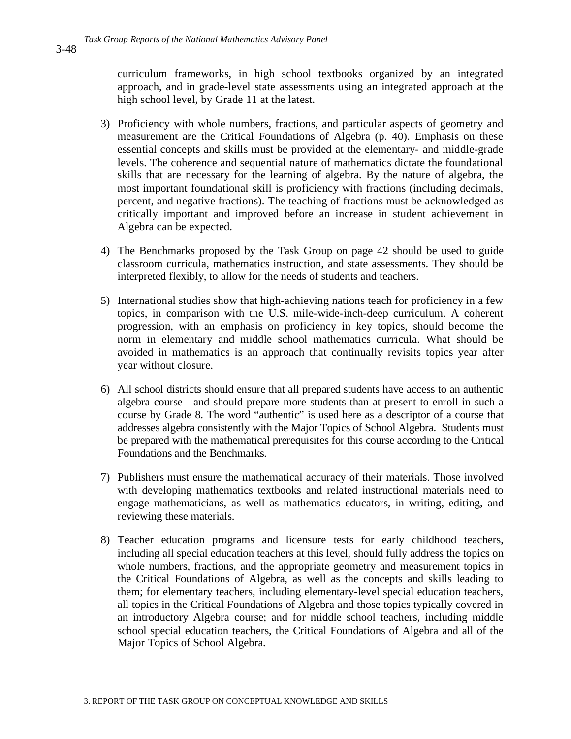curriculum frameworks, in high school textbooks organized by an integrated approach, and in grade-level state assessments using an integrated approach at the high school level, by Grade 11 at the latest.

3) Proficiency with whole numbers, fractions, and particular aspects of geometry and measurement are the Critical Foundations of Algebra (p. 40). Emphasis on these essential concepts and skills must be provided at the elementary- and middle-grade levels. The coherence and sequential nature of mathematics dictate the foundational skills that are necessary for the learning of algebra. By the nature of algebra, the most important foundational skill is proficiency with fractions (including decimals, percent, and negative fractions). The teaching of fractions must be acknowledged as critically important and improved before an increase in student achievement in Algebra can be expected.

4) The Benchmarks proposed by the Task Group on page 42 should be used to guide classroom curricula, mathematics instruction, and state assessments. They should be interpreted flexibly, to allow for the needs of students and teachers.

5) International studies show that high-achieving nations teach for proficiency in a few topics, in comparison with the U.S. mile-wide-inch-deep curriculum. A coherent progression, with an emphasis on proficiency in key topics, should become the norm in elementary and middle school mathematics curricula. What should be avoided in mathematics is an approach that continually revisits topics year after year without closure.

6) All school districts should ensure that all prepared students have access to an authentic algebra course—and should prepare more students than at present to enroll in such a course by Grade 8. The word "authentic" is used here as a descriptor of a course that addresses algebra consistently with the Major Topics of School Algebra. Students must be prepared with the mathematical prerequisites for this course according to the Critical Foundations and the Benchmarks.

7) Publishers must ensure the mathematical accuracy of their materials. Those involved with developing mathematics textbooks and related instructional materials need to engage mathematicians, as well as mathematics educators, in writing, editing, and reviewing these materials.

8) Teacher education programs and licensure tests for early childhood teachers, including all special education teachers at this level, should fully address the topics on whole numbers, fractions, and the appropriate geometry and measurement topics in the Critical Foundations of Algebra, as well as the concepts and skills leading to them; for elementary teachers, including elementary-level special education teachers, all topics in the Critical Foundations of Algebra and those topics typically covered in an introductory Algebra course; and for middle school teachers, including middle school special education teachers, the Critical Foundations of Algebra and all of the Major Topics of School Algebra.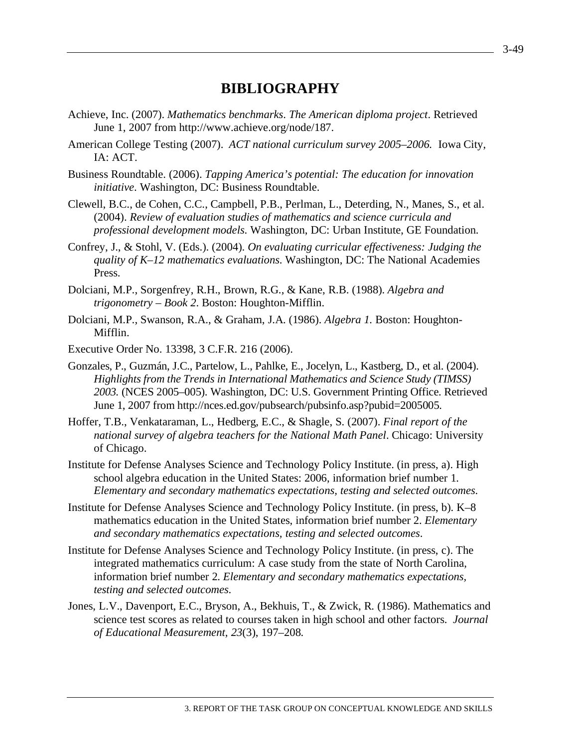# BIBLIOGRAPHY

Achieve, Inc. (2007). *Mathematics benchmarks*. *The American diploma project*. Retrieved June 1, 2007 from http://www.achieve.org/node/187.

American College Testing (2007). *ACT national curriculum survey 2005–2006.* Iowa City, IA: ACT.

Business Roundtable. (2006). *Tapping America's potential: The education for innovation initiative*. Washington, DC: Business Roundtable.

Clewell, B.C., de Cohen, C.C., Campbell, P.B., Perlman, L., Deterding, N., Manes, S., et al. (2004). *Review of evaluation studies of mathematics and science curricula and professional development models.* Washington, DC: Urban Institute, GE Foundation.

Confrey, J., & Stohl, V. (Eds.). (2004). *On evaluating curricular effectiveness: Judging the quality of K–12 mathematics evaluations.* Washington, DC: The National Academies Press.

Dolciani, M.P., Sorgenfrey, R.H., Brown, R.G., & Kane, R.B. (1988). *Algebra and trigonometry – Book 2*. Boston: Houghton-Mifflin.

Dolciani, M.P., Swanson, R.A., & Graham, J.A. (1986). *Algebra 1.* Boston: Houghton-Mifflin.

Executive Order No. 13398, 3 C.F.R. 216 (2006).

Gonzales, P., Guzmán, J.C., Partelow, L., Pahlke, E., Jocelyn, L., Kastberg, D., et al. (2004). *Highlights from the Trends in International Mathematics and Science Study (TIMSS) 2003.* (NCES 2005–005). Washington, DC: U.S. Government Printing Office. Retrieved June 1, 2007 from http://nces.ed.gov/pubsearch/pubsinfo.asp?pubid=2005005.

Hoffer, T.B., Venkataraman, L., Hedberg, E.C., & Shagle, S. (2007). *Final report of the national survey of algebra teachers for the National Math Panel*. Chicago: University of Chicago.

Institute for Defense Analyses Science and Technology Policy Institute. (in press, a). High school algebra education in the United States: 2006, information brief number 1. *Elementary and secondary mathematics expectations, testing and selected outcomes.*

Institute for Defense Analyses Science and Technology Policy Institute. (in press, b). K–8 mathematics education in the United States, information brief number 2. *Elementary and secondary mathematics expectations, testing and selected outcomes*.

Institute for Defense Analyses Science and Technology Policy Institute. (in press, c). The integrated mathematics curriculum: A case study from the state of North Carolina, information brief number 2. *Elementary and secondary mathematics expectations, testing and selected outcomes.*

Jones, L.V., Davenport, E.C., Bryson, A., Bekhuis, T., & Zwick, R. (1986). Mathematics and science test scores as related to courses taken in high school and other factors. *Journal of Educational Measurement, 23*(3), 197–208.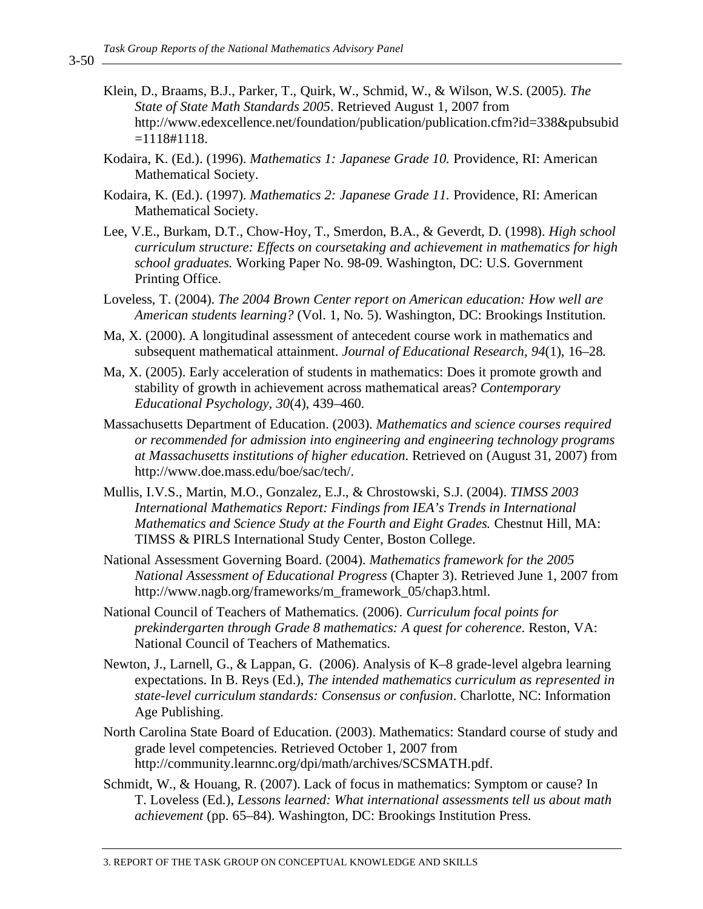Klein, D., Braams, B.J., Parker, T., Quirk, W., Schmid, W., & Wilson, W.S. (2005). *The State of State Math Standards 2005*. Retrieved August 1, 2007 from http://www.edexcellence.net/foundation/publication/publication.cfm?id=338&pubsubid=1118#1118.

Kodaira, K. (Ed.). (1996). *Mathematics 1: Japanese Grade 10.* Providence, RI: American Mathematical Society.

Kodaira, K. (Ed.). (1997). *Mathematics 2: Japanese Grade 11.* Providence, RI: American Mathematical Society.

Lee, V.E., Burkam, D.T., Chow-Hoy, T., Smerdon, B.A., & Geverdt, D. (1998). *High school curriculum structure: Effects on coursetaking and achievement in mathematics for high school graduates.* Working Paper No. 98-09. Washington, DC: U.S. Government Printing Office.

Loveless, T. (2004). *The 2004 Brown Center report on American education: How well are American students learning?* (Vol. 1, No. 5). Washington, DC: Brookings Institution.

Ma, X. (2000). A longitudinal assessment of antecedent course work in mathematics and subsequent mathematical attainment. *Journal of Educational Research*, *94*(1), 16–28.

Ma, X. (2005). Early acceleration of students in mathematics: Does it promote growth and stability of growth in achievement across mathematical areas? *Contemporary Educational Psychology*, *30*(4), 439–460.

Massachusetts Department of Education. (2003). *Mathematics and science courses required or recommended for admission into engineering and engineering technology programs at Massachusetts institutions of higher education*. Retrieved on (August 31, 2007) from http://www.doe.mass.edu/boe/sac/tech/.

Mullis, I.V.S., Martin, M.O., Gonzalez, E.J., & Chrostowski, S.J. (2004). *TIMSS 2003 International Mathematics Report: Findings from IEA's Trends in International Mathematics and Science Study at the Fourth and Eight Grades.* Chestnut Hill, MA: TIMSS & PIRLS International Study Center, Boston College.

National Assessment Governing Board. (2004). *Mathematics framework for the 2005 National Assessment of Educational Progress* (Chapter 3). Retrieved June 1, 2007 from http://www.nagb.org/frameworks/m_framework_05/chap3.html.

National Council of Teachers of Mathematics. (2006). *Curriculum focal points for prekindergarten through Grade 8 mathematics: A quest for coherence*. Reston, VA: National Council of Teachers of Mathematics.

Newton, J., Larnell, G., & Lappan, G. (2006). Analysis of K–8 grade-level algebra learning expectations. In B. Reys (Ed.), *The intended mathematics curriculum as represented in state-level curriculum standards: Consensus or confusion*. Charlotte, NC: Information Age Publishing.

North Carolina State Board of Education. (2003). Mathematics: Standard course of study and grade level competencies. Retrieved October 1, 2007 from http://community.learnnc.org/dpi/math/archives/SCSMATH.pdf.

Schmidt, W., & Houang, R. (2007). Lack of focus in mathematics: Symptom or cause? In T. Loveless (Ed.), *Lessons learned: What international assessments tell us about math achievement* (pp. 65–84). Washington, DC: Brookings Institution Press.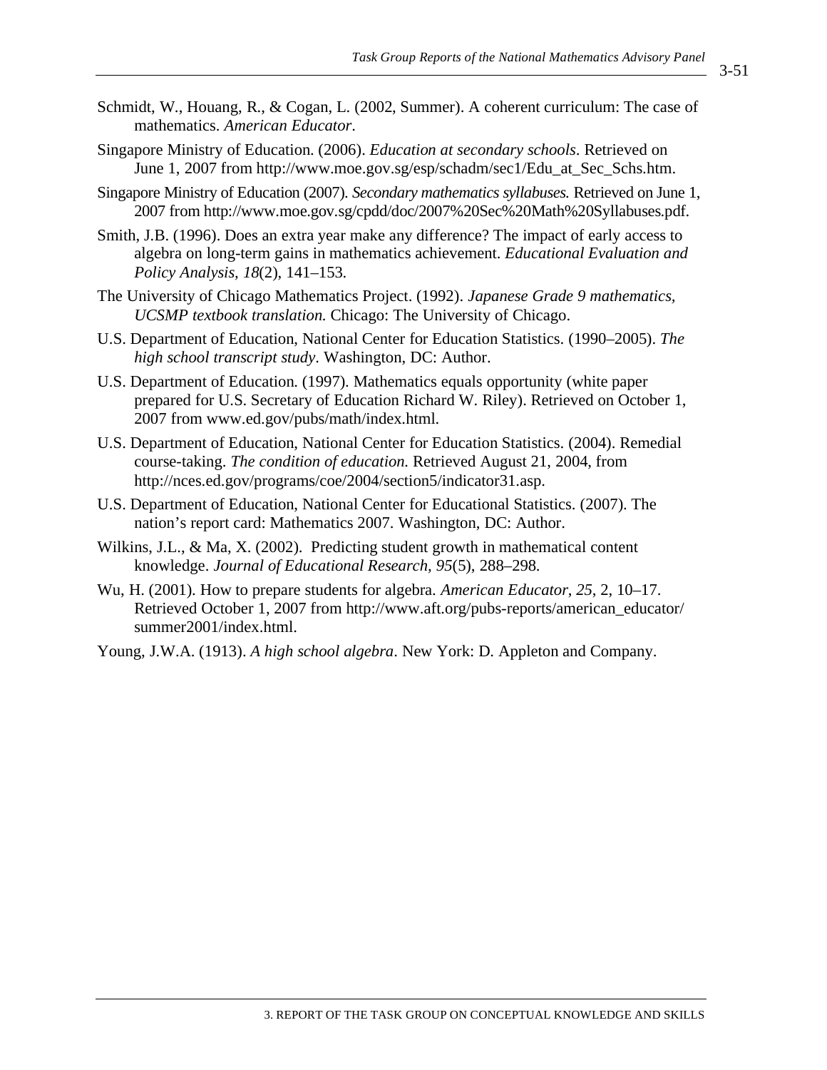Schmidt, W., Houang, R., & Cogan, L. (2002, Summer). A coherent curriculum: The case of mathematics. *American Educator*.

Singapore Ministry of Education. (2006). *Education at secondary schools*. Retrieved on June 1, 2007 from http://www.moe.gov.sg/esp/schadm/sec1/Edu_at_Sec_Schs.htm.

Singapore Ministry of Education (2007). *Secondary mathematics syllabuses.* Retrieved on June 1, 2007 from http://www.moe.gov.sg/cpdd/doc/2007%20Sec%20Math%20Syllabuses.pdf.

Smith, J.B. (1996). Does an extra year make any difference? The impact of early access to algebra on long-term gains in mathematics achievement. *Educational Evaluation and Policy Analysis, 18*(2), 141–153.

The University of Chicago Mathematics Project. (1992). *Japanese Grade 9 mathematics, UCSMP textbook translation.* Chicago: The University of Chicago.

U.S. Department of Education, National Center for Education Statistics. (1990–2005). *The high school transcript study*. Washington, DC: Author.

U.S. Department of Education. (1997). Mathematics equals opportunity (white paper prepared for U.S. Secretary of Education Richard W. Riley). Retrieved on October 1, 2007 from www.ed.gov/pubs/math/index.html.

U.S. Department of Education, National Center for Education Statistics. (2004). Remedial course-taking. *The condition of education.* Retrieved August 21, 2004, from http://nces.ed.gov/programs/coe/2004/section5/indicator31.asp.

U.S. Department of Education, National Center for Educational Statistics. (2007). The nation's report card: Mathematics 2007. Washington, DC: Author.

Wilkins, J.L., & Ma, X. (2002). Predicting student growth in mathematical content knowledge. *Journal of Educational Research, 95*(5), 288–298.

Wu, H. (2001). How to prepare students for algebra. *American Educator*, *25*, 2, 10–17. Retrieved October 1, 2007 from http://www.aft.org/pubs-reports/american_educator/summer2001/index.html.

Young, J.W.A. (1913). *A high school algebra*. New York: D. Appleton and Company.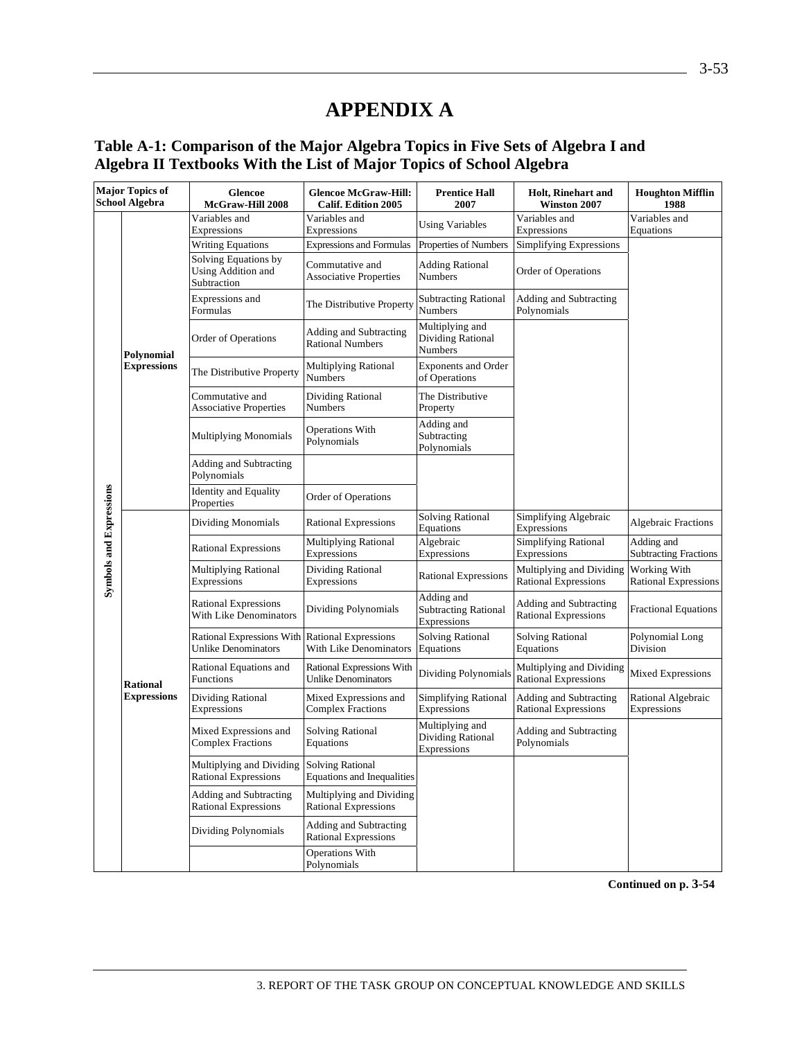# APPENDIX A

## Table A-1: Comparison of the Major Algebra Topics in Five Sets of Algebra I and Algebra II Textbooks With the List of Major Topics of School Algebra

| Major Topics of School Algebra | | Glencoe McGraw-Hill 2008 | Glencoe McGraw-Hill: Calif. Edition 2005 | Prentice Hall 2007 | Holt, Rinehart and Winston 2007 | Houghton Mifflin 1988 |
|---|---|---|---|---|---|---|
| Symbols and Expressions | Polynomial Expressions | Variables and Expressions | Variables and Expressions | Using Variables | Variables and Expressions | Variables and Equations |
| | | Writing Equations | Expressions and Formulas | Properties of Numbers | Simplifying Expressions | |
| | | Solving Equations by Using Addition and Subtraction | Commutative and Associative Properties | Adding Rational Numbers | Order of Operations | |
| | | Expressions and Formulas | The Distributive Property | Subtracting Rational Numbers | Adding and Subtracting Polynomials | |
| | | Order of Operations | Adding and Subtracting Rational Numbers | Multiplying and Dividing Rational Numbers | | |
| | | The Distributive Property | Multiplying Rational Numbers | Exponents and Order of Operations | | |
| | | Commutative and Associative Properties | Dividing Rational Numbers | The Distributive Property | | |
| | | Multiplying Monomials | Operations With Polynomials | Adding and Subtracting Polynomials | | |
| | | Adding and Subtracting Polynomials | | | | |
| | | Identity and Equality Properties | Order of Operations | | | |
| | Rational Expressions | Dividing Monomials | Rational Expressions | Solving Rational Equations | Simplifying Algebraic Expressions | Algebraic Fractions |
| | | Rational Expressions | Multiplying Rational Expressions | Algebraic Expressions | Simplifying Rational Expressions | Adding and Subtracting Fractions |
| | | Multiplying Rational Expressions | Dividing Rational Expressions | Rational Expressions | Multiplying and Dividing Rational Expressions | Working With Rational Expressions |
| | | Rational Expressions With Like Denominators | Dividing Polynomials | Adding and Subtracting Rational Expressions | Adding and Subtracting Rational Expressions | Fractional Equations |
| | | Rational Expressions With Unlike Denominators | Rational Expressions With Like Denominators | Solving Rational Equations | Solving Rational Equations | Polynomial Long Division |
| | | Rational Equations and Functions | Rational Expressions With Unlike Denominators | Dividing Polynomials | Multiplying and Dividing Rational Expressions | Mixed Expressions |
| | | Dividing Rational Expressions | Mixed Expressions and Complex Fractions | Simplifying Rational Expressions | Adding and Subtracting Rational Expressions | Rational Algebraic Expressions |
| | | Mixed Expressions and Complex Fractions | Solving Rational Equations | Multiplying and Dividing Rational Expressions | Adding and Subtracting Polynomials | |
| | | Multiplying and Dividing Rational Expressions | Solving Rational Equations and Inequalities | | | |
| | | Adding and Subtracting Rational Expressions | Multiplying and Dividing Rational Expressions | | | |
| | | Dividing Polynomials | Adding and Subtracting Rational Expressions | | | |
| | | | Operations With Polynomials | | | |

**Continued on p. 3-54**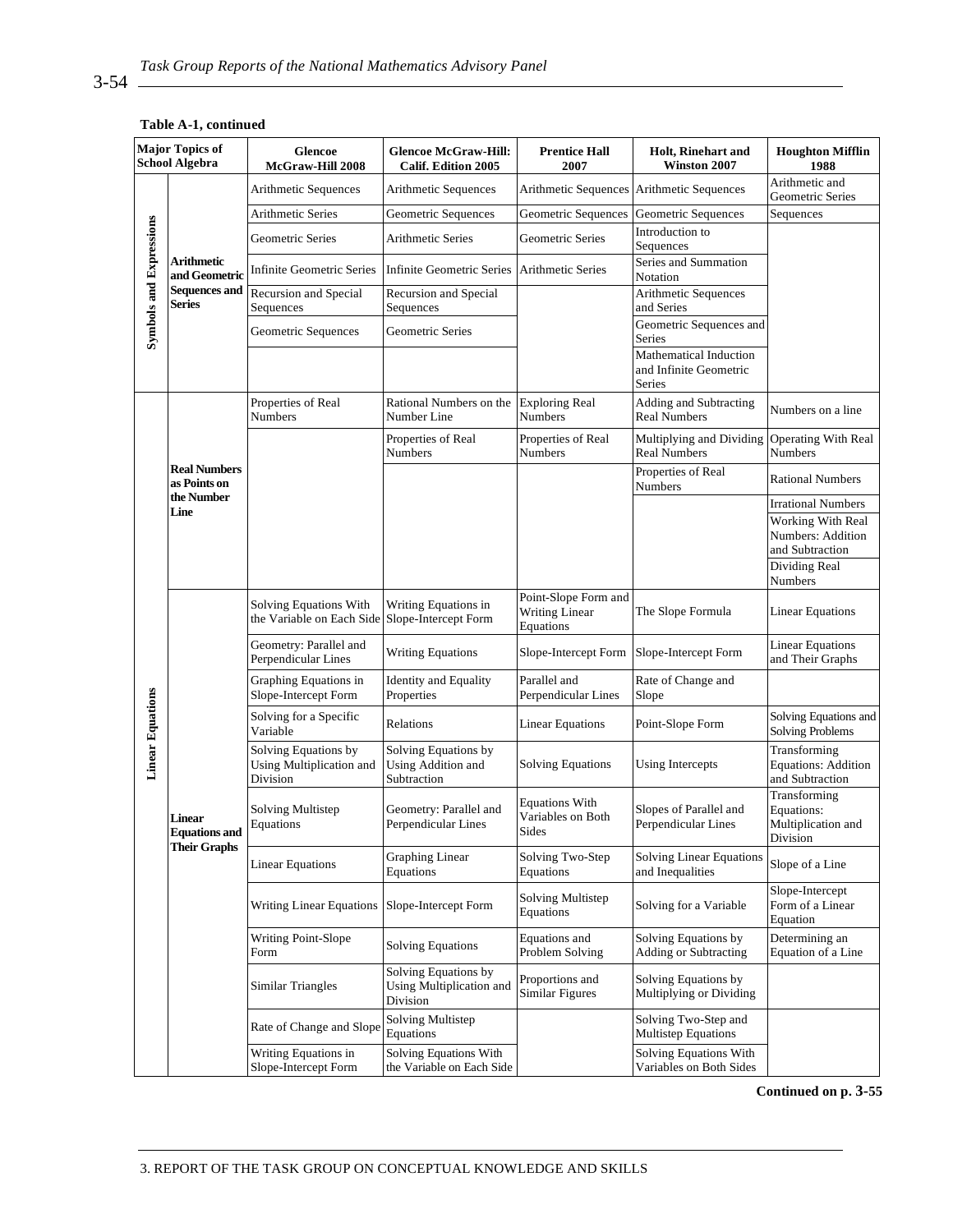**Table A-1, continued**

| Major Topics of School Algebra | | Glencoe McGraw-Hill 2008 | Glencoe McGraw-Hill: Calif. Edition 2005 | Prentice Hall 2007 | Holt, Rinehart and Winston 2007 | Houghton Mifflin 1988 |
|---|---|---|---|---|---|---|
| Symbols and Expressions | Arithmetic and Geometric Sequences and Series | Arithmetic Sequences | Arithmetic Sequences | Arithmetic Sequences | Arithmetic Sequences | Arithmetic and Geometric Series |
| | | Arithmetic Series | Geometric Sequences | Geometric Sequences | Geometric Sequences | Sequences |
| | | Geometric Series | Arithmetic Series | Geometric Series | Introduction to Sequences | |
| | | Infinite Geometric Series | Infinite Geometric Series | Arithmetic Series | Series and Summation Notation | |
| | | Recursion and Special Sequences | Recursion and Special Sequences | | Arithmetic Sequences and Series | |
| | | Geometric Sequences | Geometric Series | | Geometric Sequences and Series | |
| | | | | | Mathematical Induction and Infinite Geometric Series | |
| Linear Equations | Real Numbers as Points on the Number Line | Properties of Real Numbers | Rational Numbers on the Number Line | Exploring Real Numbers | Adding and Subtracting Real Numbers | Numbers on a line |
| | | | Properties of Real Numbers | Properties of Real Numbers | Multiplying and Dividing Real Numbers | Operating With Real Numbers |
| | | | | | Properties of Real Numbers | Rational Numbers |
| | | | | | | Irrational Numbers |
| | | | | | | Working With Real Numbers: Addition and Subtraction |
| | | | | | | Dividing Real Numbers |
| | Linear Equations and Their Graphs | Solving Equations With the Variable on Each Side | Writing Equations in Slope-Intercept Form | Point-Slope Form and Writing Linear Equations | The Slope Formula | Linear Equations |
| | | Geometry: Parallel and Perpendicular Lines | Writing Equations | Slope-Intercept Form | Slope-Intercept Form | Linear Equations and Their Graphs |
| | | Graphing Equations in Slope-Intercept Form | Identity and Equality Properties | Parallel and Perpendicular Lines | Rate of Change and Slope | |
| | | Solving for a Specific Variable | Relations | Linear Equations | Point-Slope Form | Solving Equations and Solving Problems |
| | | Solving Equations by Using Multiplication and Division | Solving Equations by Using Addition and Subtraction | Solving Equations | Using Intercepts | Transforming Equations: Addition and Subtraction |
| | | Solving Multistep Equations | Geometry: Parallel and Perpendicular Lines | Equations With Variables on Both Sides | Slopes of Parallel and Perpendicular Lines | Transforming Equations: Multiplication and Division |
| | | Linear Equations | Graphing Linear Equations | Solving Two-Step Equations | Solving Linear Equations and Inequalities | Slope of a Line |
| | | Writing Linear Equations | Slope-Intercept Form | Solving Multistep Equations | Solving for a Variable | Slope-Intercept Form of a Linear Equation |
| | | Writing Point-Slope Form | Solving Equations | Equations and Problem Solving | Solving Equations by Adding or Subtracting | Determining an Equation of a Line |
| | | Similar Triangles | Solving Equations by Using Multiplication and Division | Proportions and Similar Figures | Solving Equations by Multiplying or Dividing | |
| | | Rate of Change and Slope | Solving Multistep Equations | | Solving Two-Step and Multistep Equations | |
| | | Writing Equations in Slope-Intercept Form | Solving Equations With the Variable on Each Side | | Solving Equations With Variables on Both Sides | |

**Continued on p. 3-55**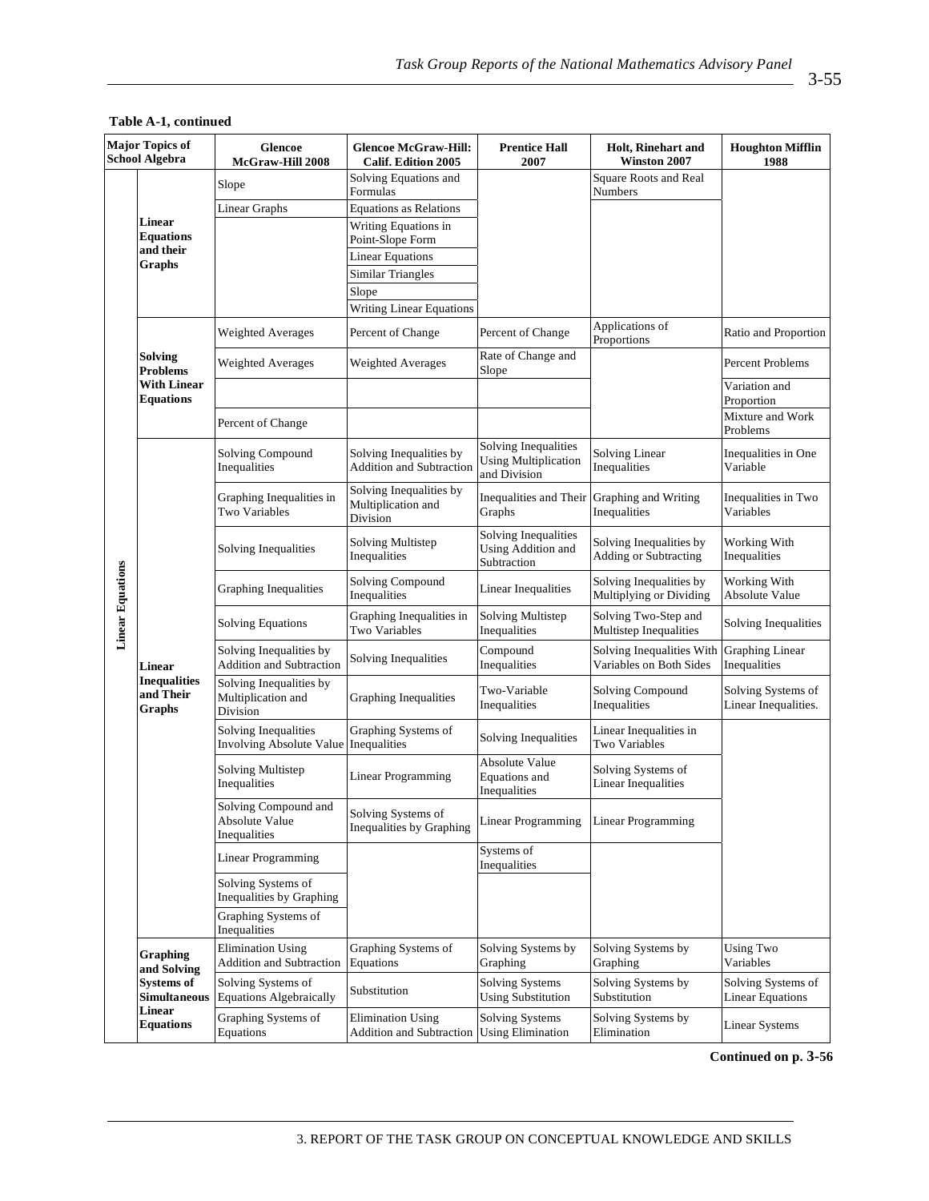**Table A-1, continued**

| Major Topics of School Algebra | | Glencoe McGraw-Hill 2008 | Glencoe McGraw-Hill: Calif. Edition 2005 | Prentice Hall 2007 | Holt, Rinehart and Winston 2007 | Houghton Mifflin 1988 |
|---|---|---|---|---|---|---|
| Linear Equations | Linear Equations and their Graphs | Slope | Solving Equations and Formulas | | Square Roots and Real Numbers | |
| | | Linear Graphs | Equations as Relations | | | |
| | | | Writing Equations in Point-Slope Form | | | |
| | | | Linear Equations | | | |
| | | | Similar Triangles | | | |
| | | | Slope | | | |
| | | | Writing Linear Equations | | | |
| | Solving Problems With Linear Equations | Weighted Averages | Percent of Change | Percent of Change | Applications of Proportions | Ratio and Proportion |
| | | Weighted Averages | Weighted Averages | Rate of Change and Slope | | Percent Problems |
| | | | | | | Variation and Proportion |
| | | Percent of Change | | | | Mixture and Work Problems |
| | Linear Inequalities and Their Graphs | Solving Compound Inequalities | Solving Inequalities by Addition and Subtraction | Solving Inequalities Using Multiplication and Division | Solving Linear Inequalities | Inequalities in One Variable |
| | | Graphing Inequalities in Two Variables | Solving Inequalities by Multiplication and Division | Inequalities and Their Graphs | Graphing and Writing Inequalities | Inequalities in Two Variables |
| | | Solving Inequalities | Solving Multistep Inequalities | Solving Inequalities Using Addition and Subtraction | Solving Inequalities by Adding or Subtracting | Working With Inequalities |
| | | Graphing Inequalities | Solving Compound Inequalities | Linear Inequalities | Solving Inequalities by Multiplying or Dividing | Working With Absolute Value |
| | | Solving Equations | Graphing Inequalities in Two Variables | Solving Multistep Inequalities | Solving Two-Step and Multistep Inequalities | Solving Inequalities |
| | | Solving Inequalities by Addition and Subtraction | Solving Inequalities | Compound Inequalities | Solving Inequalities With Variables on Both Sides | Graphing Linear Inequalities |
| | | Solving Inequalities by Multiplication and Division | Graphing Inequalities | Two-Variable Inequalities | Solving Compound Inequalities | Solving Systems of Linear Inequalities. |
| | | Solving Inequalities Involving Absolute Value | Graphing Systems of Inequalities | Solving Inequalities | Linear Inequalities in Two Variables | |
| | | Solving Multistep Inequalities | Linear Programming | Absolute Value Equations and Inequalities | Solving Systems of Linear Inequalities | |
| | | Solving Compound and Absolute Value Inequalities | Solving Systems of Inequalities by Graphing | Linear Programming | Linear Programming | |
| | | Linear Programming | | Systems of Inequalities | | |
| | | Solving Systems of Inequalities by Graphing | | | | |
| | | Graphing Systems of Inequalities | | | | |
| | Graphing and Solving Systems of Simultaneous Linear Equations | Elimination Using Addition and Subtraction | Graphing Systems of Equations | Solving Systems by Graphing | Solving Systems by Graphing | Using Two Variables |
| | | Solving Systems of Equations Algebraically | Substitution | Solving Systems Using Substitution | Solving Systems by Substitution | Solving Systems of Linear Equations |
| | | Graphing Systems of Equations | Elimination Using Addition and Subtraction | Solving Systems Using Elimination | Solving Systems by Elimination | Linear Systems |

**Continued on p. 3-56**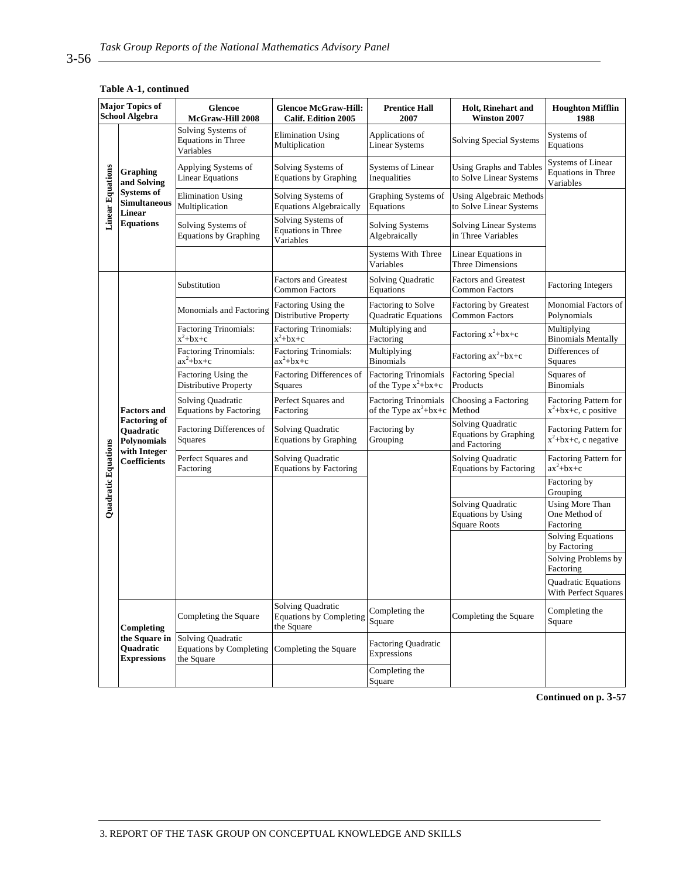**Table A-1, continued**

| Major Topics of School Algebra | | Glencoe McGraw-Hill 2008 | Glencoe McGraw-Hill: Calif. Edition 2005 | Prentice Hall 2007 | Holt, Rinehart and Winston 2007 | Houghton Mifflin 1988 |
|---|---|---|---|---|---|---|
| Linear Equations | Graphing and Solving Systems of Simultaneous Linear Equations | Solving Systems of Equations in Three Variables | Elimination Using Multiplication | Applications of Linear Systems | Solving Special Systems | Systems of Equations |
| | | Applying Systems of Linear Equations | Solving Systems of Equations by Graphing | Systems of Linear Inequalities | Using Graphs and Tables to Solve Linear Systems | Systems of Linear Equations in Three Variables |
| | | Elimination Using Multiplication | Solving Systems of Equations Algebraically | Graphing Systems of Equations | Using Algebraic Methods to Solve Linear Systems | |
| | | Solving Systems of Equations by Graphing | Solving Systems of Equations in Three Variables | Solving Systems Algebraically | Solving Linear Systems in Three Variables | |
| | | | | Systems With Three Variables | Linear Equations in Three Dimensions | |
| Quadratic Equations | Factors and Factoring of Quadratic Polynomials with Integer Coefficients | Substitution | Factors and Greatest Common Factors | Solving Quadratic Equations | Factors and Greatest Common Factors | Factoring Integers |
| | | Monomials and Factoring | Factoring Using the Distributive Property | Factoring to Solve Quadratic Equations | Factoring by Greatest Common Factors | Monomial Factors of Polynomials |
| | | Factoring Trinomials: $x^2+bx+c$ | Factoring Trinomials: $x^2+bx+c$ | Multiplying and Factoring | Factoring $x^2+bx+c$ | Multiplying Binomials Mentally |
| | | Factoring Trinomials: $ax^2+bx+c$ | Factoring Trinomials: $ax^2+bx+c$ | Multiplying Binomials | Factoring $ax^2+bx+c$ | Differences of Squares |
| | | Factoring Using the Distributive Property | Factoring Differences of Squares | Factoring Trinomials of the Type $x^2+bx+c$ | Factoring Special Products | Squares of Binomials |
| | | Solving Quadratic Equations by Factoring | Perfect Squares and Factoring | Factoring Trinomials of the Type $ax^2+bx+c$ | Choosing a Factoring Method | Factoring Pattern for $x^2+bx+c$, c positive |
| | | Factoring Differences of Squares | Solving Quadratic Equations by Graphing | Factoring by Grouping | Solving Quadratic Equations by Graphing and Factoring | Factoring Pattern for $x^2+bx+c$, c negative |
| | | Perfect Squares and Factoring | Solving Quadratic Equations by Factoring | | Solving Quadratic Equations by Factoring | Factoring Pattern for $ax^2+bx+c$ |
| | | | | | | Factoring by Grouping |
| | | | | | Solving Quadratic Equations by Using Square Roots | Using More Than One Method of Factoring |
| | | | | | | Solving Equations by Factoring |
| | | | | | | Solving Problems by Factoring |
| | | | | | | Quadratic Equations With Perfect Squares |
| | Completing the Square in Quadratic Expressions | Completing the Square | Solving Quadratic Equations by Completing the Square | Completing the Square | Completing the Square | Completing the Square |
| | | Solving Quadratic Equations by Completing the Square | Completing the Square | Factoring Quadratic Expressions | | |
| | | | | Completing the Square | | |

**Continued on p. 3-57**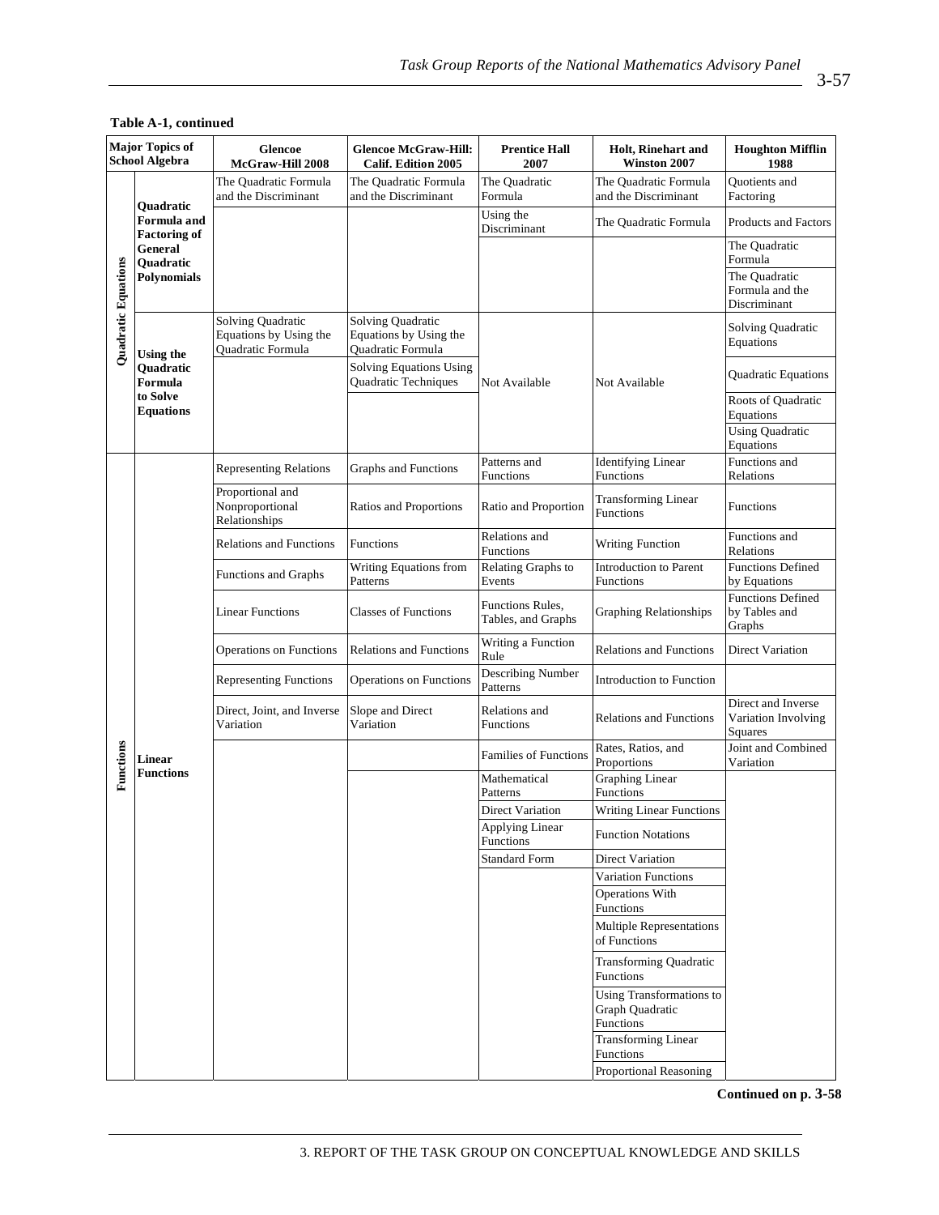**Table A-1, continued**

| Major Topics of School Algebra | | Glencoe McGraw-Hill 2008 | Glencoe McGraw-Hill: Calif. Edition 2005 | Prentice Hall 2007 | Holt, Rinehart and Winston 2007 | Houghton Mifflin 1988 |
|---|---|---|---|---|---|---|
| Quadratic Equations | Quadratic Formula and Factoring of General Quadratic Polynomials | The Quadratic Formula and the Discriminant | The Quadratic Formula and the Discriminant | The Quadratic Formula | The Quadratic Formula and the Discriminant | Quotients and Factoring |
| | | | | Using the Discriminant | The Quadratic Formula | Products and Factors |
| | | | | | | The Quadratic Formula |
| | | | | | | The Quadratic Formula and the Discriminant |
| | Using the Quadratic Formula to Solve Equations | Solving Quadratic Equations by Using the Quadratic Formula | Solving Quadratic Equations by Using the Quadratic Formula | Not Available | Not Available | Solving Quadratic Equations |
| | | | Solving Equations Using Quadratic Techniques | | | Quadratic Equations |
| | | | | | | Roots of Quadratic Equations |
| | | | | | | Using Quadratic Equations |
| Functions | Linear Functions | Representing Relations | Graphs and Functions | Patterns and Functions | Identifying Linear Functions | Functions and Relations |
| | | Proportional and Nonproportional Relationships | Ratios and Proportions | Ratio and Proportion | Transforming Linear Functions | Functions |
| | | Relations and Functions | Functions | Relations and Functions | Writing Function | Functions and Relations |
| | | Functions and Graphs | Writing Equations from Patterns | Relating Graphs to Events | Introduction to Parent Functions | Functions Defined by Equations |
| | | Linear Functions | Classes of Functions | Functions Rules, Tables, and Graphs | Graphing Relationships | Functions Defined by Tables and Graphs |
| | | Operations on Functions | Relations and Functions | Writing a Function Rule | Relations and Functions | Direct Variation |
| | | Representing Functions | Operations on Functions | Describing Number Patterns | Introduction to Function | |
| | | Direct, Joint, and Inverse Variation | Slope and Direct Variation | Relations and Functions | Relations and Functions | Direct and Inverse Variation Involving Squares |
| | | | | Families of Functions | Rates, Ratios, and Proportions | Joint and Combined Variation |
| | | | | Mathematical Patterns | Graphing Linear Functions | |
| | | | | Direct Variation | Writing Linear Functions | |
| | | | | Applying Linear Functions | Function Notations | |
| | | | | Standard Form | Direct Variation | |
| | | | | | Variation Functions | |
| | | | | | Operations With Functions | |
| | | | | | Multiple Representations of Functions | |
| | | | | | Transforming Quadratic Functions | |
| | | | | | Using Transformations to Graph Quadratic Functions | |
| | | | | | Transforming Linear Functions | |
| | | | | | Proportional Reasoning | |

**Continued on p. 3-58**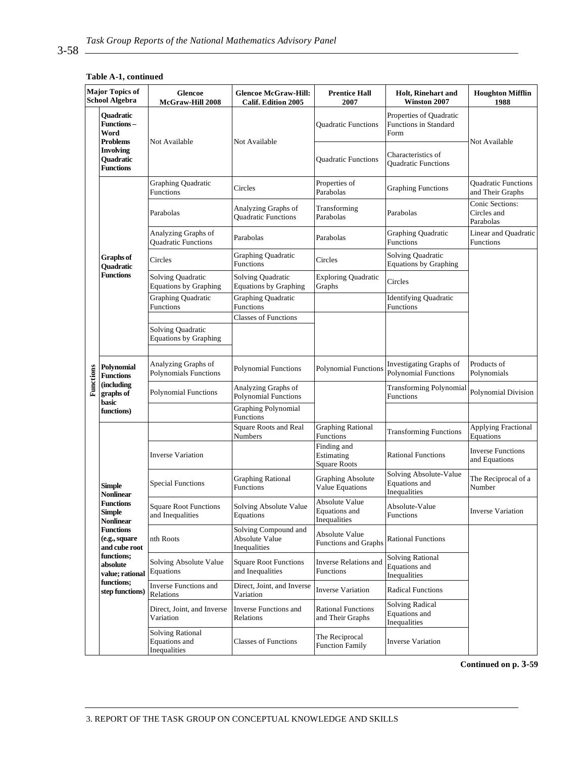**Table A-1, continued**

| Major Topics of School Algebra | | Glencoe McGraw-Hill 2008 | Glencoe McGraw-Hill: Calif. Edition 2005 | Prentice Hall 2007 | Holt, Rinehart and Winston 2007 | Houghton Mifflin 1988 |
|---|---|---|---|---|---|---|
| Functions | Quadratic Functions – Word Problems Involving Quadratic Functions | Not Available | Not Available | Quadratic Functions | Properties of Quadratic Functions in Standard Form | Not Available |
| | | | | Quadratic Functions | Characteristics of Quadratic Functions | |
| | Graphs of Quadratic Functions | Graphing Quadratic Functions | Circles | Properties of Parabolas | Graphing Functions | Quadratic Functions and Their Graphs |
| | | Parabolas | Analyzing Graphs of Quadratic Functions | Transforming Parabolas | Parabolas | Conic Sections: Circles and Parabolas |
| | | Analyzing Graphs of Quadratic Functions | Parabolas | Parabolas | Graphing Quadratic Functions | Linear and Quadratic Functions |
| | | Circles | Graphing Quadratic Functions | Circles | Solving Quadratic Equations by Graphing | |
| | | Solving Quadratic Equations by Graphing | Solving Quadratic Equations by Graphing | Exploring Quadratic Graphs | Circles | |
| | | Graphing Quadratic Functions | Graphing Quadratic Functions | | Identifying Quadratic Functions | |
| | | | Classes of Functions | | | |
| | | Solving Quadratic Equations by Graphing | | | | |
| | Polynomial Functions (including graphs of basic functions) | Analyzing Graphs of Polynomials Functions | Polynomial Functions | Polynomial Functions | Investigating Graphs of Polynomial Functions | Products of Polynomials |
| | | Polynomial Functions | Analyzing Graphs of Polynomial Functions | | Transforming Polynomial Functions | Polynomial Division |
| | | | Graphing Polynomial Functions | | | |
| | Simple Nonlinear Functions Simple Nonlinear Functions (e.g., square and cube root functions; absolute value; rational functions; step functions) | | Square Roots and Real Numbers | Graphing Rational Functions | Transforming Functions | Applying Fractional Equations |
| | | Inverse Variation | | Finding and Estimating Square Roots | Rational Functions | Inverse Functions and Equations |
| | | Special Functions | Graphing Rational Functions | Graphing Absolute Value Equations | Solving Absolute-Value Equations and Inequalities | The Reciprocal of a Number |
| | | Square Root Functions and Inequalities | Solving Absolute Value Equations | Absolute Value Equations and Inequalities | Absolute-Value Functions | Inverse Variation |
| | | nth Roots | Solving Compound and Absolute Value Inequalities | Absolute Value Functions and Graphs | Rational Functions | |
| | | Solving Absolute Value Equations | Square Root Functions and Inequalities | Inverse Relations and Functions | Solving Rational Equations and Inequalities | |
| | | Inverse Functions and Relations | Direct, Joint, and Inverse Variation | Inverse Variation | Radical Functions | |
| | | Direct, Joint, and Inverse Variation | Inverse Functions and Relations | Rational Functions and Their Graphs | Solving Radical Equations and Inequalities | |
| | | Solving Rational Equations and Inequalities | Classes of Functions | The Reciprocal Function Family | Inverse Variation | |

**Continued on p. 3-59**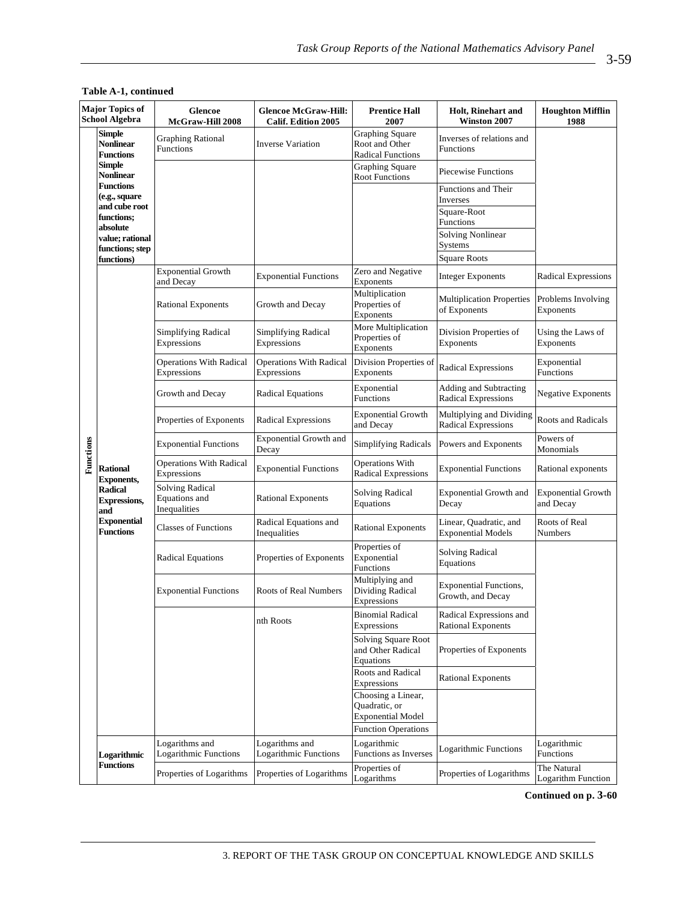**Table A-1, continued**

| Major Topics of School Algebra | | Glencoe McGraw-Hill 2008 | Glencoe McGraw-Hill: Calif. Edition 2005 | Prentice Hall 2007 | Holt, Rinehart and Winston 2007 | Houghton Mifflin 1988 |
|---|---|---|---|---|---|---|
| Functions | Simple Nonlinear Functions (e.g., square and cube root functions; absolute value; rational functions; step functions) | Graphing Rational Functions | Inverse Variation | Graphing Square Root and Other Radical Functions | Inverses of relations and Functions | |
| | | | | Graphing Square Root Functions | Piecewise Functions | |
| | | | | | Functions and Their Inverses | |
| | | | | | Square-Root Functions | |
| | | | | | Solving Nonlinear Systems | |
| | | | | | Square Roots | |
| | Rational Exponents, Radical Expressions, and Exponential Functions | Exponential Growth and Decay | Exponential Functions | Zero and Negative Exponents | Integer Exponents | Radical Expressions |
| | | Rational Exponents | Growth and Decay | Multiplication Properties of Exponents | Multiplication Properties of Exponents | Problems Involving Exponents |
| | | Simplifying Radical Expressions | Simplifying Radical Expressions | More Multiplication Properties of Exponents | Division Properties of Exponents | Using the Laws of Exponents |
| | | Operations With Radical Expressions | Operations With Radical Expressions | Division Properties of Exponents | Radical Expressions | Exponential Functions |
| | | Growth and Decay | Radical Equations | Exponential Functions | Adding and Subtracting Radical Expressions | Negative Exponents |
| | | Properties of Exponents | Radical Expressions | Exponential Growth and Decay | Multiplying and Dividing Radical Expressions | Roots and Radicals |
| | | Exponential Functions | Exponential Growth and Decay | Simplifying Radicals | Powers and Exponents | Powers of Monomials |
| | | Operations With Radical Expressions | Exponential Functions | Operations With Radical Expressions | Exponential Functions | Rational exponents |
| | | Solving Radical Equations and Inequalities | Rational Exponents | Solving Radical Equations | Exponential Growth and Decay | Exponential Growth and Decay |
| | | Classes of Functions | Radical Equations and Inequalities | Rational Exponents | Linear, Quadratic, and Exponential Models | Roots of Real Numbers |
| | | Radical Equations | Properties of Exponents | Properties of Exponential Functions | Solving Radical Equations | |
| | | Exponential Functions | Roots of Real Numbers | Multiplying and Dividing Radical Expressions | Exponential Functions, Growth, and Decay | |
| | | | nth Roots | Binomial Radical Expressions | Radical Expressions and Rational Exponents | |
| | | | | Solving Square Root and Other Radical Equations | Properties of Exponents | |
| | | | | Roots and Radical Expressions | Rational Exponents | |
| | | | | Choosing a Linear, Quadratic, or Exponential Model | | |
| | | | | Function Operations | | |
| | Logarithmic Functions | Logarithms and Logarithmic Functions | Logarithms and Logarithmic Functions | Logarithmic Functions as Inverses | Logarithmic Functions | Logarithmic Functions |
| | | Properties of Logarithms | Properties of Logarithms | Properties of Logarithms | Properties of Logarithms | The Natural Logarithm Function |

**Continued on p. 3-60**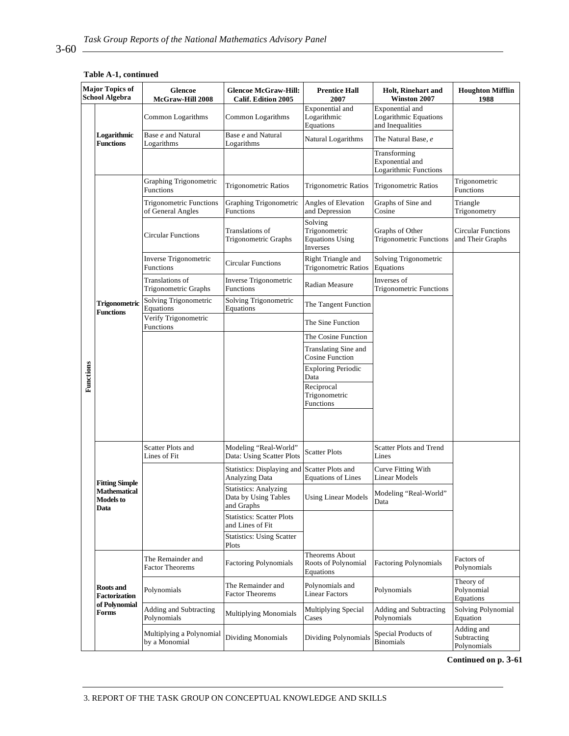**Table A-1, continued**

| Major Topics of School Algebra | | Glencoe McGraw-Hill 2008 | Glencoe McGraw-Hill: Calif. Edition 2005 | Prentice Hall 2007 | Holt, Rinehart and Winston 2007 | Houghton Mifflin 1988 |
|---|---|---|---|---|---|---|
| Functions | Logarithmic Functions | Common Logarithms | Common Logarithms | Exponential and Logarithmic Equations | Exponential and Logarithmic Equations and Inequalities | |
| | | Base *e* and Natural Logarithms | Base *e* and Natural Logarithms | Natural Logarithms | The Natural Base, *e* | |
| | | | | | Transforming Exponential and Logarithmic Functions | |
| | Trigonometric Functions | Graphing Trigonometric Functions | Trigonometric Ratios | Trigonometric Ratios | Trigonometric Ratios | Trigonometric Functions |
| | | Trigonometric Functions of General Angles | Graphing Trigonometric Functions | Angles of Elevation and Depression | Graphs of Sine and Cosine | Triangle Trigonometry |
| | | Circular Functions | Translations of Trigonometric Graphs | Solving Trigonometric Equations Using Inverses | Graphs of Other Trigonometric Functions | Circular Functions and Their Graphs |
| | | Inverse Trigonometric Functions | Circular Functions | Right Triangle and Trigonometric Ratios | Solving Trigonometric Equations | |
| | | Translations of Trigonometric Graphs | Inverse Trigonometric Functions | Radian Measure | Inverses of Trigonometric Functions | |
| | | Solving Trigonometric Equations | Solving Trigonometric Equations | The Tangent Function | | |
| | | Verify Trigonometric Functions | | The Sine Function | | |
| | | | | The Cosine Function | | |
| | | | | Translating Sine and Cosine Function | | |
| | | | | Exploring Periodic Data | | |
| | | | | Reciprocal Trigonometric Functions | | |
| | Fitting Simple Mathematical Models to Data | Scatter Plots and Lines of Fit | Modeling "Real-World" Data: Using Scatter Plots | Scatter Plots | Scatter Plots and Trend Lines | |
| | | | Statistics: Displaying and Analyzing Data | Scatter Plots and Equations of Lines | Curve Fitting With Linear Models | |
| | | | Statistics: Analyzing Data by Using Tables and Graphs | Using Linear Models | Modeling "Real-World" Data | |
| | | | Statistics: Scatter Plots and Lines of Fit | | | |
| | | | Statistics: Using Scatter Plots | | | |
| | Roots and Factorization of Polynomial Forms | The Remainder and Factor Theorems | Factoring Polynomials | Theorems About Roots of Polynomial Equations | Factoring Polynomials | Factors of Polynomials |
| | | Polynomials | The Remainder and Factor Theorems | Polynomials and Linear Factors | Polynomials | Theory of Polynomial Equations |
| | | Adding and Subtracting Polynomials | Multiplying Monomials | Multiplying Special Cases | Adding and Subtracting Polynomials | Solving Polynomial Equation |
| | | Multiplying a Polynomial by a Monomial | Dividing Monomials | Dividing Polynomials | Special Products of Binomials | Adding and Subtracting Polynomials |

**Continued on p. 3-61**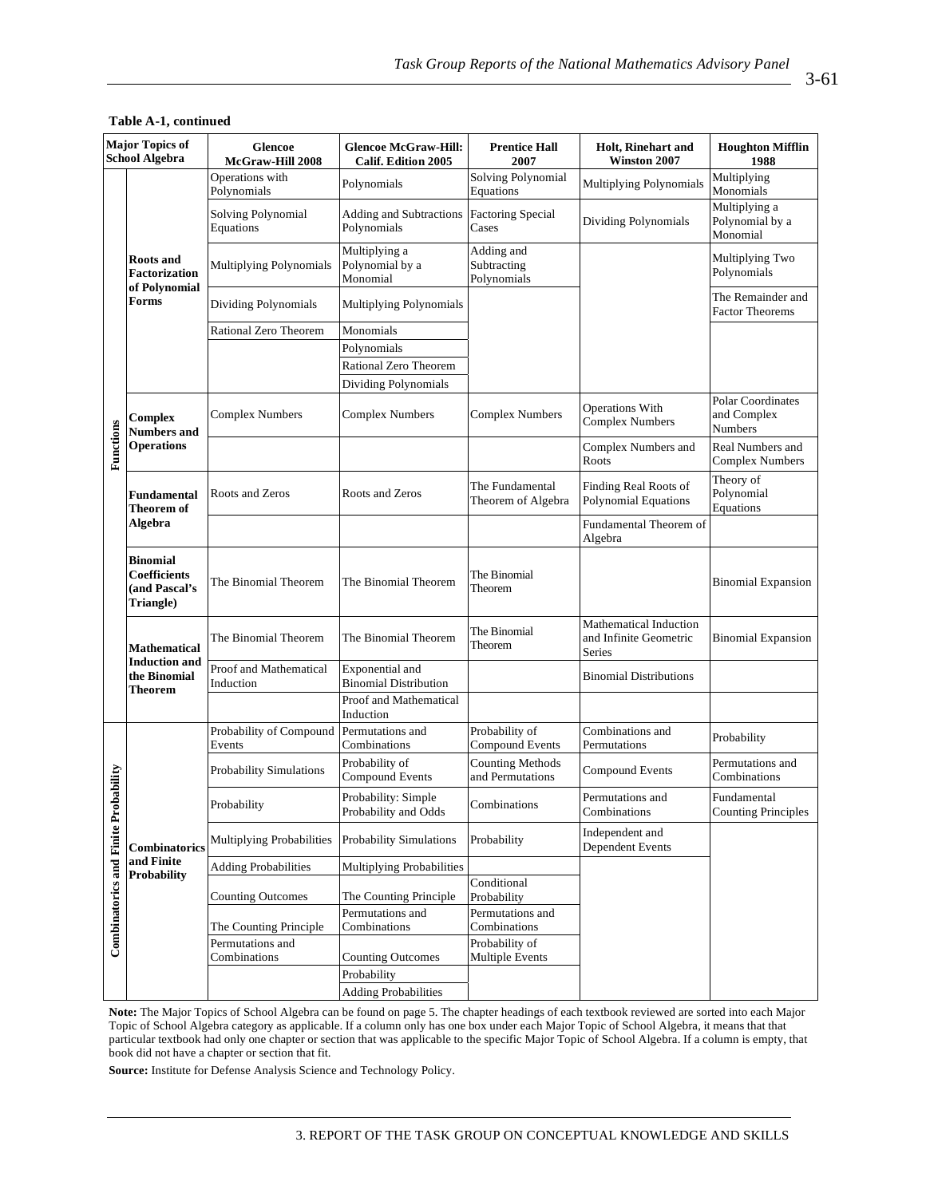**Table A-1, continued**

| Major Topics of School Algebra | | Glencoe McGraw-Hill 2008 | Glencoe McGraw-Hill: Calif. Edition 2005 | Prentice Hall 2007 | Holt, Rinehart and Winston 2007 | Houghton Mifflin 1988 |
|---|---|---|---|---|---|---|
| Functions | Roots and Factorization of Polynomial Forms | Operations with Polynomials | Polynomials | Solving Polynomial Equations | Multiplying Polynomials | Multiplying Monomials |
| | | Solving Polynomial Equations | Adding and Subtractions Polynomials | Factoring Special Cases | Dividing Polynomials | Multiplying a Polynomial by a Monomial |
| | | Multiplying Polynomials | Multiplying a Polynomial by a Monomial | Adding and Subtracting Polynomials | | Multiplying Two Polynomials |
| | | Dividing Polynomials | Multiplying Polynomials | | | The Remainder and Factor Theorems |
| | | Rational Zero Theorem | Monomials | | | |
| | | | Polynomials | | | |
| | | | Rational Zero Theorem | | | |
| | | | Dividing Polynomials | | | |
| | Complex Numbers and Operations | Complex Numbers | Complex Numbers | Complex Numbers | Operations With Complex Numbers | Polar Coordinates and Complex Numbers |
| | | | | | Complex Numbers and Roots | Real Numbers and Complex Numbers |
| | Fundamental Theorem of Algebra | Roots and Zeros | Roots and Zeros | The Fundamental Theorem of Algebra | Finding Real Roots of Polynomial Equations | Theory of Polynomial Equations |
| | | | | | Fundamental Theorem of Algebra | |
| | Binomial Coefficients (and Pascal's Triangle) | The Binomial Theorem | The Binomial Theorem | The Binomial Theorem | | Binomial Expansion |
| | Mathematical Induction and the Binomial Theorem | The Binomial Theorem | The Binomial Theorem | The Binomial Theorem | Mathematical Induction and Infinite Geometric Series | Binomial Expansion |
| | | Proof and Mathematical Induction | Exponential and Binomial Distribution | | Binomial Distributions | |
| | | | Proof and Mathematical Induction | | | |
| Combinatorics and Finite Probability | Combinatorics and Finite Probability | Probability of Compound Events | Permutations and Combinations | Probability of Compound Events | Combinations and Permutations | Probability |
| | | Probability Simulations | Probability of Compound Events | Counting Methods and Permutations | Compound Events | Permutations and Combinations |
| | | Probability | Probability: Simple Probability and Odds | Combinations | Permutations and Combinations | Fundamental Counting Principles |
| | | Multiplying Probabilities | Probability Simulations | Probability | Independent and Dependent Events | |
| | | Adding Probabilities | Multiplying Probabilities | | | |
| | | Counting Outcomes | The Counting Principle | Conditional Probability | | |
| | | The Counting Principle | Permutations and Combinations | Permutations and Combinations | | |
| | | Permutations and Combinations | Counting Outcomes | Probability of Multiple Events | | |
| | | | Probability | | | |
| | | | Adding Probabilities | | | |

**Note:** The Major Topics of School Algebra can be found on page 5. The chapter headings of each textbook reviewed are sorted into each Major Topic of School Algebra category as applicable. If a column only has one box under each Major Topic of School Algebra, it means that that particular textbook had only one chapter or section that was applicable to the specific Major Topic of School Algebra. If a column is empty, that book did not have a chapter or section that fit.

**Source:** Institute for Defense Analysis Science and Technology Policy.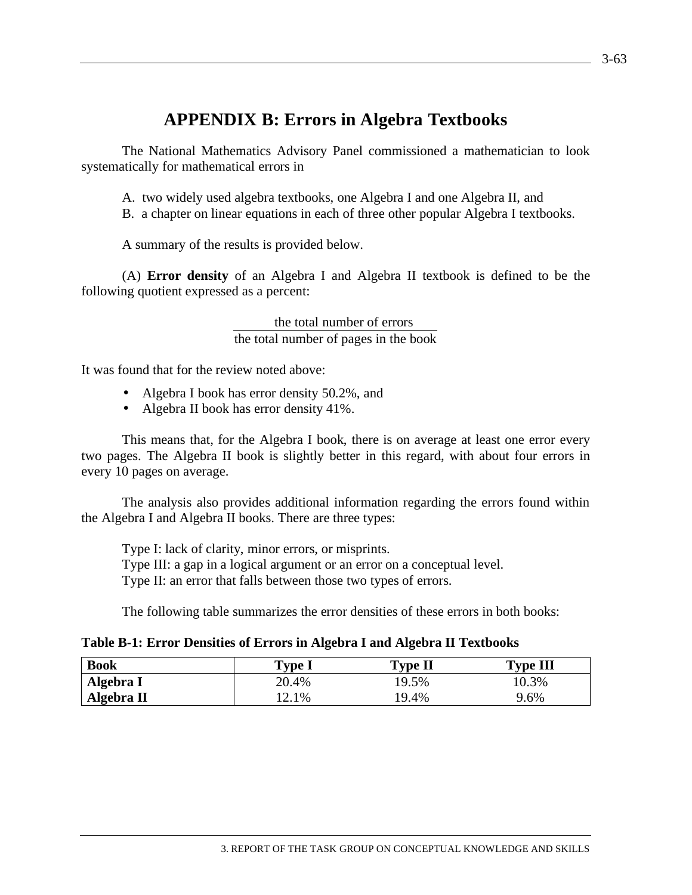# APPENDIX B: Errors in Algebra Textbooks

The National Mathematics Advisory Panel commissioned a mathematician to look systematically for mathematical errors in

A. two widely used algebra textbooks, one Algebra I and one Algebra II, and
B. a chapter on linear equations in each of three other popular Algebra I textbooks.

A summary of the results is provided below.

(A) **Error density** of an Algebra I and Algebra II textbook is defined to be the following quotient expressed as a percent:

$$\frac{\text{the total number of errors}}{\text{the total number of pages in the book}}$$

It was found that for the review noted above:

- Algebra I book has error density 50.2%, and
- Algebra II book has error density 41%.

This means that, for the Algebra I book, there is on average at least one error every two pages. The Algebra II book is slightly better in this regard, with about four errors in every 10 pages on average.

The analysis also provides additional information regarding the errors found within the Algebra I and Algebra II books. There are three types:

Type I: lack of clarity, minor errors, or misprints.
Type III: a gap in a logical argument or an error on a conceptual level.
Type II: an error that falls between those two types of errors.

The following table summarizes the error densities of these errors in both books:

**Table B-1: Error Densities of Errors in Algebra I and Algebra II Textbooks**

| Book | Type I | Type II | Type III |
|---|---|---|---|
| **Algebra I** | 20.4% | 19.5% | 10.3% |
| **Algebra II** | 12.1% | 19.4% | 9.6% |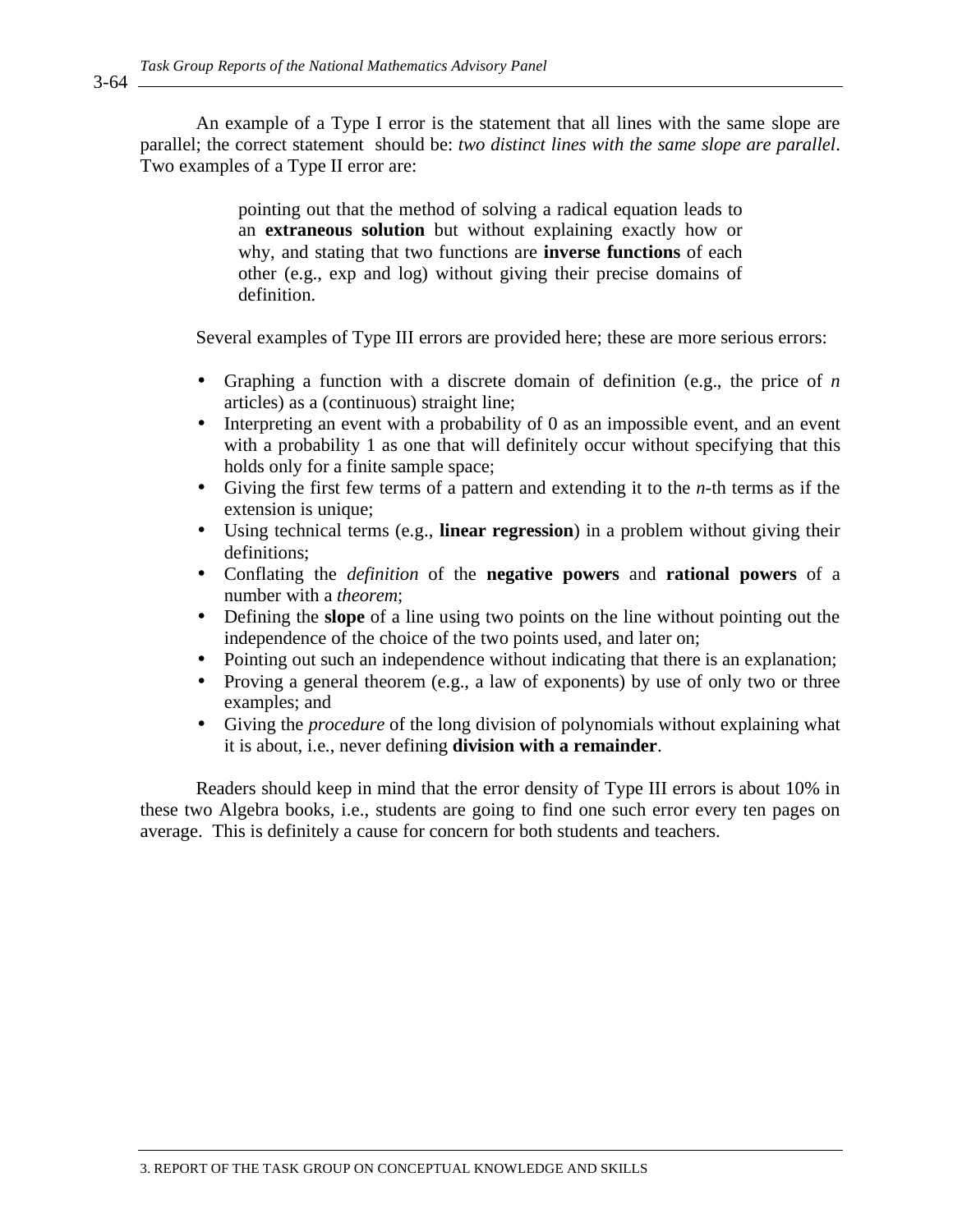An example of a Type I error is the statement that all lines with the same slope are parallel; the correct statement should be: *two distinct lines with the same slope are parallel*. Two examples of a Type II error are:

> pointing out that the method of solving a radical equation leads to an **extraneous solution** but without explaining exactly how or why, and stating that two functions are **inverse functions** of each other (e.g., exp and log) without giving their precise domains of definition.

Several examples of Type III errors are provided here; these are more serious errors:

- Graphing a function with a discrete domain of definition (e.g., the price of $n$ articles) as a (continuous) straight line;
- Interpreting an event with a probability of 0 as an impossible event, and an event with a probability 1 as one that will definitely occur without specifying that this holds only for a finite sample space;
- Giving the first few terms of a pattern and extending it to the $n$-th terms as if the extension is unique;
- Using technical terms (e.g., **linear regression**) in a problem without giving their definitions;
- Conflating the *definition* of the **negative powers** and **rational powers** of a number with a *theorem*;
- Defining the **slope** of a line using two points on the line without pointing out the independence of the choice of the two points used, and later on;
- Pointing out such an independence without indicating that there is an explanation;
- Proving a general theorem (e.g., a law of exponents) by use of only two or three examples; and
- Giving the *procedure* of the long division of polynomials without explaining what it is about, i.e., never defining **division with a remainder**.

Readers should keep in mind that the error density of Type III errors is about 10% in these two Algebra books, i.e., students are going to find one such error every ten pages on average. This is definitely a cause for concern for both students and teachers.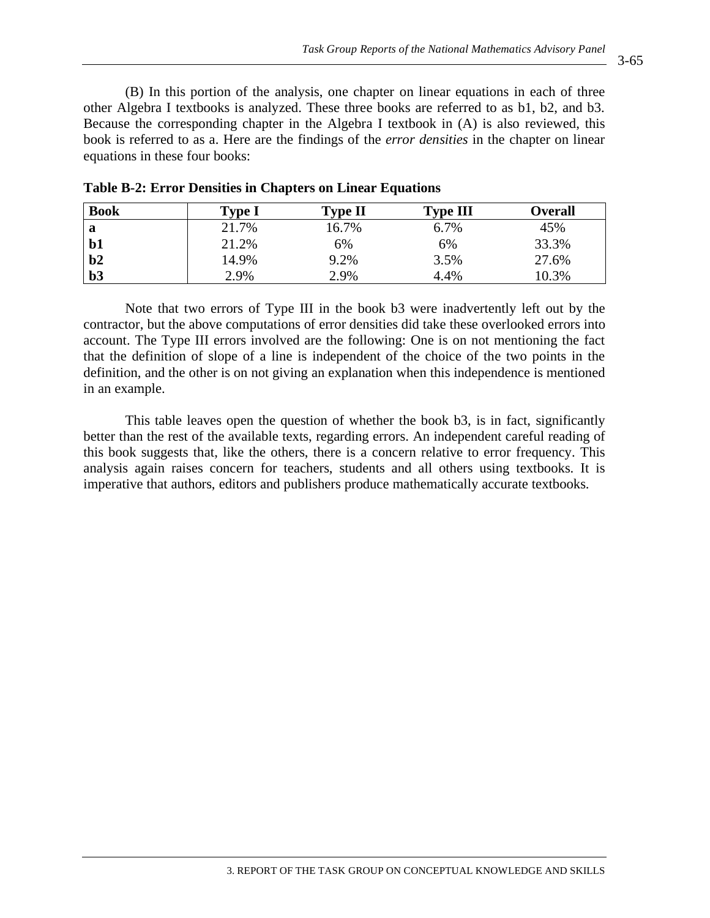(B) In this portion of the analysis, one chapter on linear equations in each of three other Algebra I textbooks is analyzed. These three books are referred to as b1, b2, and b3. Because the corresponding chapter in the Algebra I textbook in (A) is also reviewed, this book is referred to as a. Here are the findings of the *error densities* in the chapter on linear equations in these four books:

**Table B-2: Error Densities in Chapters on Linear Equations**

| Book | Type I | Type II | Type III | Overall |
|---|---|---|---|---|
| **a** | 21.7% | 16.7% | 6.7% | 45% |
| **b1** | 21.2% | 6% | 6% | 33.3% |
| **b2** | 14.9% | 9.2% | 3.5% | 27.6% |
| **b3** | 2.9% | 2.9% | 4.4% | 10.3% |

Note that two errors of Type III in the book b3 were inadvertently left out by the contractor, but the above computations of error densities did take these overlooked errors into account. The Type III errors involved are the following: One is on not mentioning the fact that the definition of slope of a line is independent of the choice of the two points in the definition, and the other is on not giving an explanation when this independence is mentioned in an example.

This table leaves open the question of whether the book b3, is in fact, significantly better than the rest of the available texts, regarding errors. An independent careful reading of this book suggests that, like the others, there is a concern relative to error frequency. This analysis again raises concern for teachers, students and all others using textbooks. It is imperative that authors, editors and publishers produce mathematically accurate textbooks.